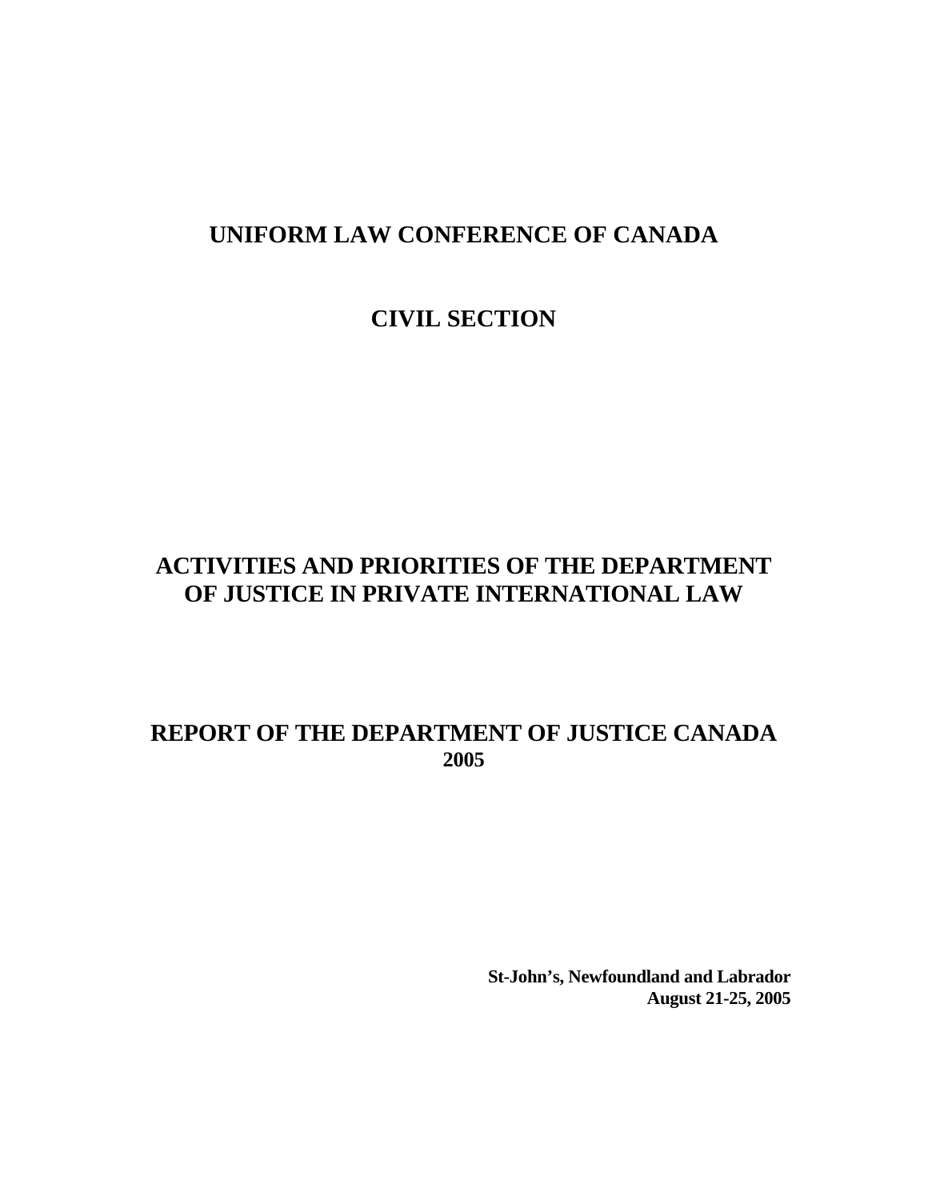# UNIFORM LAW CONFERENCE OF CANADA

## CIVIL SECTION

## ACTIVITIES AND PRIORITIES OF THE DEPARTMENT OF JUSTICE IN PRIVATE INTERNATIONAL LAW

## REPORT OF THE DEPARTMENT OF JUSTICE CANADA 2005

**St-John's, Newfoundland and Labrador**
**August 21-25, 2005**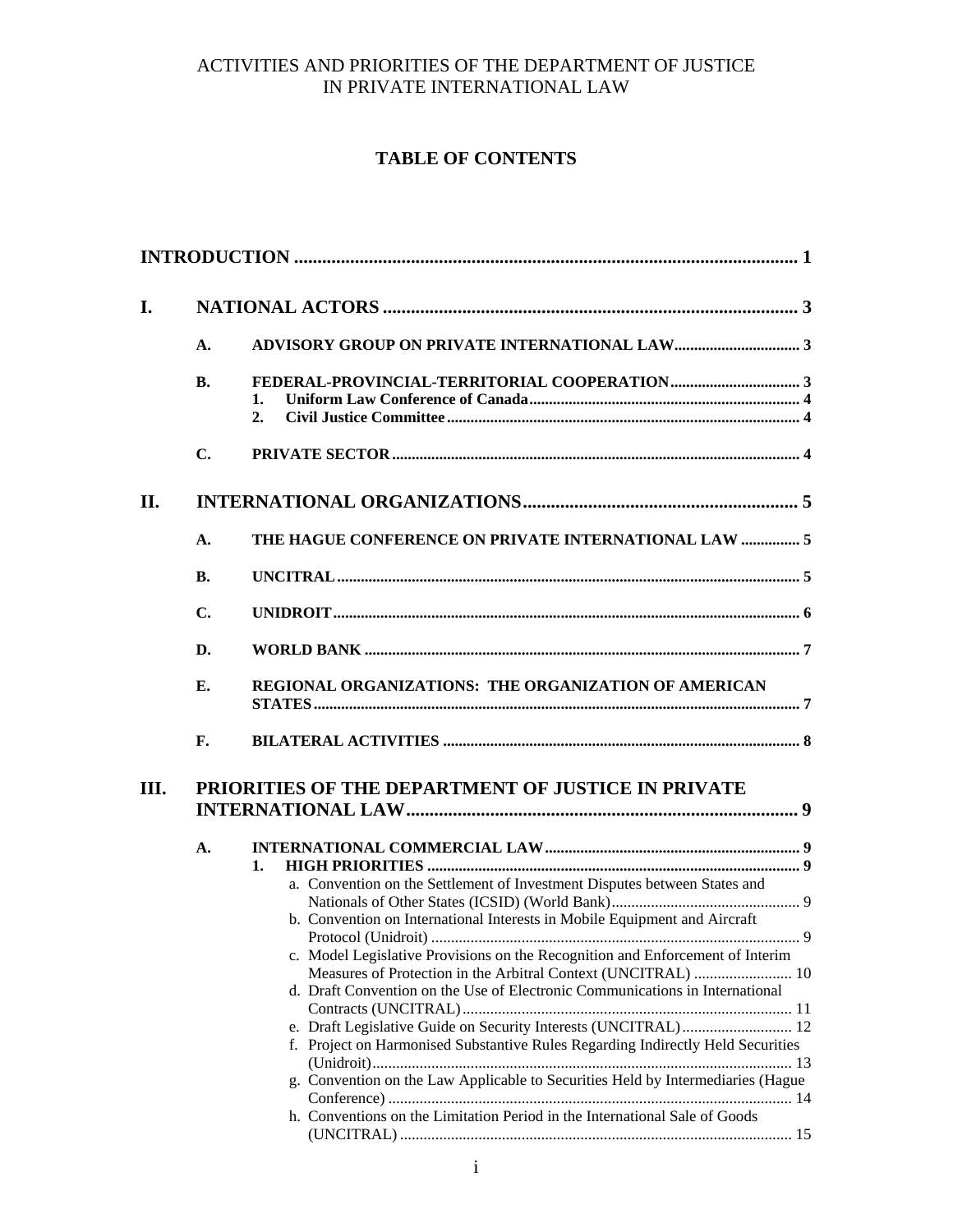ACTIVITIES AND PRIORITIES OF THE DEPARTMENT OF JUSTICE IN PRIVATE INTERNATIONAL LAW

# TABLE OF CONTENTS

**INTRODUCTION** ........................................................................................................... 1

**I. NATIONAL ACTORS** ........................................................................................ 3

- **A. ADVISORY GROUP ON PRIVATE INTERNATIONAL LAW** ................................ 3
- **B. FEDERAL-PROVINCIAL-TERRITORIAL COOPERATION** ................................. 3
  - **1. Uniform Law Conference of Canada** .................................................................... 4
  - **2. Civil Justice Committee** ......................................................................................... 4
- **C. PRIVATE SECTOR** ....................................................................................................... 4

**II. INTERNATIONAL ORGANIZATIONS** ........................................................... 5

- **A. THE HAGUE CONFERENCE ON PRIVATE INTERNATIONAL LAW** ............... 5
- **B. UNCITRAL** ...................................................................................................................... 5
- **C. UNIDROIT** ...................................................................................................................... 6
- **D. WORLD BANK** .............................................................................................................. 7
- **E. REGIONAL ORGANIZATIONS: THE ORGANIZATION OF AMERICAN STATES** ........................................................................................................................... 7
- **F. BILATERAL ACTIVITIES** .......................................................................................... 8

**III. PRIORITIES OF THE DEPARTMENT OF JUSTICE IN PRIVATE INTERNATIONAL LAW** .................................................................................... 9

- **A. INTERNATIONAL COMMERCIAL LAW** ................................................................. 9
  - **1. HIGH PRIORITIES** .............................................................................................. 9
    - a. Convention on the Settlement of Investment Disputes between States and Nationals of Other States (ICSID) (World Bank) ................................................ 9
    - b. Convention on International Interests in Mobile Equipment and Aircraft Protocol (Unidroit) ............................................................................................. 9
    - c. Model Legislative Provisions on the Recognition and Enforcement of Interim Measures of Protection in the Arbitral Context (UNCITRAL) ......................... 10
    - d. Draft Convention on the Use of Electronic Communications in International Contracts (UNCITRAL) ................................................................................... 11
    - e. Draft Legislative Guide on Security Interests (UNCITRAL) ............................ 12
    - f. Project on Harmonised Substantive Rules Regarding Indirectly Held Securities (Unidroit) .......................................................................................................... 13
    - g. Convention on the Law Applicable to Securities Held by Intermediaries (Hague Conference) ...................................................................................................... 14
    - h. Conventions on the Limitation Period in the International Sale of Goods (UNCITRAL) ................................................................................................... 15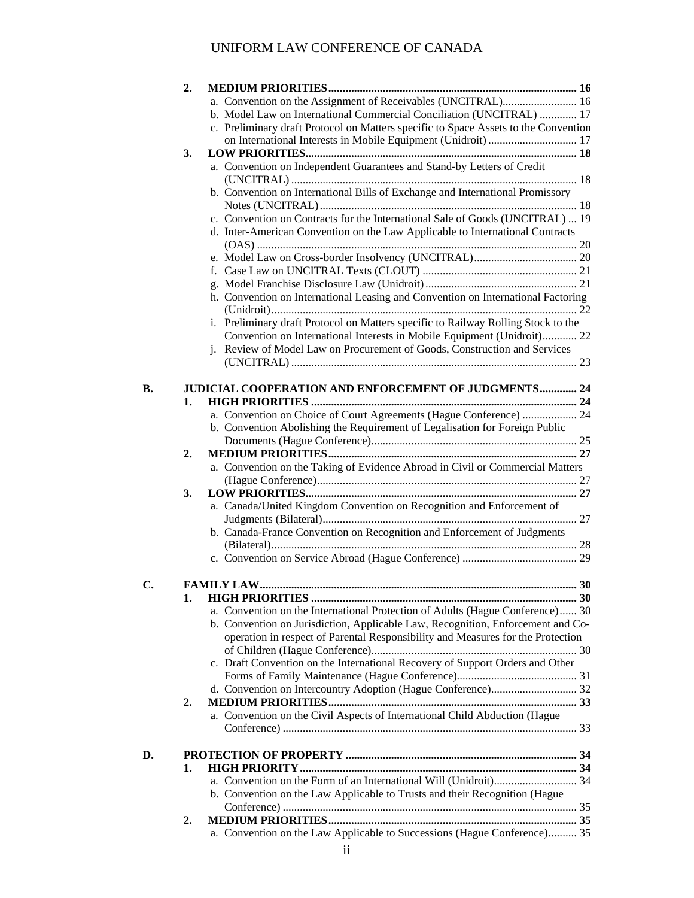2. **MEDIUM PRIORITIES** ........................................................................................ 16
   - a. Convention on the Assignment of Receivables (UNCITRAL).......................... 16
   - b. Model Law on International Commercial Conciliation (UNCITRAL) ............. 17
   - c. Preliminary draft Protocol on Matters specific to Space Assets to the Convention on International Interests in Mobile Equipment (Unidroit) ............................... 17
3. **LOW PRIORITIES** .............................................................................................. 18
   - a. Convention on Independent Guarantees and Stand-by Letters of Credit (UNCITRAL) ................................................................................................... 18
   - b. Convention on International Bills of Exchange and International Promissory Notes (UNCITRAL).......................................................................................... 18
   - c. Convention on Contracts for the International Sale of Goods (UNCITRAL) ... 19
   - d. Inter-American Convention on the Law Applicable to International Contracts (OAS) ............................................................................................................... 20
   - e. Model Law on Cross-border Insolvency (UNCITRAL).................................... 20
   - f. Case Law on UNCITRAL Texts (CLOUT) ...................................................... 21
   - g. Model Franchise Disclosure Law (Unidroit) ..................................................... 21
   - h. Convention on International Leasing and Convention on International Factoring (Unidroit).......................................................................................................... 22
   - i. Preliminary draft Protocol on Matters specific to Railway Rolling Stock to the Convention on International Interests in Mobile Equipment (Unidroit)............ 22
   - j. Review of Model Law on Procurement of Goods, Construction and Services (UNCITRAL) ................................................................................................... 23

**B. JUDICIAL COOPERATION AND ENFORCEMENT OF JUDGMENTS............. 24**

1. **HIGH PRIORITIES** ............................................................................................ 24
   - a. Convention on Choice of Court Agreements (Hague Conference) ................... 24
   - b. Convention Abolishing the Requirement of Legalisation for Foreign Public Documents (Hague Conference)....................................................................... 25
2. **MEDIUM PRIORITIES** ...................................................................................... 27
   - a. Convention on the Taking of Evidence Abroad in Civil or Commercial Matters (Hague Conference).......................................................................................... 27
3. **LOW PRIORITIES** .............................................................................................. 27
   - a. Canada/United Kingdom Convention on Recognition and Enforcement of Judgments (Bilateral)........................................................................................ 27
   - b. Canada-France Convention on Recognition and Enforcement of Judgments (Bilateral).......................................................................................................... 28
   - c. Convention on Service Abroad (Hague Conference) ........................................ 29

**C. FAMILY LAW .............................................................................................................. 30**

1. **HIGH PRIORITIES** ............................................................................................ 30
   - a. Convention on the International Protection of Adults (Hague Conference)...... 30
   - b. Convention on Jurisdiction, Applicable Law, Recognition, Enforcement and Co-operation in respect of Parental Responsibility and Measures for the Protection of Children (Hague Conference)....................................................................... 30
   - c. Draft Convention on the International Recovery of Support Orders and Other Forms of Family Maintenance (Hague Conference).......................................... 31
   - d. Convention on Intercountry Adoption (Hague Conference).............................. 32
2. **MEDIUM PRIORITIES** ...................................................................................... 33
   - a. Convention on the Civil Aspects of International Child Abduction (Hague Conference) ..................................................................................................... 33

**D. PROTECTION OF PROPERTY ................................................................................ 34**

1. **HIGH PRIORITY** ................................................................................................ 34
   - a. Convention on the Form of an International Will (Unidroit)............................ 34
   - b. Convention on the Law Applicable to Trusts and their Recognition (Hague Conference) ..................................................................................................... 35
2. **MEDIUM PRIORITIES** ...................................................................................... 35
   - a. Convention on the Law Applicable to Successions (Hague Conference).......... 35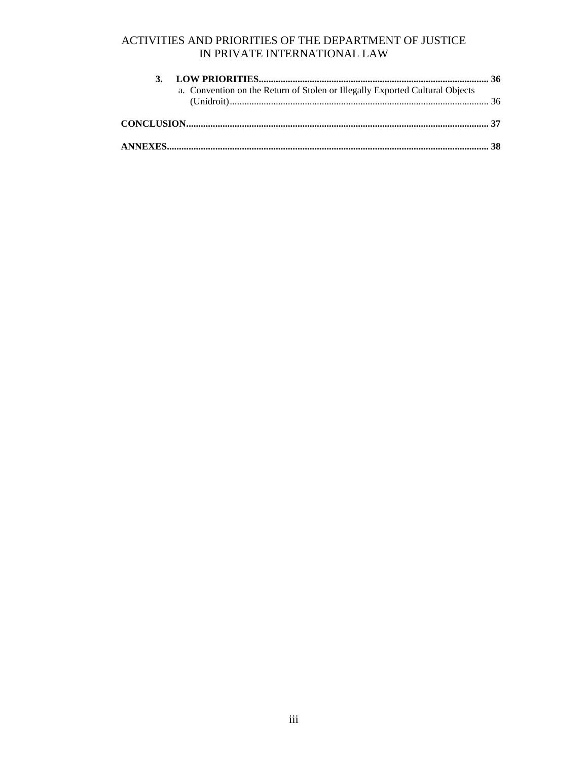**3. LOW PRIORITIES** ........ **36**

a. Convention on the Return of Stolen or Illegally Exported Cultural Objects (Unidroit) ........ 36

**CONCLUSION** ........ **37**

**ANNEXES** ........ **38**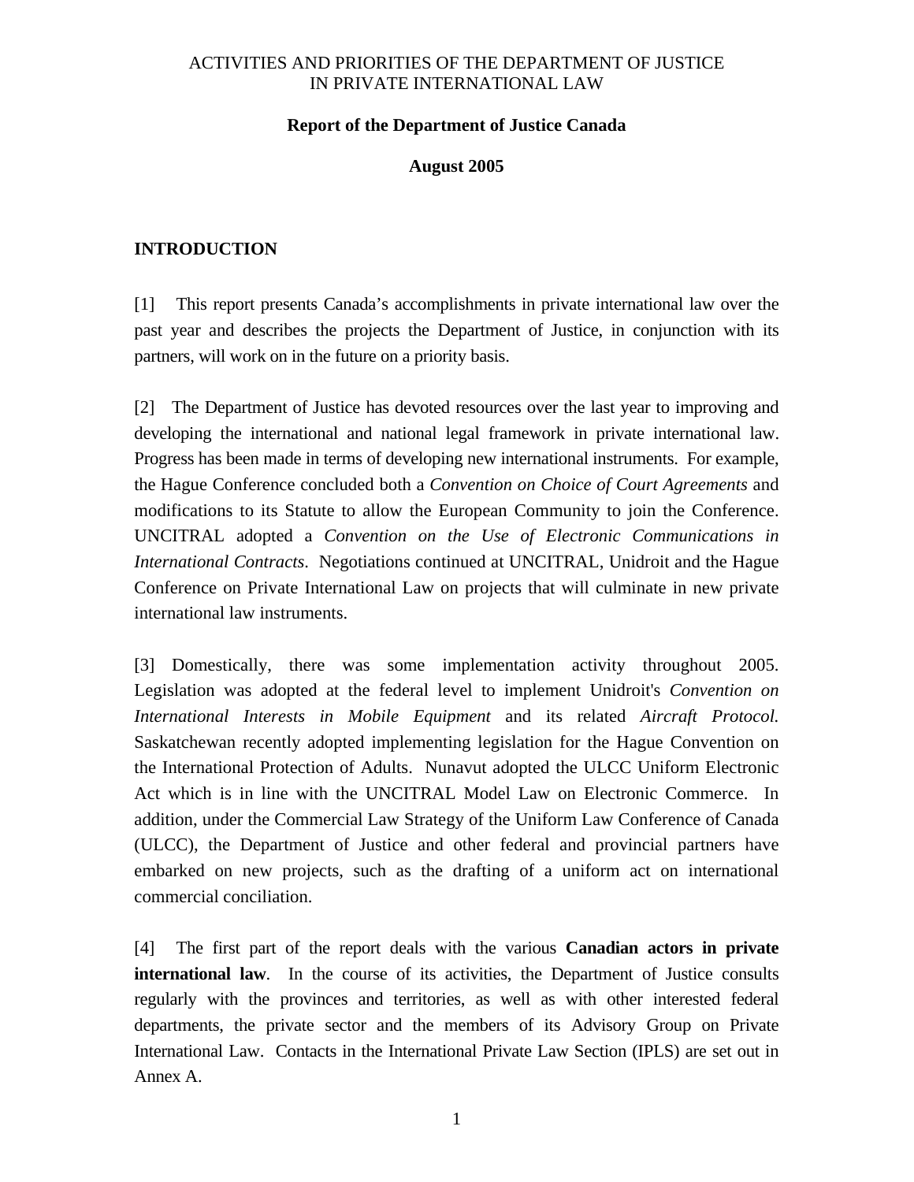ACTIVITIES AND PRIORITIES OF THE DEPARTMENT OF JUSTICE
IN PRIVATE INTERNATIONAL LAW

**Report of the Department of Justice Canada**

**August 2005**

## INTRODUCTION

[1] This report presents Canada's accomplishments in private international law over the past year and describes the projects the Department of Justice, in conjunction with its partners, will work on in the future on a priority basis.

[2] The Department of Justice has devoted resources over the last year to improving and developing the international and national legal framework in private international law. Progress has been made in terms of developing new international instruments. For example, the Hague Conference concluded both a *Convention on Choice of Court Agreements* and modifications to its Statute to allow the European Community to join the Conference. UNCITRAL adopted a *Convention on the Use of Electronic Communications in International Contracts*. Negotiations continued at UNCITRAL, Unidroit and the Hague Conference on Private International Law on projects that will culminate in new private international law instruments.

[3] Domestically, there was some implementation activity throughout 2005. Legislation was adopted at the federal level to implement Unidroit's *Convention on International Interests in Mobile Equipment* and its related *Aircraft Protocol.* Saskatchewan recently adopted implementing legislation for the Hague Convention on the International Protection of Adults. Nunavut adopted the ULCC Uniform Electronic Act which is in line with the UNCITRAL Model Law on Electronic Commerce. In addition, under the Commercial Law Strategy of the Uniform Law Conference of Canada (ULCC), the Department of Justice and other federal and provincial partners have embarked on new projects, such as the drafting of a uniform act on international commercial conciliation.

[4] The first part of the report deals with the various **Canadian actors in private international law**. In the course of its activities, the Department of Justice consults regularly with the provinces and territories, as well as with other interested federal departments, the private sector and the members of its Advisory Group on Private International Law. Contacts in the International Private Law Section (IPLS) are set out in Annex A.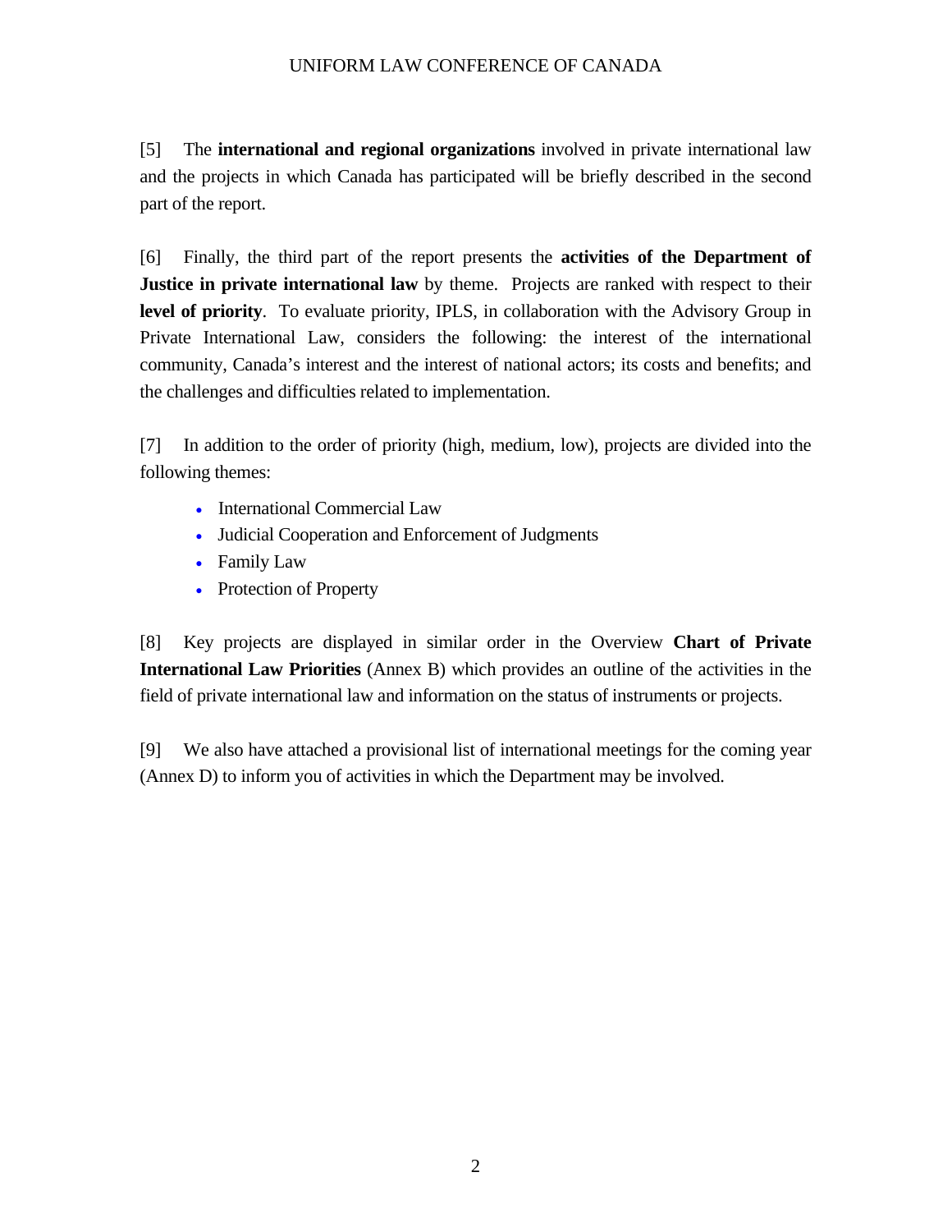[5] The **international and regional organizations** involved in private international law and the projects in which Canada has participated will be briefly described in the second part of the report.

[6] Finally, the third part of the report presents the **activities of the Department of Justice in private international law** by theme. Projects are ranked with respect to their **level of priority**. To evaluate priority, IPLS, in collaboration with the Advisory Group in Private International Law, considers the following: the interest of the international community, Canada's interest and the interest of national actors; its costs and benefits; and the challenges and difficulties related to implementation.

[7] In addition to the order of priority (high, medium, low), projects are divided into the following themes:

- International Commercial Law
- Judicial Cooperation and Enforcement of Judgments
- Family Law
- Protection of Property

[8] Key projects are displayed in similar order in the Overview **Chart of Private International Law Priorities** (Annex B) which provides an outline of the activities in the field of private international law and information on the status of instruments or projects.

[9] We also have attached a provisional list of international meetings for the coming year (Annex D) to inform you of activities in which the Department may be involved.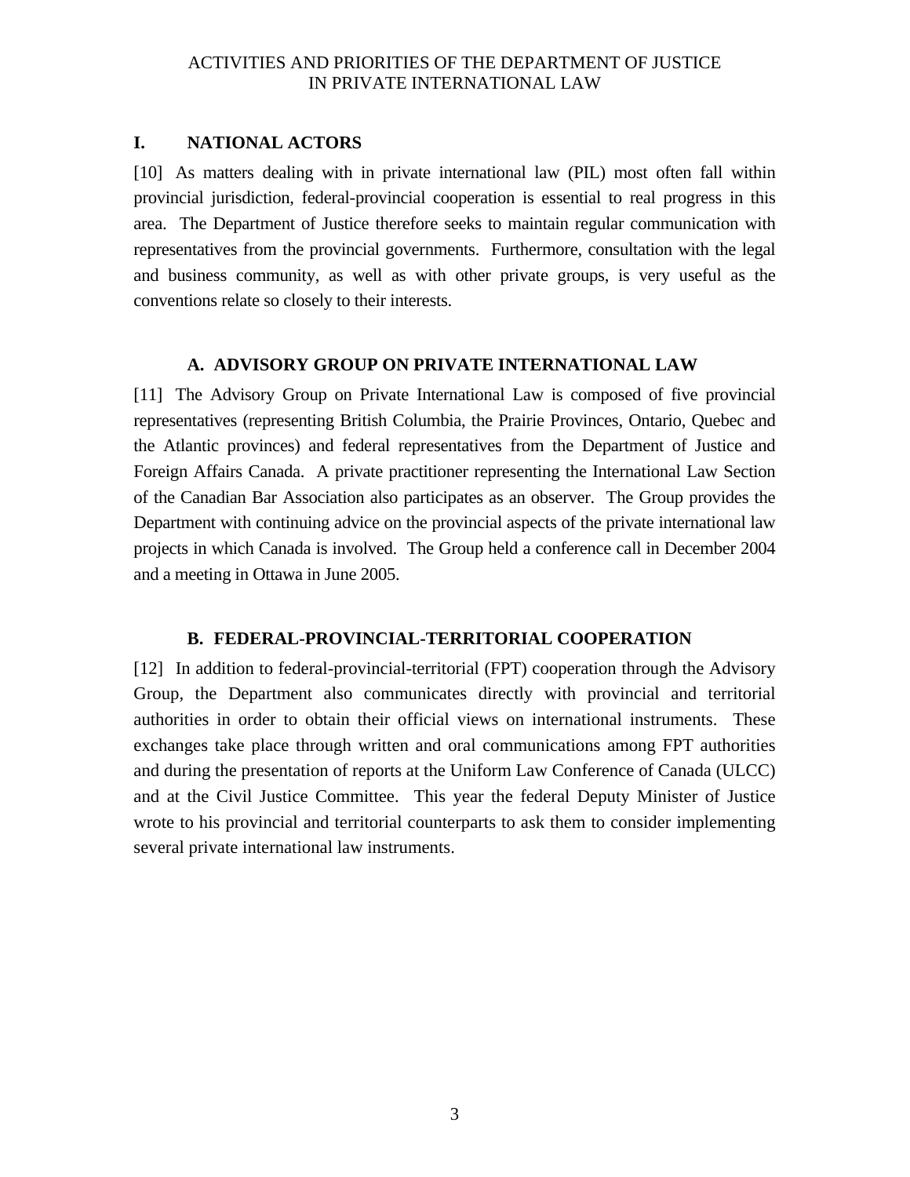ACTIVITIES AND PRIORITIES OF THE DEPARTMENT OF JUSTICE
IN PRIVATE INTERNATIONAL LAW

## I. NATIONAL ACTORS

[10] As matters dealing with in private international law (PIL) most often fall within provincial jurisdiction, federal-provincial cooperation is essential to real progress in this area. The Department of Justice therefore seeks to maintain regular communication with representatives from the provincial governments. Furthermore, consultation with the legal and business community, as well as with other private groups, is very useful as the conventions relate so closely to their interests.

### A. ADVISORY GROUP ON PRIVATE INTERNATIONAL LAW

[11] The Advisory Group on Private International Law is composed of five provincial representatives (representing British Columbia, the Prairie Provinces, Ontario, Quebec and the Atlantic provinces) and federal representatives from the Department of Justice and Foreign Affairs Canada. A private practitioner representing the International Law Section of the Canadian Bar Association also participates as an observer. The Group provides the Department with continuing advice on the provincial aspects of the private international law projects in which Canada is involved. The Group held a conference call in December 2004 and a meeting in Ottawa in June 2005.

### B. FEDERAL-PROVINCIAL-TERRITORIAL COOPERATION

[12] In addition to federal-provincial-territorial (FPT) cooperation through the Advisory Group, the Department also communicates directly with provincial and territorial authorities in order to obtain their official views on international instruments. These exchanges take place through written and oral communications among FPT authorities and during the presentation of reports at the Uniform Law Conference of Canada (ULCC) and at the Civil Justice Committee. This year the federal Deputy Minister of Justice wrote to his provincial and territorial counterparts to ask them to consider implementing several private international law instruments.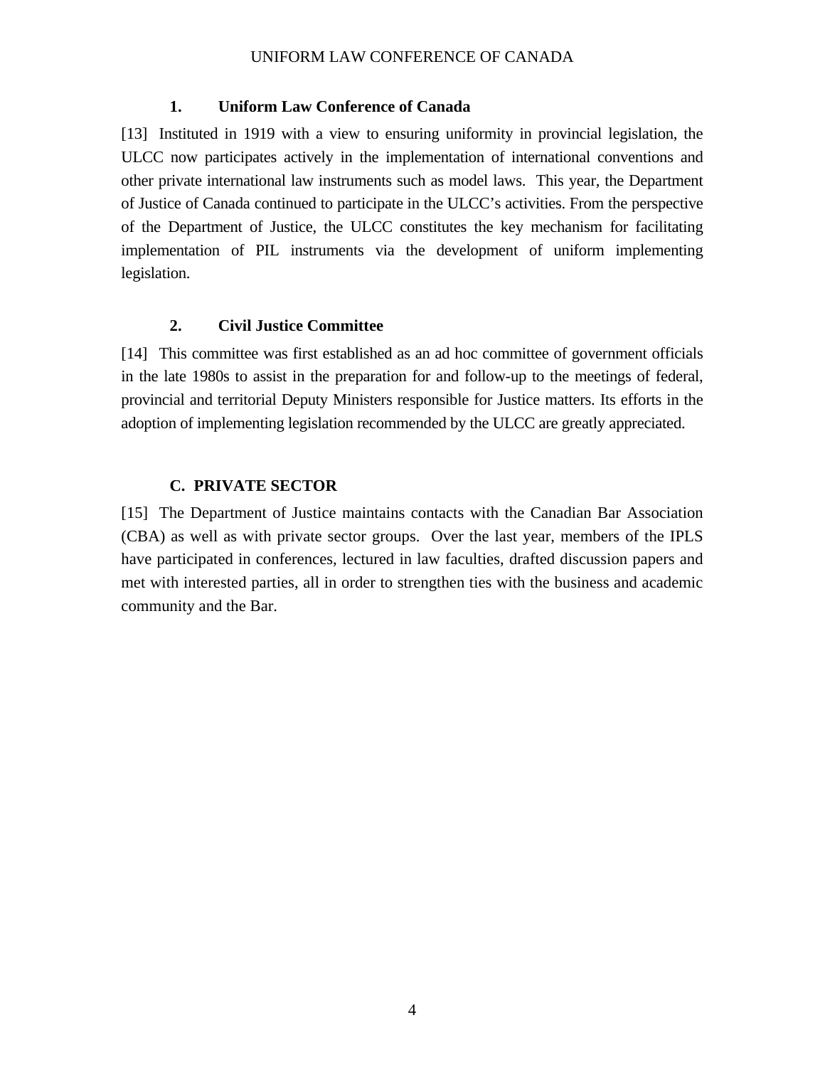### 1. Uniform Law Conference of Canada

[13] Instituted in 1919 with a view to ensuring uniformity in provincial legislation, the ULCC now participates actively in the implementation of international conventions and other private international law instruments such as model laws. This year, the Department of Justice of Canada continued to participate in the ULCC's activities. From the perspective of the Department of Justice, the ULCC constitutes the key mechanism for facilitating implementation of PIL instruments via the development of uniform implementing legislation.

### 2. Civil Justice Committee

[14] This committee was first established as an ad hoc committee of government officials in the late 1980s to assist in the preparation for and follow-up to the meetings of federal, provincial and territorial Deputy Ministers responsible for Justice matters. Its efforts in the adoption of implementing legislation recommended by the ULCC are greatly appreciated.

## C. PRIVATE SECTOR

[15] The Department of Justice maintains contacts with the Canadian Bar Association (CBA) as well as with private sector groups. Over the last year, members of the IPLS have participated in conferences, lectured in law faculties, drafted discussion papers and met with interested parties, all in order to strengthen ties with the business and academic community and the Bar.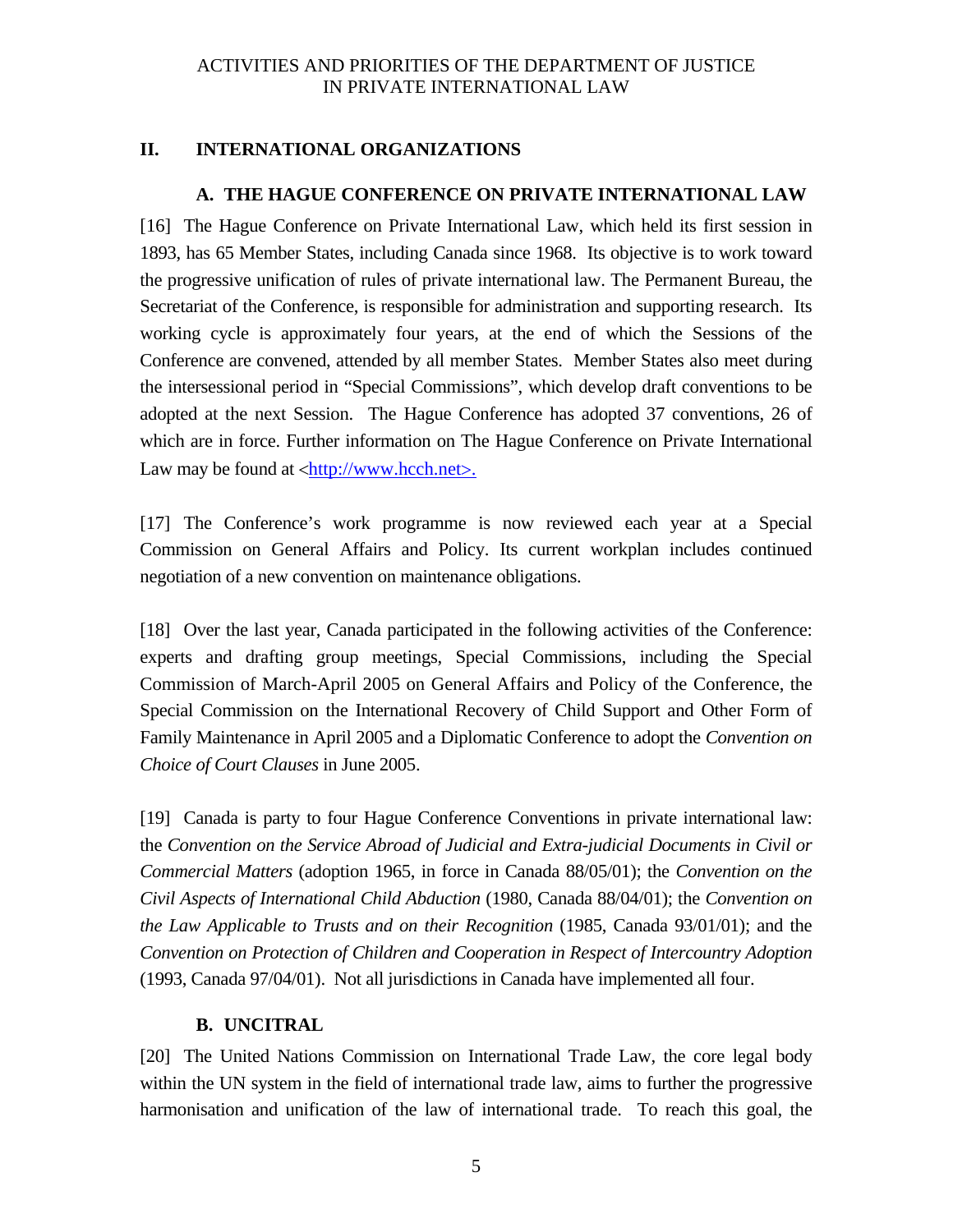## II. INTERNATIONAL ORGANIZATIONS

### A. THE HAGUE CONFERENCE ON PRIVATE INTERNATIONAL LAW

[16] The Hague Conference on Private International Law, which held its first session in 1893, has 65 Member States, including Canada since 1968. Its objective is to work toward the progressive unification of rules of private international law. The Permanent Bureau, the Secretariat of the Conference, is responsible for administration and supporting research. Its working cycle is approximately four years, at the end of which the Sessions of the Conference are convened, attended by all member States. Member States also meet during the intersessional period in "Special Commissions", which develop draft conventions to be adopted at the next Session. The Hague Conference has adopted 37 conventions, 26 of which are in force. Further information on The Hague Conference on Private International Law may be found at <http://www.hcch.net>.

[17] The Conference's work programme is now reviewed each year at a Special Commission on General Affairs and Policy. Its current workplan includes continued negotiation of a new convention on maintenance obligations.

[18] Over the last year, Canada participated in the following activities of the Conference: experts and drafting group meetings, Special Commissions, including the Special Commission of March-April 2005 on General Affairs and Policy of the Conference, the Special Commission on the International Recovery of Child Support and Other Form of Family Maintenance in April 2005 and a Diplomatic Conference to adopt the *Convention on Choice of Court Clauses* in June 2005.

[19] Canada is party to four Hague Conference Conventions in private international law: the *Convention on the Service Abroad of Judicial and Extra-judicial Documents in Civil or Commercial Matters* (adoption 1965, in force in Canada 88/05/01); the *Convention on the Civil Aspects of International Child Abduction* (1980, Canada 88/04/01); the *Convention on the Law Applicable to Trusts and on their Recognition* (1985, Canada 93/01/01); and the *Convention on Protection of Children and Cooperation in Respect of Intercountry Adoption* (1993, Canada 97/04/01). Not all jurisdictions in Canada have implemented all four.

### B. UNCITRAL

[20] The United Nations Commission on International Trade Law, the core legal body within the UN system in the field of international trade law, aims to further the progressive harmonisation and unification of the law of international trade. To reach this goal, the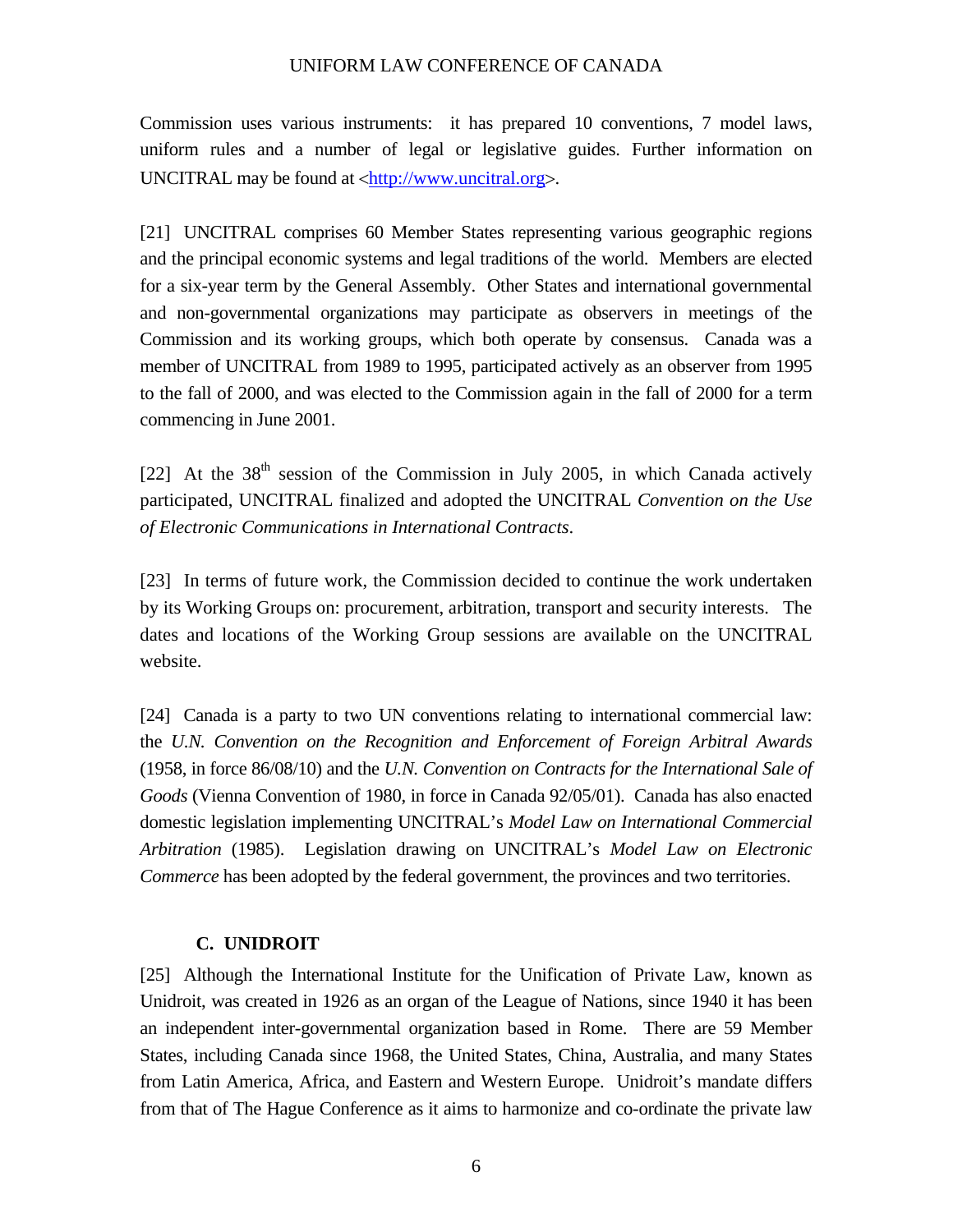Commission uses various instruments: it has prepared 10 conventions, 7 model laws, uniform rules and a number of legal or legislative guides. Further information on UNCITRAL may be found at <http://www.uncitral.org>.

[21] UNCITRAL comprises 60 Member States representing various geographic regions and the principal economic systems and legal traditions of the world. Members are elected for a six-year term by the General Assembly. Other States and international governmental and non-governmental organizations may participate as observers in meetings of the Commission and its working groups, which both operate by consensus. Canada was a member of UNCITRAL from 1989 to 1995, participated actively as an observer from 1995 to the fall of 2000, and was elected to the Commission again in the fall of 2000 for a term commencing in June 2001.

[22] At the 38th session of the Commission in July 2005, in which Canada actively participated, UNCITRAL finalized and adopted the UNCITRAL *Convention on the Use of Electronic Communications in International Contracts*.

[23] In terms of future work, the Commission decided to continue the work undertaken by its Working Groups on: procurement, arbitration, transport and security interests. The dates and locations of the Working Group sessions are available on the UNCITRAL website.

[24] Canada is a party to two UN conventions relating to international commercial law: the *U.N. Convention on the Recognition and Enforcement of Foreign Arbitral Awards* (1958, in force 86/08/10) and the *U.N. Convention on Contracts for the International Sale of Goods* (Vienna Convention of 1980, in force in Canada 92/05/01). Canada has also enacted domestic legislation implementing UNCITRAL's *Model Law on International Commercial Arbitration* (1985). Legislation drawing on UNCITRAL's *Model Law on Electronic Commerce* has been adopted by the federal government, the provinces and two territories.

### C. UNIDROIT

[25] Although the International Institute for the Unification of Private Law, known as Unidroit, was created in 1926 as an organ of the League of Nations, since 1940 it has been an independent inter-governmental organization based in Rome. There are 59 Member States, including Canada since 1968, the United States, China, Australia, and many States from Latin America, Africa, and Eastern and Western Europe. Unidroit's mandate differs from that of The Hague Conference as it aims to harmonize and co-ordinate the private law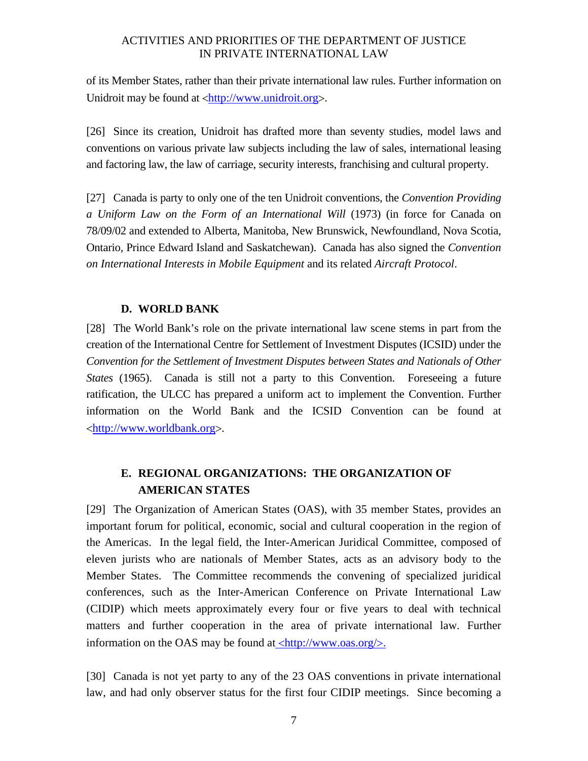of its Member States, rather than their private international law rules. Further information on Unidroit may be found at <http://www.unidroit.org>.

[26] Since its creation, Unidroit has drafted more than seventy studies, model laws and conventions on various private law subjects including the law of sales, international leasing and factoring law, the law of carriage, security interests, franchising and cultural property.

[27] Canada is party to only one of the ten Unidroit conventions, the *Convention Providing a Uniform Law on the Form of an International Will* (1973) (in force for Canada on 78/09/02 and extended to Alberta, Manitoba, New Brunswick, Newfoundland, Nova Scotia, Ontario, Prince Edward Island and Saskatchewan). Canada has also signed the *Convention on International Interests in Mobile Equipment* and its related *Aircraft Protocol*.

### D. WORLD BANK

[28] The World Bank's role on the private international law scene stems in part from the creation of the International Centre for Settlement of Investment Disputes (ICSID) under the *Convention for the Settlement of Investment Disputes between States and Nationals of Other States* (1965). Canada is still not a party to this Convention. Foreseeing a future ratification, the ULCC has prepared a uniform act to implement the Convention. Further information on the World Bank and the ICSID Convention can be found at <http://www.worldbank.org>.

### E. REGIONAL ORGANIZATIONS: THE ORGANIZATION OF AMERICAN STATES

[29] The Organization of American States (OAS), with 35 member States, provides an important forum for political, economic, social and cultural cooperation in the region of the Americas. In the legal field, the Inter-American Juridical Committee, composed of eleven jurists who are nationals of Member States, acts as an advisory body to the Member States. The Committee recommends the convening of specialized juridical conferences, such as the Inter-American Conference on Private International Law (CIDIP) which meets approximately every four or five years to deal with technical matters and further cooperation in the area of private international law. Further information on the OAS may be found at <http://www.oas.org/>.

[30] Canada is not yet party to any of the 23 OAS conventions in private international law, and had only observer status for the first four CIDIP meetings. Since becoming a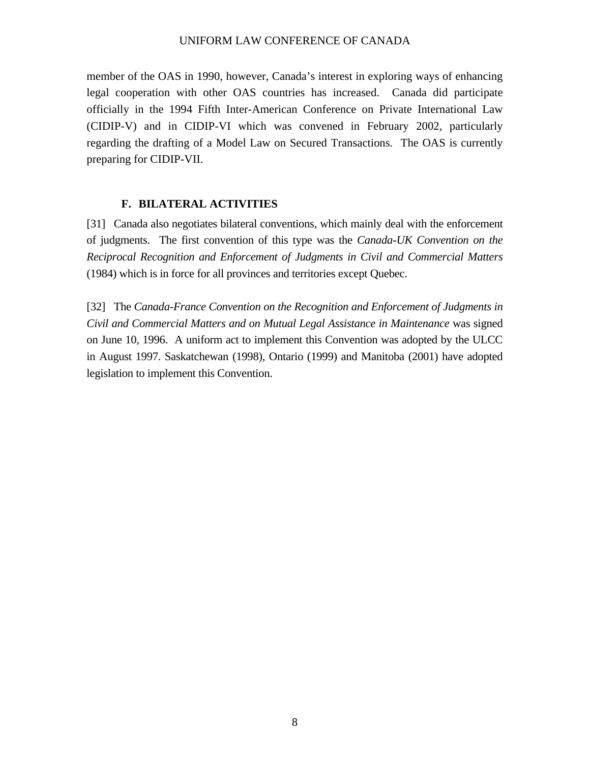member of the OAS in 1990, however, Canada's interest in exploring ways of enhancing legal cooperation with other OAS countries has increased. Canada did participate officially in the 1994 Fifth Inter-American Conference on Private International Law (CIDIP-V) and in CIDIP-VI which was convened in February 2002, particularly regarding the drafting of a Model Law on Secured Transactions. The OAS is currently preparing for CIDIP-VII.

### F. BILATERAL ACTIVITIES

[31] Canada also negotiates bilateral conventions, which mainly deal with the enforcement of judgments. The first convention of this type was the *Canada-UK Convention on the Reciprocal Recognition and Enforcement of Judgments in Civil and Commercial Matters* (1984) which is in force for all provinces and territories except Quebec.

[32] The *Canada-France Convention on the Recognition and Enforcement of Judgments in Civil and Commercial Matters and on Mutual Legal Assistance in Maintenance* was signed on June 10, 1996. A uniform act to implement this Convention was adopted by the ULCC in August 1997. Saskatchewan (1998), Ontario (1999) and Manitoba (2001) have adopted legislation to implement this Convention.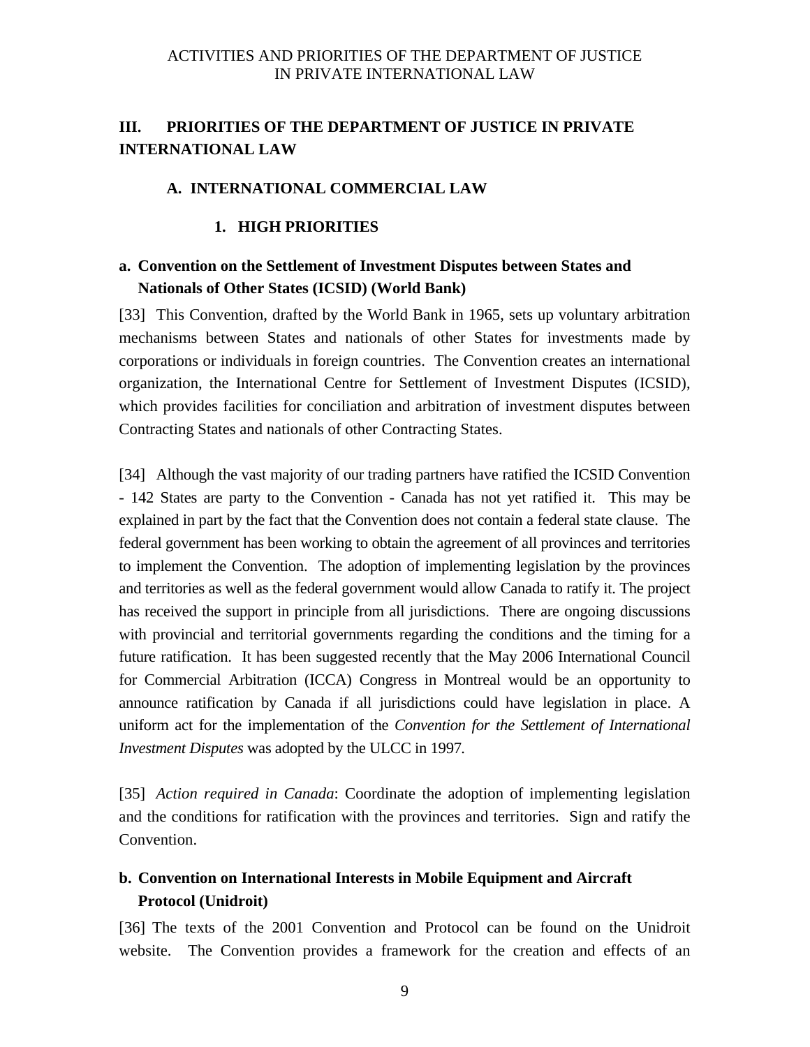# III. PRIORITIES OF THE DEPARTMENT OF JUSTICE IN PRIVATE INTERNATIONAL LAW

## A. INTERNATIONAL COMMERCIAL LAW

### 1. HIGH PRIORITIES

#### a. Convention on the Settlement of Investment Disputes between States and Nationals of Other States (ICSID) (World Bank)

[33] This Convention, drafted by the World Bank in 1965, sets up voluntary arbitration mechanisms between States and nationals of other States for investments made by corporations or individuals in foreign countries. The Convention creates an international organization, the International Centre for Settlement of Investment Disputes (ICSID), which provides facilities for conciliation and arbitration of investment disputes between Contracting States and nationals of other Contracting States.

[34] Although the vast majority of our trading partners have ratified the ICSID Convention - 142 States are party to the Convention - Canada has not yet ratified it. This may be explained in part by the fact that the Convention does not contain a federal state clause. The federal government has been working to obtain the agreement of all provinces and territories to implement the Convention. The adoption of implementing legislation by the provinces and territories as well as the federal government would allow Canada to ratify it. The project has received the support in principle from all jurisdictions. There are ongoing discussions with provincial and territorial governments regarding the conditions and the timing for a future ratification. It has been suggested recently that the May 2006 International Council for Commercial Arbitration (ICCA) Congress in Montreal would be an opportunity to announce ratification by Canada if all jurisdictions could have legislation in place. A uniform act for the implementation of the *Convention for the Settlement of International Investment Disputes* was adopted by the ULCC in 1997.

[35] *Action required in Canada*: Coordinate the adoption of implementing legislation and the conditions for ratification with the provinces and territories. Sign and ratify the Convention.

#### b. Convention on International Interests in Mobile Equipment and Aircraft Protocol (Unidroit)

[36] The texts of the 2001 Convention and Protocol can be found on the Unidroit website. The Convention provides a framework for the creation and effects of an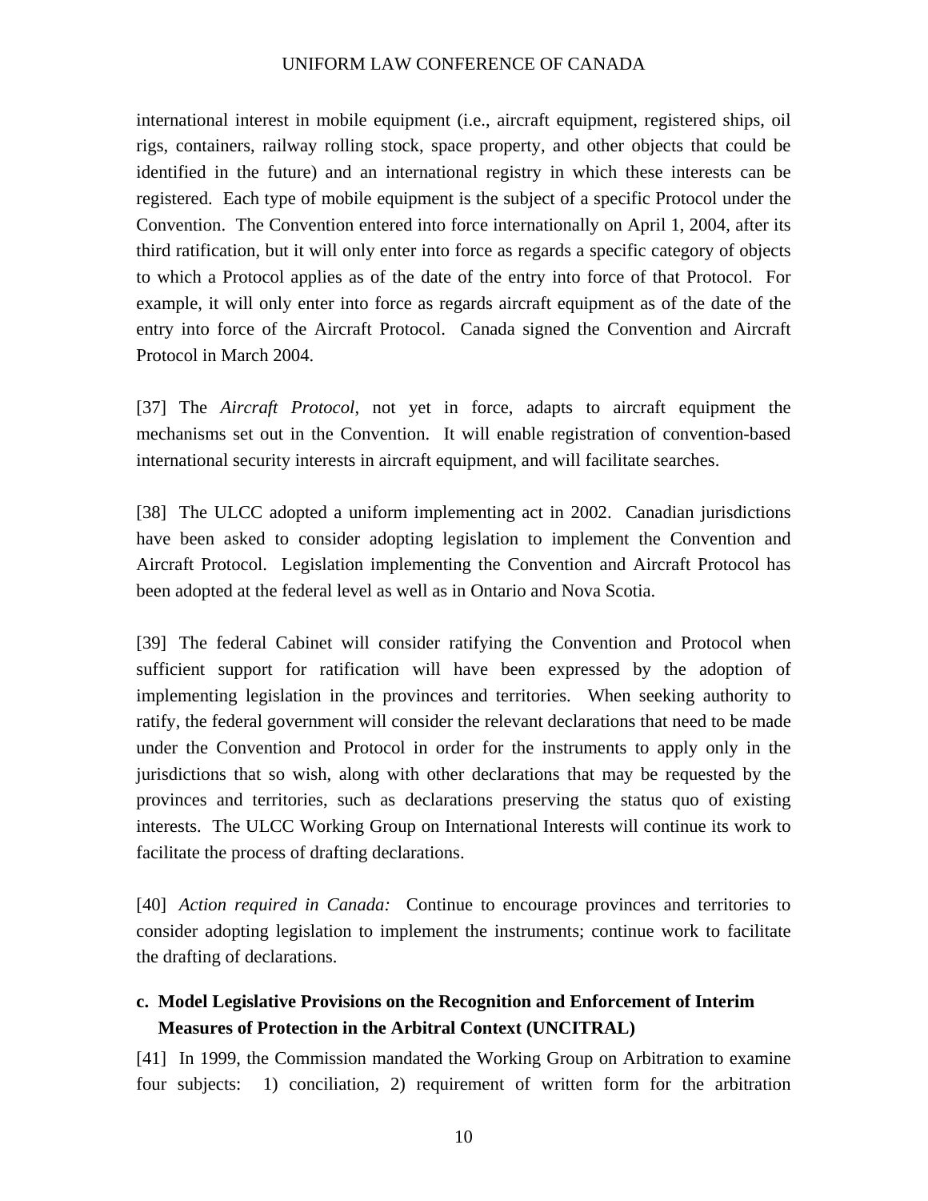international interest in mobile equipment (i.e., aircraft equipment, registered ships, oil rigs, containers, railway rolling stock, space property, and other objects that could be identified in the future) and an international registry in which these interests can be registered. Each type of mobile equipment is the subject of a specific Protocol under the Convention. The Convention entered into force internationally on April 1, 2004, after its third ratification, but it will only enter into force as regards a specific category of objects to which a Protocol applies as of the date of the entry into force of that Protocol. For example, it will only enter into force as regards aircraft equipment as of the date of the entry into force of the Aircraft Protocol. Canada signed the Convention and Aircraft Protocol in March 2004.

[37] The *Aircraft Protocol*, not yet in force, adapts to aircraft equipment the mechanisms set out in the Convention. It will enable registration of convention-based international security interests in aircraft equipment, and will facilitate searches.

[38] The ULCC adopted a uniform implementing act in 2002. Canadian jurisdictions have been asked to consider adopting legislation to implement the Convention and Aircraft Protocol. Legislation implementing the Convention and Aircraft Protocol has been adopted at the federal level as well as in Ontario and Nova Scotia.

[39] The federal Cabinet will consider ratifying the Convention and Protocol when sufficient support for ratification will have been expressed by the adoption of implementing legislation in the provinces and territories. When seeking authority to ratify, the federal government will consider the relevant declarations that need to be made under the Convention and Protocol in order for the instruments to apply only in the jurisdictions that so wish, along with other declarations that may be requested by the provinces and territories, such as declarations preserving the status quo of existing interests. The ULCC Working Group on International Interests will continue its work to facilitate the process of drafting declarations.

[40] *Action required in Canada:* Continue to encourage provinces and territories to consider adopting legislation to implement the instruments; continue work to facilitate the drafting of declarations.

### c. Model Legislative Provisions on the Recognition and Enforcement of Interim Measures of Protection in the Arbitral Context (UNCITRAL)

[41] In 1999, the Commission mandated the Working Group on Arbitration to examine four subjects: 1) conciliation, 2) requirement of written form for the arbitration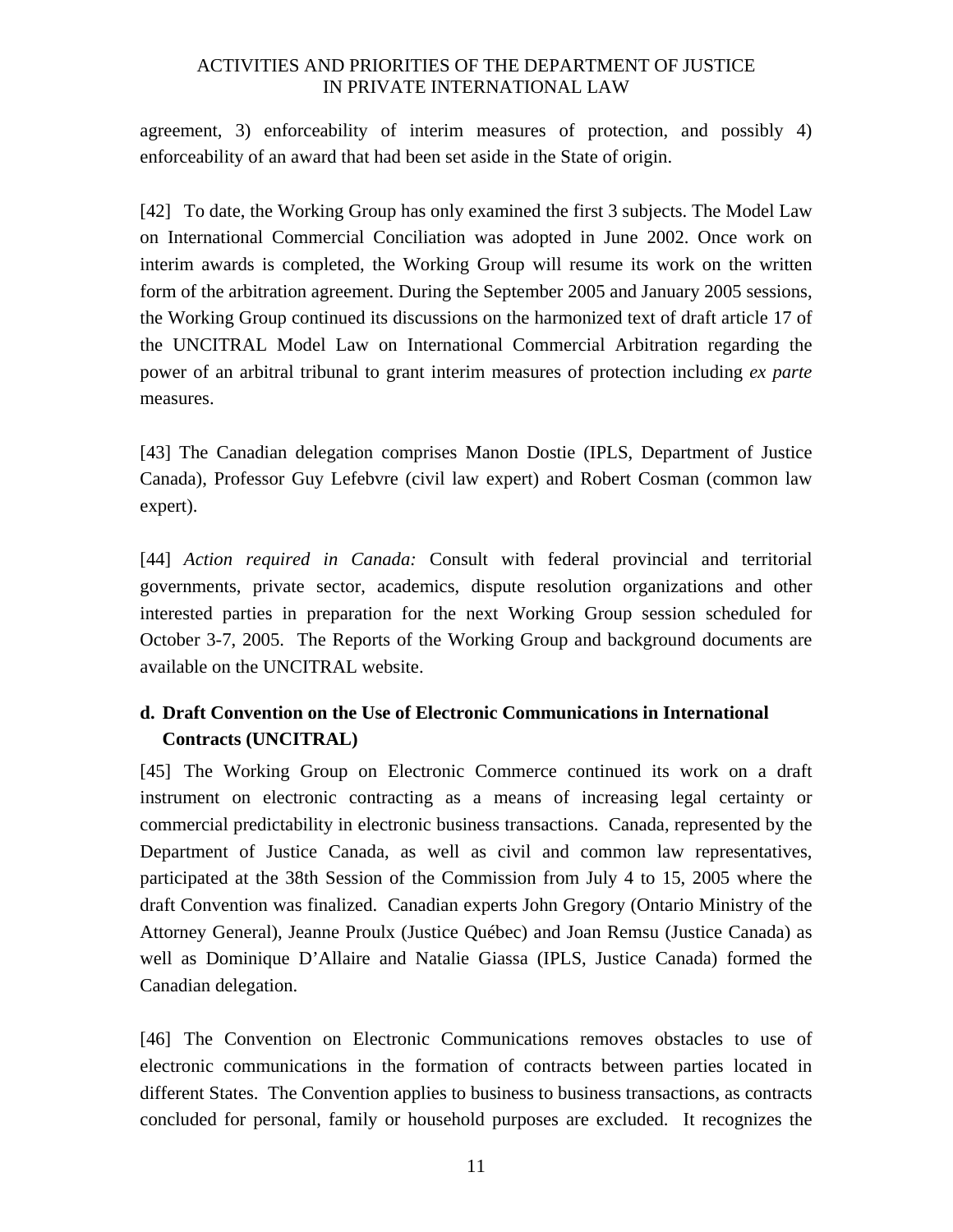agreement, 3) enforceability of interim measures of protection, and possibly 4) enforceability of an award that had been set aside in the State of origin.

[42] To date, the Working Group has only examined the first 3 subjects. The Model Law on International Commercial Conciliation was adopted in June 2002. Once work on interim awards is completed, the Working Group will resume its work on the written form of the arbitration agreement. During the September 2005 and January 2005 sessions, the Working Group continued its discussions on the harmonized text of draft article 17 of the UNCITRAL Model Law on International Commercial Arbitration regarding the power of an arbitral tribunal to grant interim measures of protection including *ex parte* measures.

[43] The Canadian delegation comprises Manon Dostie (IPLS, Department of Justice Canada), Professor Guy Lefebvre (civil law expert) and Robert Cosman (common law expert).

[44] *Action required in Canada:* Consult with federal provincial and territorial governments, private sector, academics, dispute resolution organizations and other interested parties in preparation for the next Working Group session scheduled for October 3-7, 2005. The Reports of the Working Group and background documents are available on the UNCITRAL website.

### d. Draft Convention on the Use of Electronic Communications in International Contracts (UNCITRAL)

[45] The Working Group on Electronic Commerce continued its work on a draft instrument on electronic contracting as a means of increasing legal certainty or commercial predictability in electronic business transactions. Canada, represented by the Department of Justice Canada, as well as civil and common law representatives, participated at the 38th Session of the Commission from July 4 to 15, 2005 where the draft Convention was finalized. Canadian experts John Gregory (Ontario Ministry of the Attorney General), Jeanne Proulx (Justice Québec) and Joan Remsu (Justice Canada) as well as Dominique D'Allaire and Natalie Giassa (IPLS, Justice Canada) formed the Canadian delegation.

[46] The Convention on Electronic Communications removes obstacles to use of electronic communications in the formation of contracts between parties located in different States. The Convention applies to business to business transactions, as contracts concluded for personal, family or household purposes are excluded. It recognizes the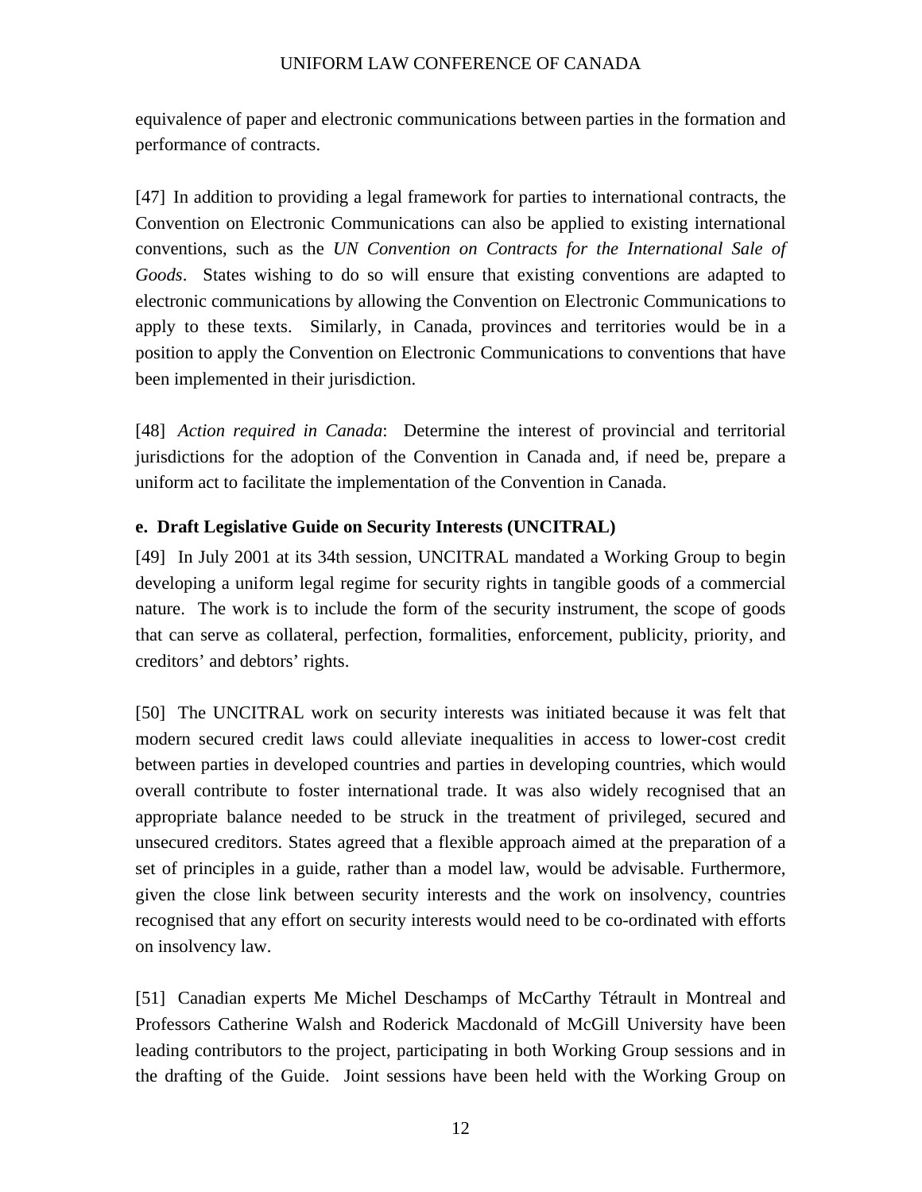equivalence of paper and electronic communications between parties in the formation and performance of contracts.

[47] In addition to providing a legal framework for parties to international contracts, the Convention on Electronic Communications can also be applied to existing international conventions, such as the *UN Convention on Contracts for the International Sale of Goods*. States wishing to do so will ensure that existing conventions are adapted to electronic communications by allowing the Convention on Electronic Communications to apply to these texts. Similarly, in Canada, provinces and territories would be in a position to apply the Convention on Electronic Communications to conventions that have been implemented in their jurisdiction.

[48] *Action required in Canada*: Determine the interest of provincial and territorial jurisdictions for the adoption of the Convention in Canada and, if need be, prepare a uniform act to facilitate the implementation of the Convention in Canada.

**e. Draft Legislative Guide on Security Interests (UNCITRAL)**

[49] In July 2001 at its 34th session, UNCITRAL mandated a Working Group to begin developing a uniform legal regime for security rights in tangible goods of a commercial nature. The work is to include the form of the security instrument, the scope of goods that can serve as collateral, perfection, formalities, enforcement, publicity, priority, and creditors' and debtors' rights.

[50] The UNCITRAL work on security interests was initiated because it was felt that modern secured credit laws could alleviate inequalities in access to lower-cost credit between parties in developed countries and parties in developing countries, which would overall contribute to foster international trade. It was also widely recognised that an appropriate balance needed to be struck in the treatment of privileged, secured and unsecured creditors. States agreed that a flexible approach aimed at the preparation of a set of principles in a guide, rather than a model law, would be advisable. Furthermore, given the close link between security interests and the work on insolvency, countries recognised that any effort on security interests would need to be co-ordinated with efforts on insolvency law.

[51] Canadian experts Me Michel Deschamps of McCarthy Tétrault in Montreal and Professors Catherine Walsh and Roderick Macdonald of McGill University have been leading contributors to the project, participating in both Working Group sessions and in the drafting of the Guide. Joint sessions have been held with the Working Group on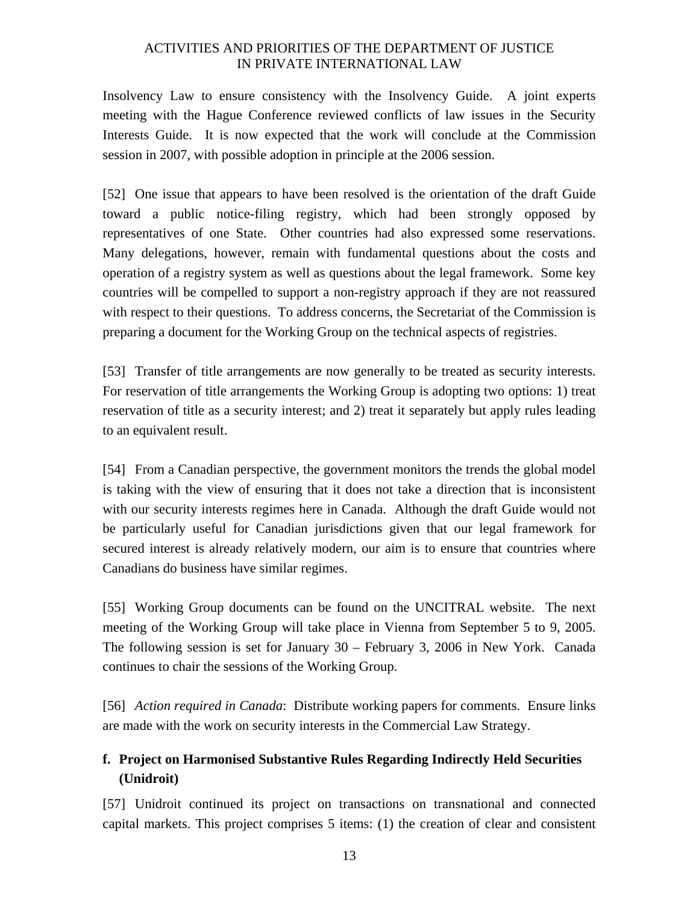Insolvency Law to ensure consistency with the Insolvency Guide. A joint experts meeting with the Hague Conference reviewed conflicts of law issues in the Security Interests Guide. It is now expected that the work will conclude at the Commission session in 2007, with possible adoption in principle at the 2006 session.

[52] One issue that appears to have been resolved is the orientation of the draft Guide toward a public notice-filing registry, which had been strongly opposed by representatives of one State. Other countries had also expressed some reservations. Many delegations, however, remain with fundamental questions about the costs and operation of a registry system as well as questions about the legal framework. Some key countries will be compelled to support a non-registry approach if they are not reassured with respect to their questions. To address concerns, the Secretariat of the Commission is preparing a document for the Working Group on the technical aspects of registries.

[53] Transfer of title arrangements are now generally to be treated as security interests. For reservation of title arrangements the Working Group is adopting two options: 1) treat reservation of title as a security interest; and 2) treat it separately but apply rules leading to an equivalent result.

[54] From a Canadian perspective, the government monitors the trends the global model is taking with the view of ensuring that it does not take a direction that is inconsistent with our security interests regimes here in Canada. Although the draft Guide would not be particularly useful for Canadian jurisdictions given that our legal framework for secured interest is already relatively modern, our aim is to ensure that countries where Canadians do business have similar regimes.

[55] Working Group documents can be found on the UNCITRAL website. The next meeting of the Working Group will take place in Vienna from September 5 to 9, 2005. The following session is set for January 30 – February 3, 2006 in New York. Canada continues to chair the sessions of the Working Group.

[56] *Action required in Canada*: Distribute working papers for comments. Ensure links are made with the work on security interests in the Commercial Law Strategy.

### f. Project on Harmonised Substantive Rules Regarding Indirectly Held Securities (Unidroit)

[57] Unidroit continued its project on transactions on transnational and connected capital markets. This project comprises 5 items: (1) the creation of clear and consistent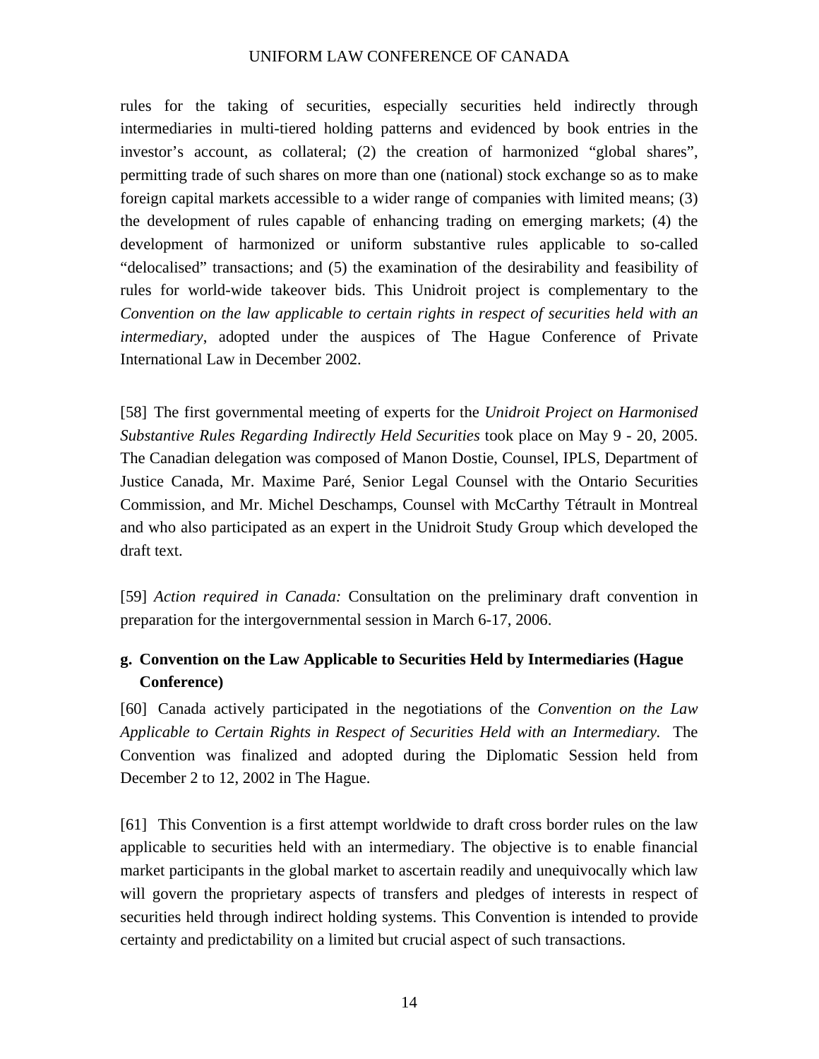rules for the taking of securities, especially securities held indirectly through intermediaries in multi-tiered holding patterns and evidenced by book entries in the investor's account, as collateral; (2) the creation of harmonized "global shares", permitting trade of such shares on more than one (national) stock exchange so as to make foreign capital markets accessible to a wider range of companies with limited means; (3) the development of rules capable of enhancing trading on emerging markets; (4) the development of harmonized or uniform substantive rules applicable to so-called "delocalised" transactions; and (5) the examination of the desirability and feasibility of rules for world-wide takeover bids. This Unidroit project is complementary to the *Convention on the law applicable to certain rights in respect of securities held with an intermediary*, adopted under the auspices of The Hague Conference of Private International Law in December 2002.

[58] The first governmental meeting of experts for the *Unidroit Project on Harmonised Substantive Rules Regarding Indirectly Held Securities* took place on May 9 - 20, 2005. The Canadian delegation was composed of Manon Dostie, Counsel, IPLS, Department of Justice Canada, Mr. Maxime Paré, Senior Legal Counsel with the Ontario Securities Commission, and Mr. Michel Deschamps, Counsel with McCarthy Tétrault in Montreal and who also participated as an expert in the Unidroit Study Group which developed the draft text.

[59] *Action required in Canada:* Consultation on the preliminary draft convention in preparation for the intergovernmental session in March 6-17, 2006.

**g. Convention on the Law Applicable to Securities Held by Intermediaries (Hague Conference)**

[60] Canada actively participated in the negotiations of the *Convention on the Law Applicable to Certain Rights in Respect of Securities Held with an Intermediary.* The Convention was finalized and adopted during the Diplomatic Session held from December 2 to 12, 2002 in The Hague.

[61] This Convention is a first attempt worldwide to draft cross border rules on the law applicable to securities held with an intermediary. The objective is to enable financial market participants in the global market to ascertain readily and unequivocally which law will govern the proprietary aspects of transfers and pledges of interests in respect of securities held through indirect holding systems. This Convention is intended to provide certainty and predictability on a limited but crucial aspect of such transactions.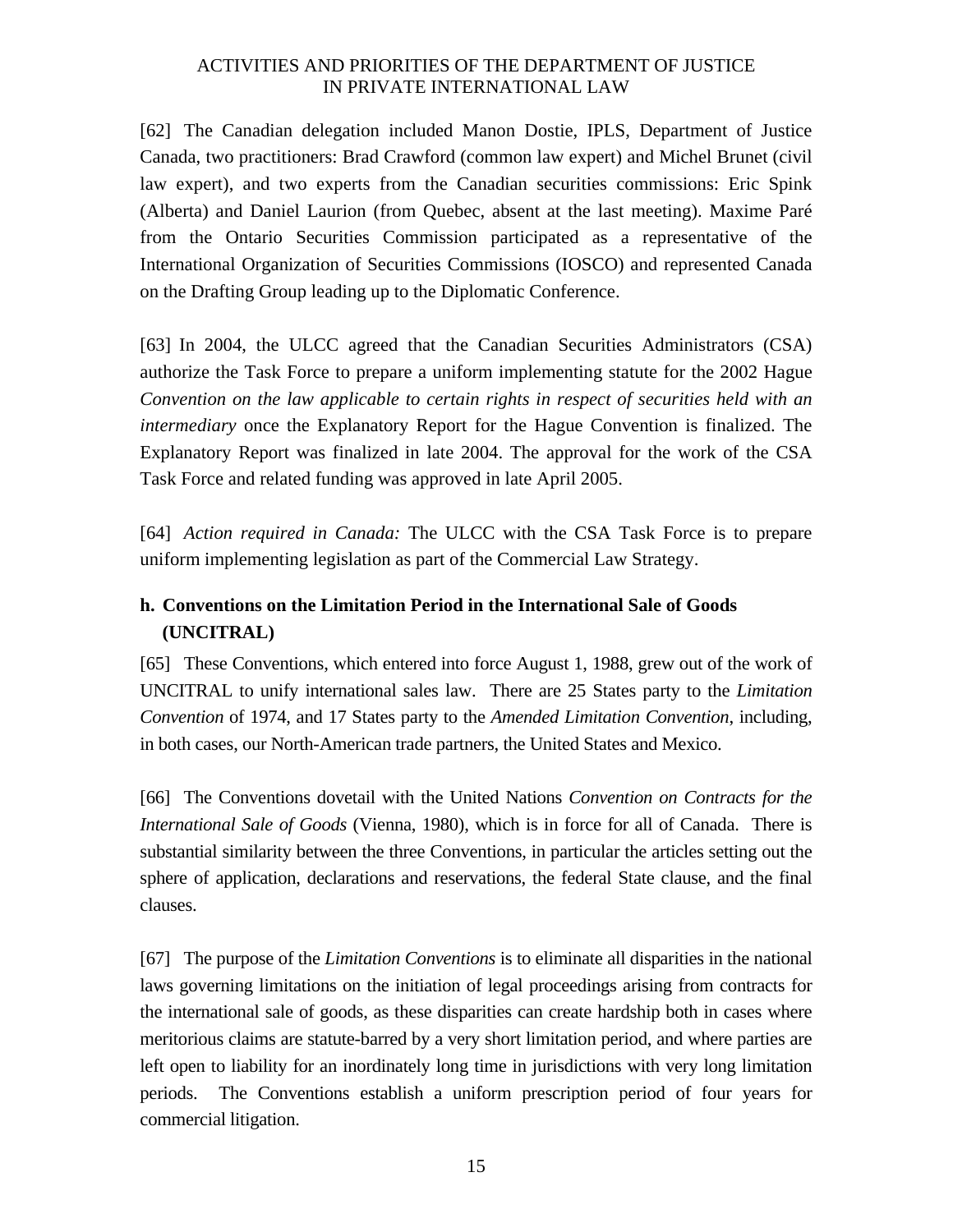[62] The Canadian delegation included Manon Dostie, IPLS, Department of Justice Canada, two practitioners: Brad Crawford (common law expert) and Michel Brunet (civil law expert), and two experts from the Canadian securities commissions: Eric Spink (Alberta) and Daniel Laurion (from Quebec, absent at the last meeting). Maxime Paré from the Ontario Securities Commission participated as a representative of the International Organization of Securities Commissions (IOSCO) and represented Canada on the Drafting Group leading up to the Diplomatic Conference.

[63] In 2004, the ULCC agreed that the Canadian Securities Administrators (CSA) authorize the Task Force to prepare a uniform implementing statute for the 2002 Hague *Convention on the law applicable to certain rights in respect of securities held with an intermediary* once the Explanatory Report for the Hague Convention is finalized. The Explanatory Report was finalized in late 2004. The approval for the work of the CSA Task Force and related funding was approved in late April 2005.

[64] *Action required in Canada:* The ULCC with the CSA Task Force is to prepare uniform implementing legislation as part of the Commercial Law Strategy.

### h. Conventions on the Limitation Period in the International Sale of Goods (UNCITRAL)

[65] These Conventions, which entered into force August 1, 1988, grew out of the work of UNCITRAL to unify international sales law. There are 25 States party to the *Limitation Convention* of 1974, and 17 States party to the *Amended Limitation Convention*, including, in both cases, our North-American trade partners, the United States and Mexico.

[66] The Conventions dovetail with the United Nations *Convention on Contracts for the International Sale of Goods* (Vienna, 1980), which is in force for all of Canada. There is substantial similarity between the three Conventions, in particular the articles setting out the sphere of application, declarations and reservations, the federal State clause, and the final clauses.

[67] The purpose of the *Limitation Conventions* is to eliminate all disparities in the national laws governing limitations on the initiation of legal proceedings arising from contracts for the international sale of goods, as these disparities can create hardship both in cases where meritorious claims are statute-barred by a very short limitation period, and where parties are left open to liability for an inordinately long time in jurisdictions with very long limitation periods. The Conventions establish a uniform prescription period of four years for commercial litigation.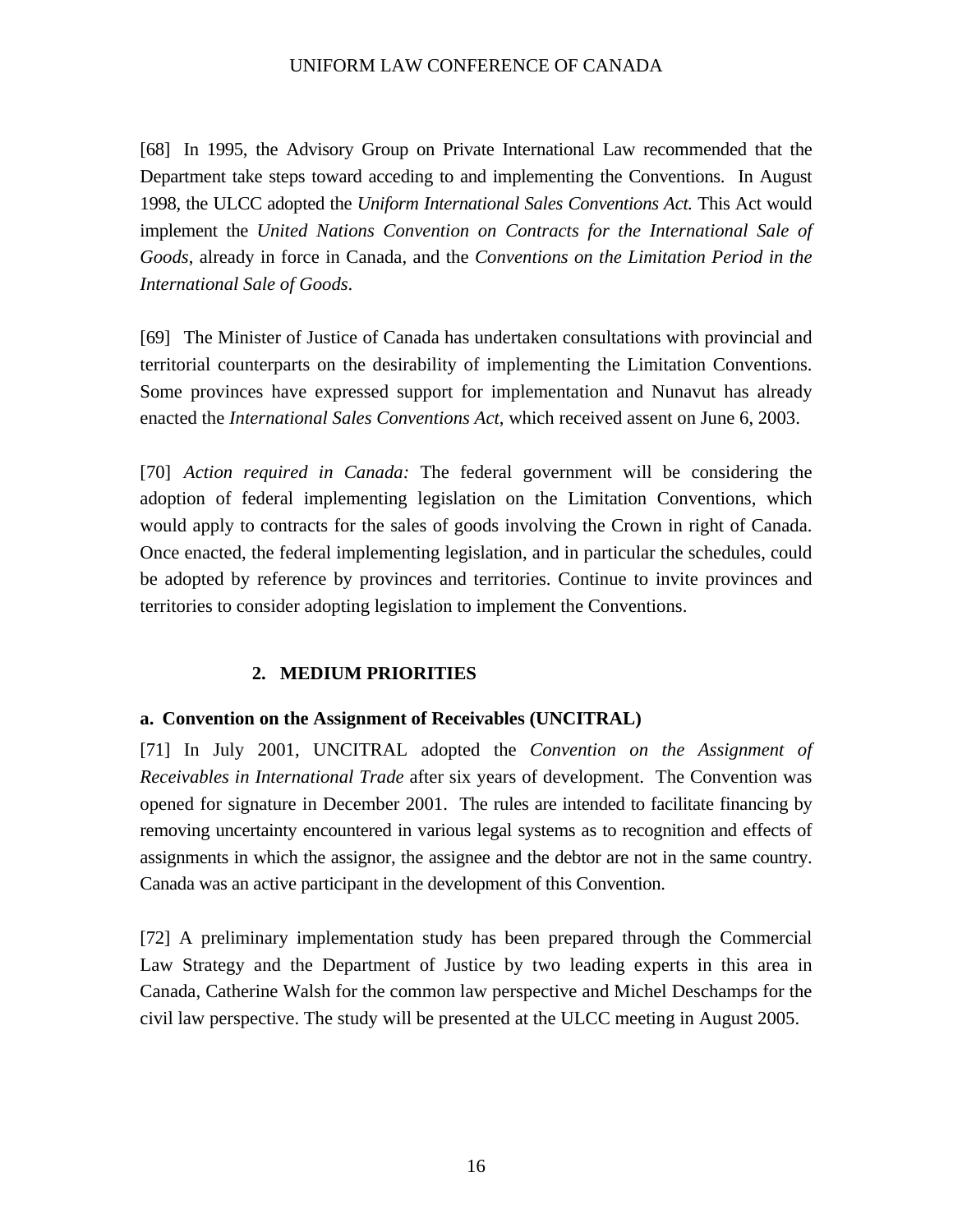[68] In 1995, the Advisory Group on Private International Law recommended that the Department take steps toward acceding to and implementing the Conventions. In August 1998, the ULCC adopted the *Uniform International Sales Conventions Act.* This Act would implement the *United Nations Convention on Contracts for the International Sale of Goods*, already in force in Canada, and the *Conventions on the Limitation Period in the International Sale of Goods*.

[69] The Minister of Justice of Canada has undertaken consultations with provincial and territorial counterparts on the desirability of implementing the Limitation Conventions. Some provinces have expressed support for implementation and Nunavut has already enacted the *International Sales Conventions Act*, which received assent on June 6, 2003.

[70] *Action required in Canada:* The federal government will be considering the adoption of federal implementing legislation on the Limitation Conventions, which would apply to contracts for the sales of goods involving the Crown in right of Canada. Once enacted, the federal implementing legislation, and in particular the schedules, could be adopted by reference by provinces and territories. Continue to invite provinces and territories to consider adopting legislation to implement the Conventions.

## 2. MEDIUM PRIORITIES

### a. Convention on the Assignment of Receivables (UNCITRAL)

[71] In July 2001, UNCITRAL adopted the *Convention on the Assignment of Receivables in International Trade* after six years of development. The Convention was opened for signature in December 2001. The rules are intended to facilitate financing by removing uncertainty encountered in various legal systems as to recognition and effects of assignments in which the assignor, the assignee and the debtor are not in the same country. Canada was an active participant in the development of this Convention.

[72] A preliminary implementation study has been prepared through the Commercial Law Strategy and the Department of Justice by two leading experts in this area in Canada, Catherine Walsh for the common law perspective and Michel Deschamps for the civil law perspective. The study will be presented at the ULCC meeting in August 2005.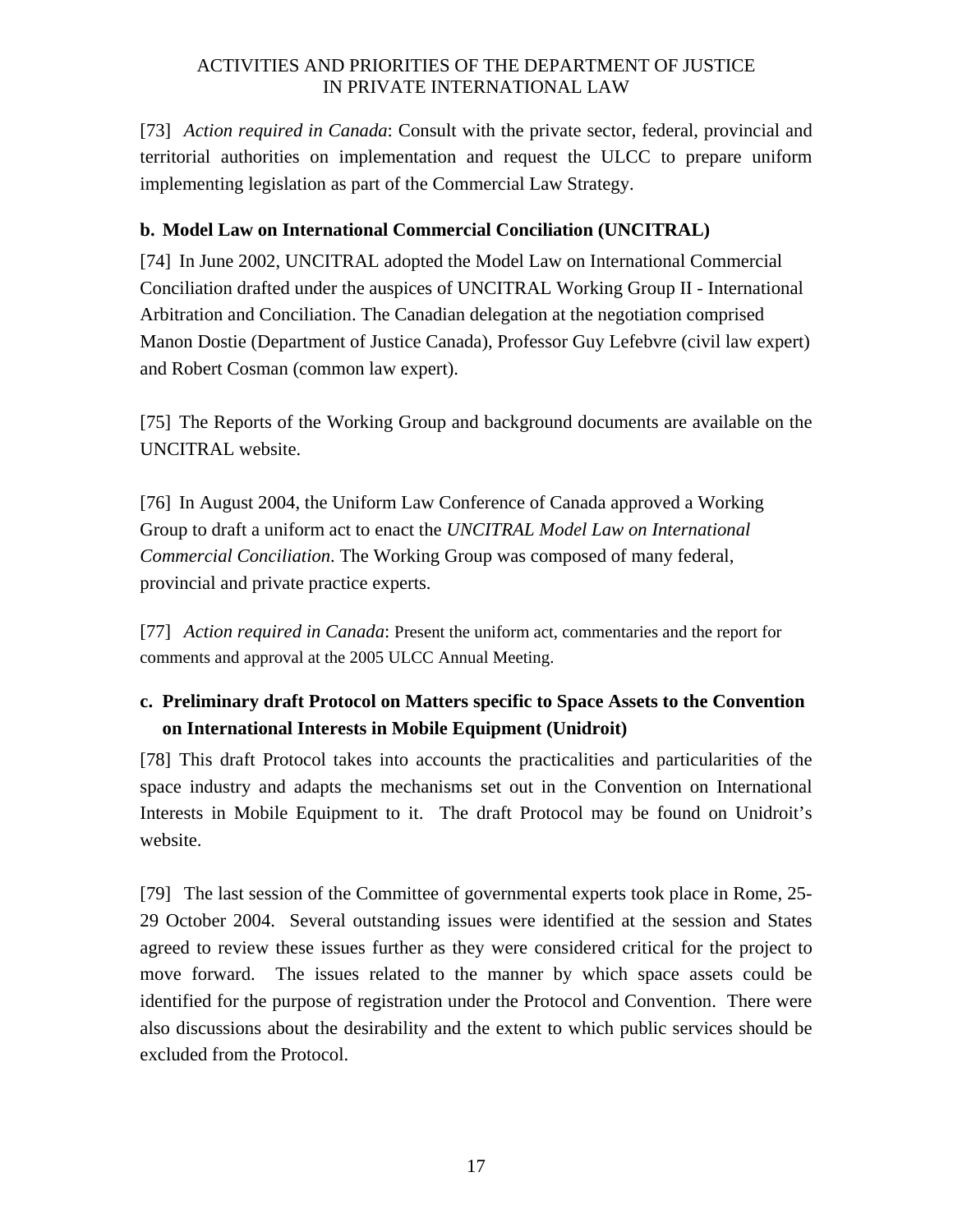[73] *Action required in Canada*: Consult with the private sector, federal, provincial and territorial authorities on implementation and request the ULCC to prepare uniform implementing legislation as part of the Commercial Law Strategy.

### b. Model Law on International Commercial Conciliation (UNCITRAL)

[74] In June 2002, UNCITRAL adopted the Model Law on International Commercial Conciliation drafted under the auspices of UNCITRAL Working Group II - International Arbitration and Conciliation. The Canadian delegation at the negotiation comprised Manon Dostie (Department of Justice Canada), Professor Guy Lefebvre (civil law expert) and Robert Cosman (common law expert).

[75] The Reports of the Working Group and background documents are available on the UNCITRAL website.

[76] In August 2004, the Uniform Law Conference of Canada approved a Working Group to draft a uniform act to enact the *UNCITRAL Model Law on International Commercial Conciliation*. The Working Group was composed of many federal, provincial and private practice experts.

[77] *Action required in Canada*: Present the uniform act, commentaries and the report for comments and approval at the 2005 ULCC Annual Meeting.

### c. Preliminary draft Protocol on Matters specific to Space Assets to the Convention on International Interests in Mobile Equipment (Unidroit)

[78] This draft Protocol takes into accounts the practicalities and particularities of the space industry and adapts the mechanisms set out in the Convention on International Interests in Mobile Equipment to it. The draft Protocol may be found on Unidroit's website.

[79] The last session of the Committee of governmental experts took place in Rome, 25-29 October 2004. Several outstanding issues were identified at the session and States agreed to review these issues further as they were considered critical for the project to move forward. The issues related to the manner by which space assets could be identified for the purpose of registration under the Protocol and Convention. There were also discussions about the desirability and the extent to which public services should be excluded from the Protocol.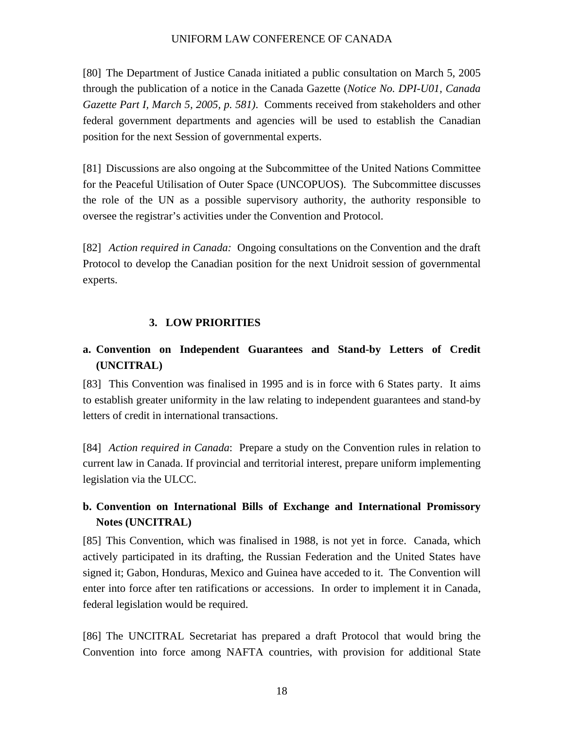[80] The Department of Justice Canada initiated a public consultation on March 5, 2005 through the publication of a notice in the Canada Gazette (*Notice No. DPI-U01, Canada Gazette Part I, March 5, 2005, p. 581)*. Comments received from stakeholders and other federal government departments and agencies will be used to establish the Canadian position for the next Session of governmental experts.

[81] Discussions are also ongoing at the Subcommittee of the United Nations Committee for the Peaceful Utilisation of Outer Space (UNCOPUOS). The Subcommittee discusses the role of the UN as a possible supervisory authority, the authority responsible to oversee the registrar's activities under the Convention and Protocol.

[82] *Action required in Canada:* Ongoing consultations on the Convention and the draft Protocol to develop the Canadian position for the next Unidroit session of governmental experts.

### 3. LOW PRIORITIES

#### a. Convention on Independent Guarantees and Stand-by Letters of Credit (UNCITRAL)

[83] This Convention was finalised in 1995 and is in force with 6 States party. It aims to establish greater uniformity in the law relating to independent guarantees and stand-by letters of credit in international transactions.

[84] *Action required in Canada*: Prepare a study on the Convention rules in relation to current law in Canada. If provincial and territorial interest, prepare uniform implementing legislation via the ULCC.

#### b. Convention on International Bills of Exchange and International Promissory Notes (UNCITRAL)

[85] This Convention, which was finalised in 1988, is not yet in force. Canada, which actively participated in its drafting, the Russian Federation and the United States have signed it; Gabon, Honduras, Mexico and Guinea have acceded to it. The Convention will enter into force after ten ratifications or accessions. In order to implement it in Canada, federal legislation would be required.

[86] The UNCITRAL Secretariat has prepared a draft Protocol that would bring the Convention into force among NAFTA countries, with provision for additional State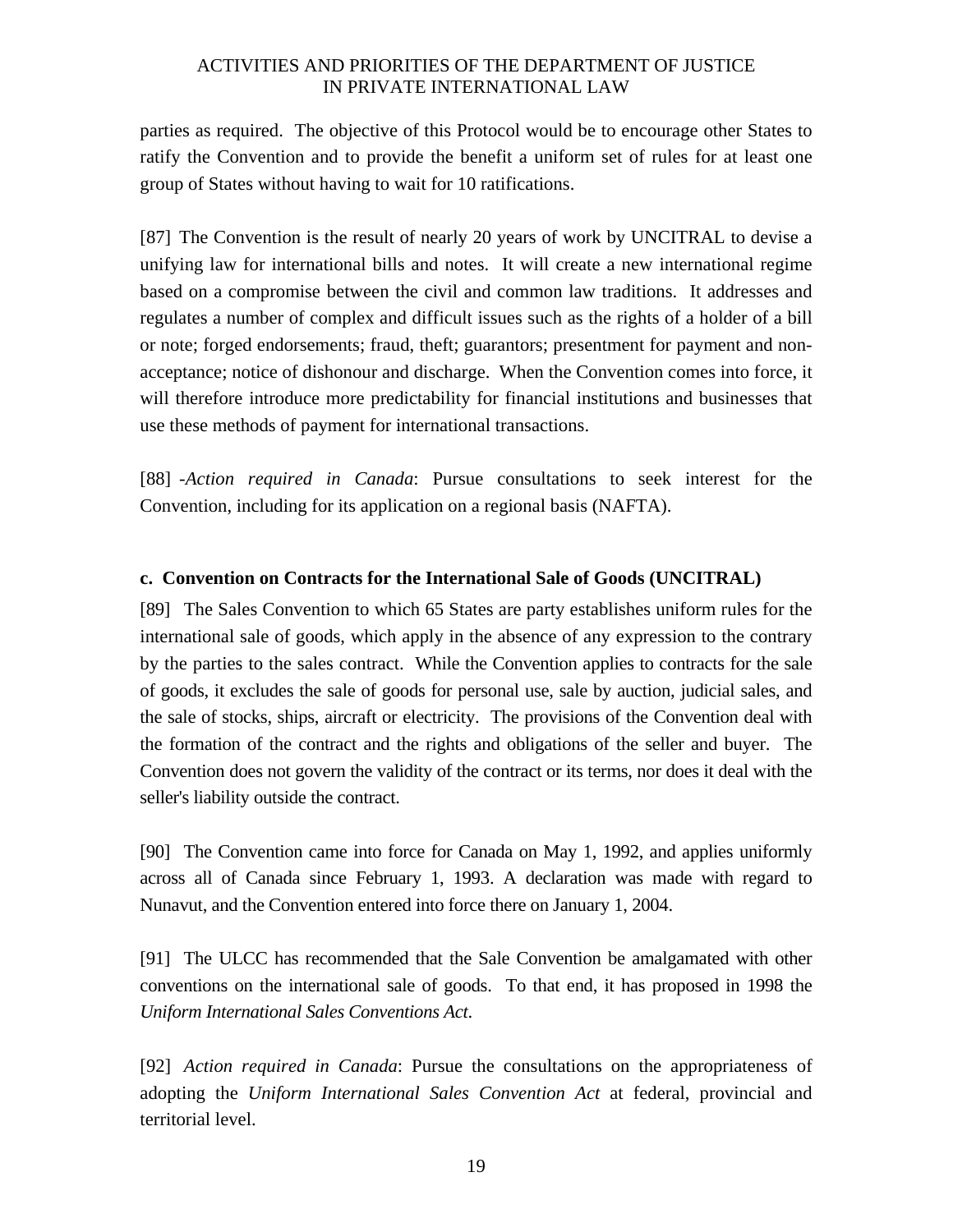parties as required. The objective of this Protocol would be to encourage other States to ratify the Convention and to provide the benefit a uniform set of rules for at least one group of States without having to wait for 10 ratifications.

[87] The Convention is the result of nearly 20 years of work by UNCITRAL to devise a unifying law for international bills and notes. It will create a new international regime based on a compromise between the civil and common law traditions. It addresses and regulates a number of complex and difficult issues such as the rights of a holder of a bill or note; forged endorsements; fraud, theft; guarantors; presentment for payment and non-acceptance; notice of dishonour and discharge. When the Convention comes into force, it will therefore introduce more predictability for financial institutions and businesses that use these methods of payment for international transactions.

[88] -*Action required in Canada*: Pursue consultations to seek interest for the Convention, including for its application on a regional basis (NAFTA).

**c. Convention on Contracts for the International Sale of Goods (UNCITRAL)**

[89] The Sales Convention to which 65 States are party establishes uniform rules for the international sale of goods, which apply in the absence of any expression to the contrary by the parties to the sales contract. While the Convention applies to contracts for the sale of goods, it excludes the sale of goods for personal use, sale by auction, judicial sales, and the sale of stocks, ships, aircraft or electricity. The provisions of the Convention deal with the formation of the contract and the rights and obligations of the seller and buyer. The Convention does not govern the validity of the contract or its terms, nor does it deal with the seller's liability outside the contract.

[90] The Convention came into force for Canada on May 1, 1992, and applies uniformly across all of Canada since February 1, 1993. A declaration was made with regard to Nunavut, and the Convention entered into force there on January 1, 2004.

[91] The ULCC has recommended that the Sale Convention be amalgamated with other conventions on the international sale of goods. To that end, it has proposed in 1998 the *Uniform International Sales Conventions Act*.

[92] *Action required in Canada*: Pursue the consultations on the appropriateness of adopting the *Uniform International Sales Convention Act* at federal, provincial and territorial level.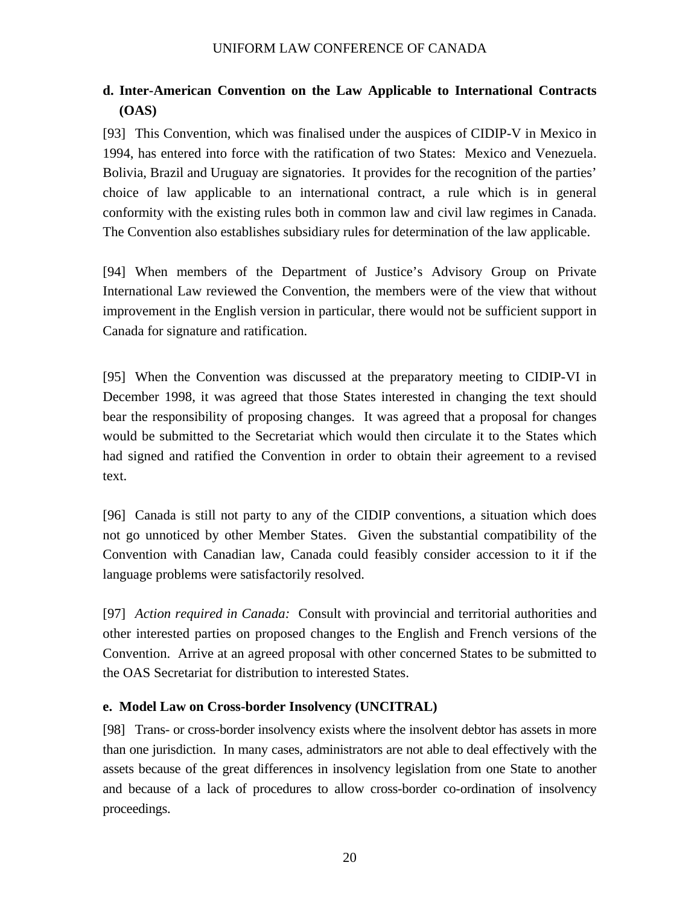### d. Inter-American Convention on the Law Applicable to International Contracts (OAS)

[93] This Convention, which was finalised under the auspices of CIDIP-V in Mexico in 1994, has entered into force with the ratification of two States: Mexico and Venezuela. Bolivia, Brazil and Uruguay are signatories. It provides for the recognition of the parties' choice of law applicable to an international contract, a rule which is in general conformity with the existing rules both in common law and civil law regimes in Canada. The Convention also establishes subsidiary rules for determination of the law applicable.

[94] When members of the Department of Justice's Advisory Group on Private International Law reviewed the Convention, the members were of the view that without improvement in the English version in particular, there would not be sufficient support in Canada for signature and ratification.

[95] When the Convention was discussed at the preparatory meeting to CIDIP-VI in December 1998, it was agreed that those States interested in changing the text should bear the responsibility of proposing changes. It was agreed that a proposal for changes would be submitted to the Secretariat which would then circulate it to the States which had signed and ratified the Convention in order to obtain their agreement to a revised text.

[96] Canada is still not party to any of the CIDIP conventions, a situation which does not go unnoticed by other Member States. Given the substantial compatibility of the Convention with Canadian law, Canada could feasibly consider accession to it if the language problems were satisfactorily resolved.

[97] *Action required in Canada:* Consult with provincial and territorial authorities and other interested parties on proposed changes to the English and French versions of the Convention. Arrive at an agreed proposal with other concerned States to be submitted to the OAS Secretariat for distribution to interested States.

### e. Model Law on Cross-border Insolvency (UNCITRAL)

[98] Trans- or cross-border insolvency exists where the insolvent debtor has assets in more than one jurisdiction. In many cases, administrators are not able to deal effectively with the assets because of the great differences in insolvency legislation from one State to another and because of a lack of procedures to allow cross-border co-ordination of insolvency proceedings.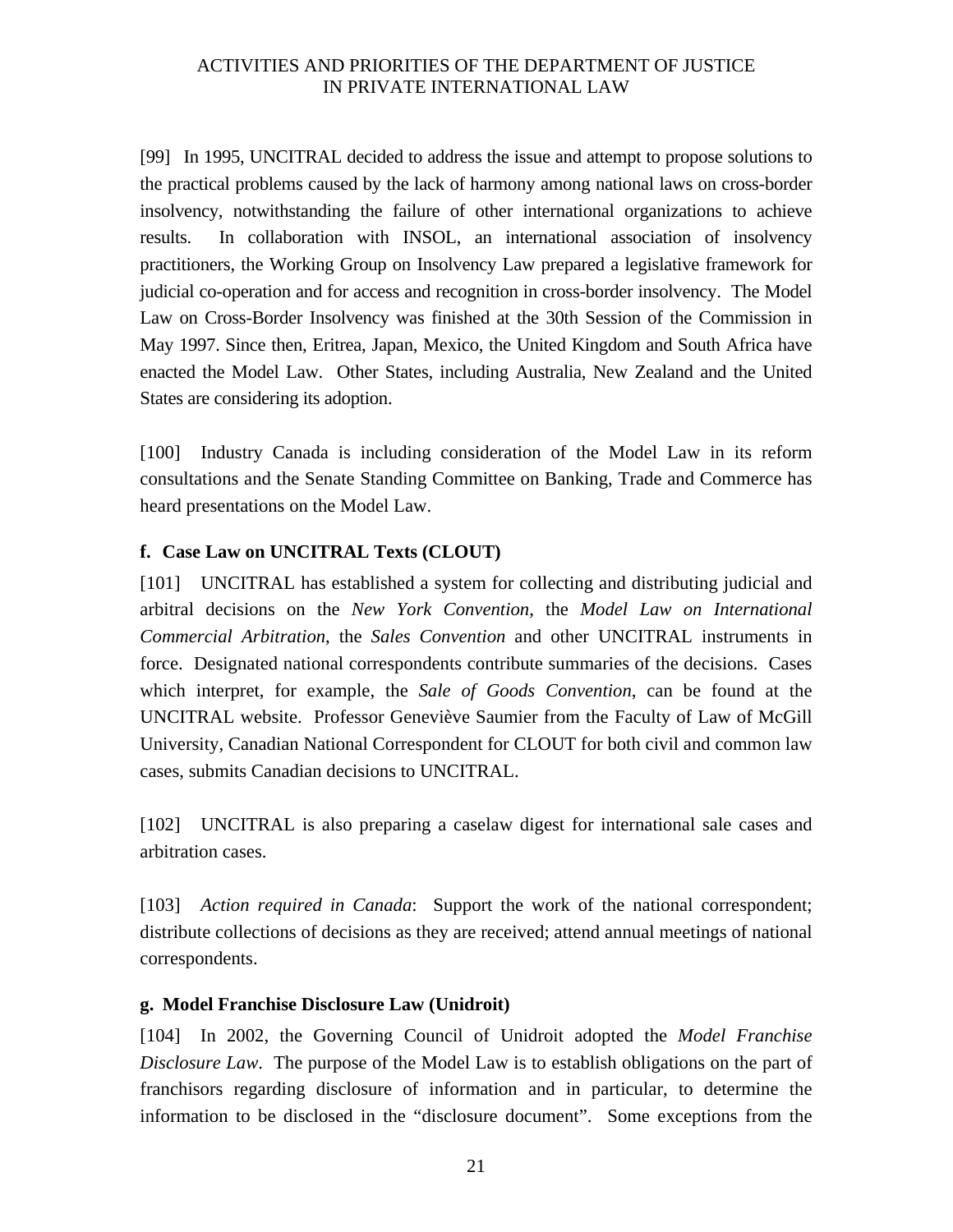[99] In 1995, UNCITRAL decided to address the issue and attempt to propose solutions to the practical problems caused by the lack of harmony among national laws on cross-border insolvency, notwithstanding the failure of other international organizations to achieve results. In collaboration with INSOL, an international association of insolvency practitioners, the Working Group on Insolvency Law prepared a legislative framework for judicial co-operation and for access and recognition in cross-border insolvency. The Model Law on Cross-Border Insolvency was finished at the 30th Session of the Commission in May 1997. Since then, Eritrea, Japan, Mexico, the United Kingdom and South Africa have enacted the Model Law. Other States, including Australia, New Zealand and the United States are considering its adoption.

[100] Industry Canada is including consideration of the Model Law in its reform consultations and the Senate Standing Committee on Banking, Trade and Commerce has heard presentations on the Model Law.

**f. Case Law on UNCITRAL Texts (CLOUT)**

[101] UNCITRAL has established a system for collecting and distributing judicial and arbitral decisions on the *New York Convention*, the *Model Law on International Commercial Arbitration*, the *Sales Convention* and other UNCITRAL instruments in force. Designated national correspondents contribute summaries of the decisions. Cases which interpret, for example, the *Sale of Goods Convention*, can be found at the UNCITRAL website. Professor Geneviève Saumier from the Faculty of Law of McGill University, Canadian National Correspondent for CLOUT for both civil and common law cases, submits Canadian decisions to UNCITRAL.

[102] UNCITRAL is also preparing a caselaw digest for international sale cases and arbitration cases.

[103] *Action required in Canada*: Support the work of the national correspondent; distribute collections of decisions as they are received; attend annual meetings of national correspondents.

**g. Model Franchise Disclosure Law (Unidroit)**

[104] In 2002, the Governing Council of Unidroit adopted the *Model Franchise Disclosure Law*. The purpose of the Model Law is to establish obligations on the part of franchisors regarding disclosure of information and in particular, to determine the information to be disclosed in the "disclosure document". Some exceptions from the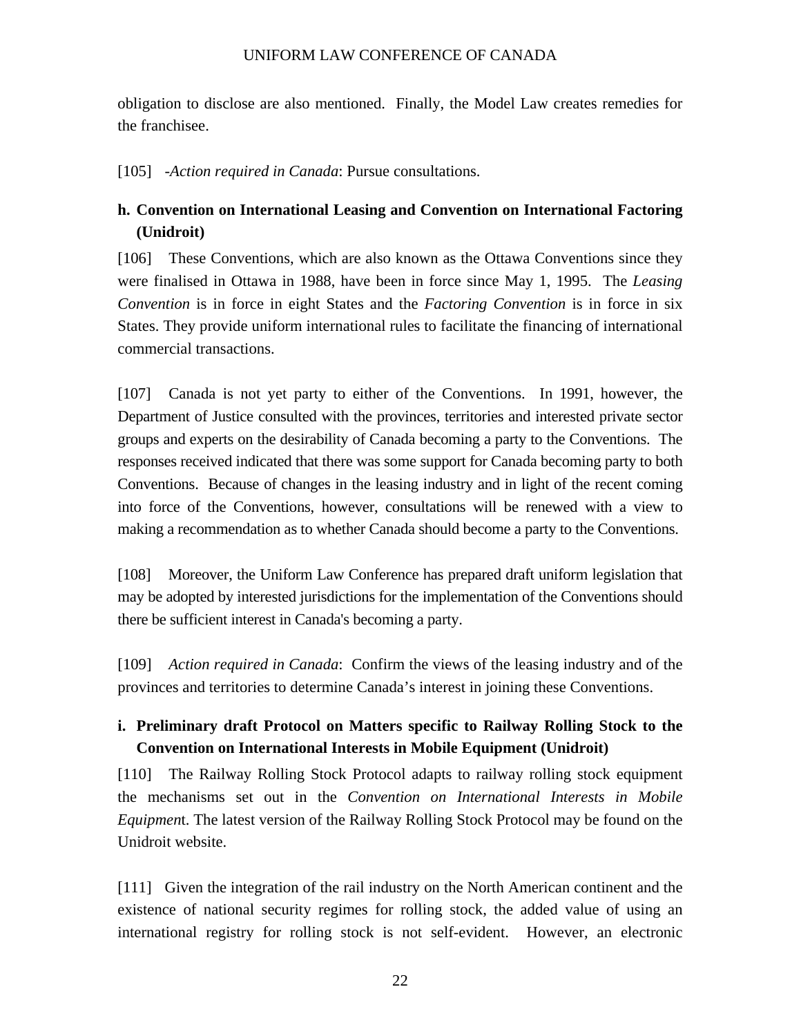obligation to disclose are also mentioned. Finally, the Model Law creates remedies for the franchisee.

[105] -*Action required in Canada*: Pursue consultations.

### h. Convention on International Leasing and Convention on International Factoring (Unidroit)

[106] These Conventions, which are also known as the Ottawa Conventions since they were finalised in Ottawa in 1988, have been in force since May 1, 1995. The *Leasing Convention* is in force in eight States and the *Factoring Convention* is in force in six States. They provide uniform international rules to facilitate the financing of international commercial transactions.

[107] Canada is not yet party to either of the Conventions. In 1991, however, the Department of Justice consulted with the provinces, territories and interested private sector groups and experts on the desirability of Canada becoming a party to the Conventions. The responses received indicated that there was some support for Canada becoming party to both Conventions. Because of changes in the leasing industry and in light of the recent coming into force of the Conventions, however, consultations will be renewed with a view to making a recommendation as to whether Canada should become a party to the Conventions.

[108] Moreover, the Uniform Law Conference has prepared draft uniform legislation that may be adopted by interested jurisdictions for the implementation of the Conventions should there be sufficient interest in Canada's becoming a party.

[109] *Action required in Canada*: Confirm the views of the leasing industry and of the provinces and territories to determine Canada's interest in joining these Conventions.

### i. Preliminary draft Protocol on Matters specific to Railway Rolling Stock to the Convention on International Interests in Mobile Equipment (Unidroit)

[110] The Railway Rolling Stock Protocol adapts to railway rolling stock equipment the mechanisms set out in the *Convention on International Interests in Mobile Equipment*. The latest version of the Railway Rolling Stock Protocol may be found on the Unidroit website.

[111] Given the integration of the rail industry on the North American continent and the existence of national security regimes for rolling stock, the added value of using an international registry for rolling stock is not self-evident. However, an electronic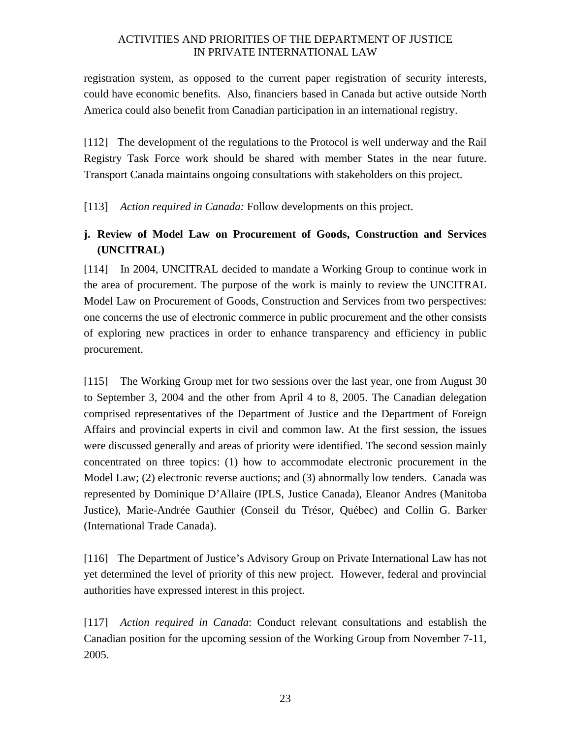registration system, as opposed to the current paper registration of security interests, could have economic benefits. Also, financiers based in Canada but active outside North America could also benefit from Canadian participation in an international registry.

[112] The development of the regulations to the Protocol is well underway and the Rail Registry Task Force work should be shared with member States in the near future. Transport Canada maintains ongoing consultations with stakeholders on this project.

[113] *Action required in Canada:* Follow developments on this project.

### j. Review of Model Law on Procurement of Goods, Construction and Services (UNCITRAL)

[114] In 2004, UNCITRAL decided to mandate a Working Group to continue work in the area of procurement. The purpose of the work is mainly to review the UNCITRAL Model Law on Procurement of Goods, Construction and Services from two perspectives: one concerns the use of electronic commerce in public procurement and the other consists of exploring new practices in order to enhance transparency and efficiency in public procurement.

[115] The Working Group met for two sessions over the last year, one from August 30 to September 3, 2004 and the other from April 4 to 8, 2005. The Canadian delegation comprised representatives of the Department of Justice and the Department of Foreign Affairs and provincial experts in civil and common law. At the first session, the issues were discussed generally and areas of priority were identified. The second session mainly concentrated on three topics: (1) how to accommodate electronic procurement in the Model Law; (2) electronic reverse auctions; and (3) abnormally low tenders. Canada was represented by Dominique D'Allaire (IPLS, Justice Canada), Eleanor Andres (Manitoba Justice), Marie-Andrée Gauthier (Conseil du Trésor, Québec) and Collin G. Barker (International Trade Canada).

[116] The Department of Justice's Advisory Group on Private International Law has not yet determined the level of priority of this new project. However, federal and provincial authorities have expressed interest in this project.

[117] *Action required in Canada*: Conduct relevant consultations and establish the Canadian position for the upcoming session of the Working Group from November 7-11, 2005.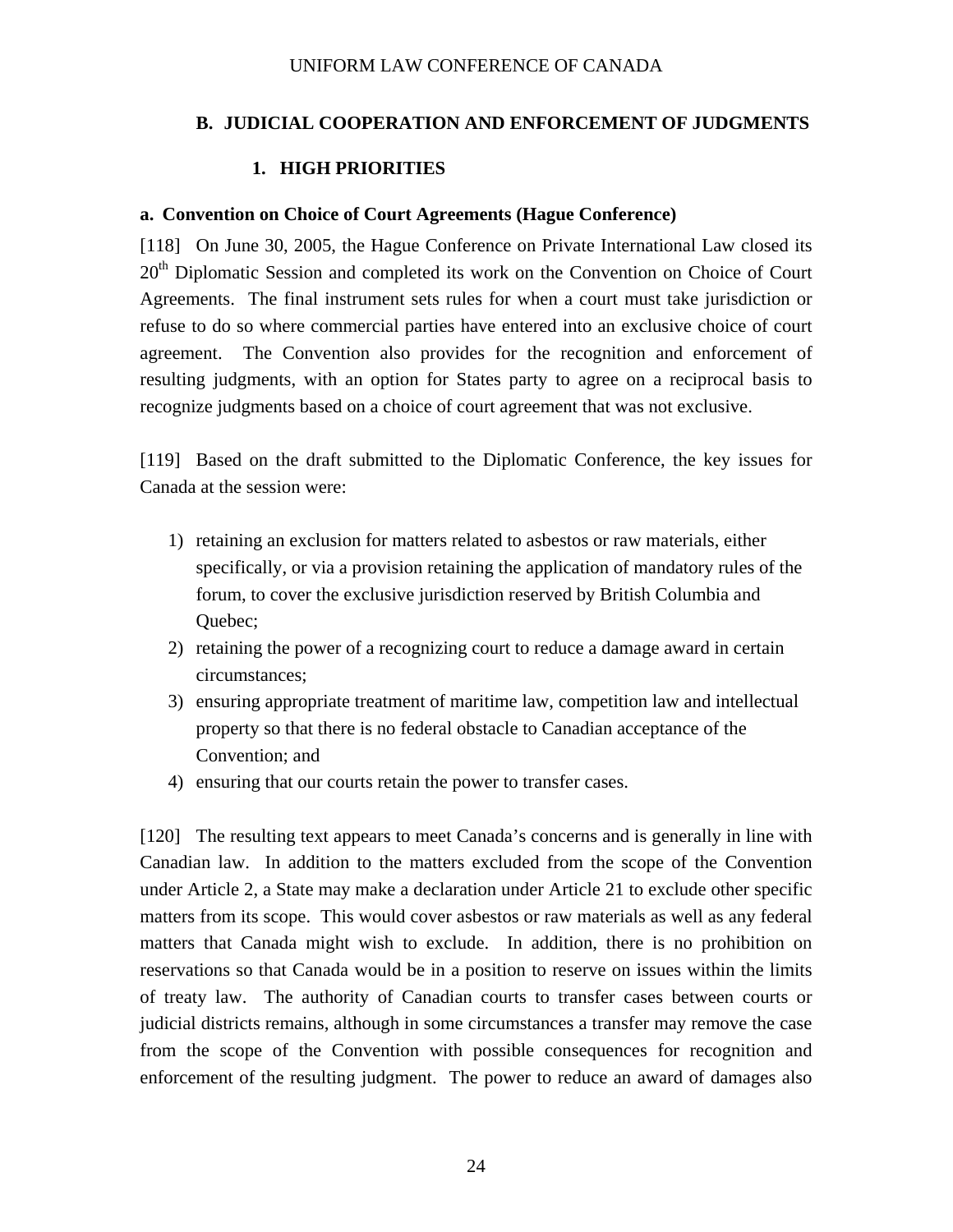## B. JUDICIAL COOPERATION AND ENFORCEMENT OF JUDGMENTS

### 1. HIGH PRIORITIES

#### a. Convention on Choice of Court Agreements (Hague Conference)

[118] On June 30, 2005, the Hague Conference on Private International Law closed its 20th Diplomatic Session and completed its work on the Convention on Choice of Court Agreements. The final instrument sets rules for when a court must take jurisdiction or refuse to do so where commercial parties have entered into an exclusive choice of court agreement. The Convention also provides for the recognition and enforcement of resulting judgments, with an option for States party to agree on a reciprocal basis to recognize judgments based on a choice of court agreement that was not exclusive.

[119] Based on the draft submitted to the Diplomatic Conference, the key issues for Canada at the session were:

1) retaining an exclusion for matters related to asbestos or raw materials, either specifically, or via a provision retaining the application of mandatory rules of the forum, to cover the exclusive jurisdiction reserved by British Columbia and Quebec;
2) retaining the power of a recognizing court to reduce a damage award in certain circumstances;
3) ensuring appropriate treatment of maritime law, competition law and intellectual property so that there is no federal obstacle to Canadian acceptance of the Convention; and
4) ensuring that our courts retain the power to transfer cases.

[120] The resulting text appears to meet Canada's concerns and is generally in line with Canadian law. In addition to the matters excluded from the scope of the Convention under Article 2, a State may make a declaration under Article 21 to exclude other specific matters from its scope. This would cover asbestos or raw materials as well as any federal matters that Canada might wish to exclude. In addition, there is no prohibition on reservations so that Canada would be in a position to reserve on issues within the limits of treaty law. The authority of Canadian courts to transfer cases between courts or judicial districts remains, although in some circumstances a transfer may remove the case from the scope of the Convention with possible consequences for recognition and enforcement of the resulting judgment. The power to reduce an award of damages also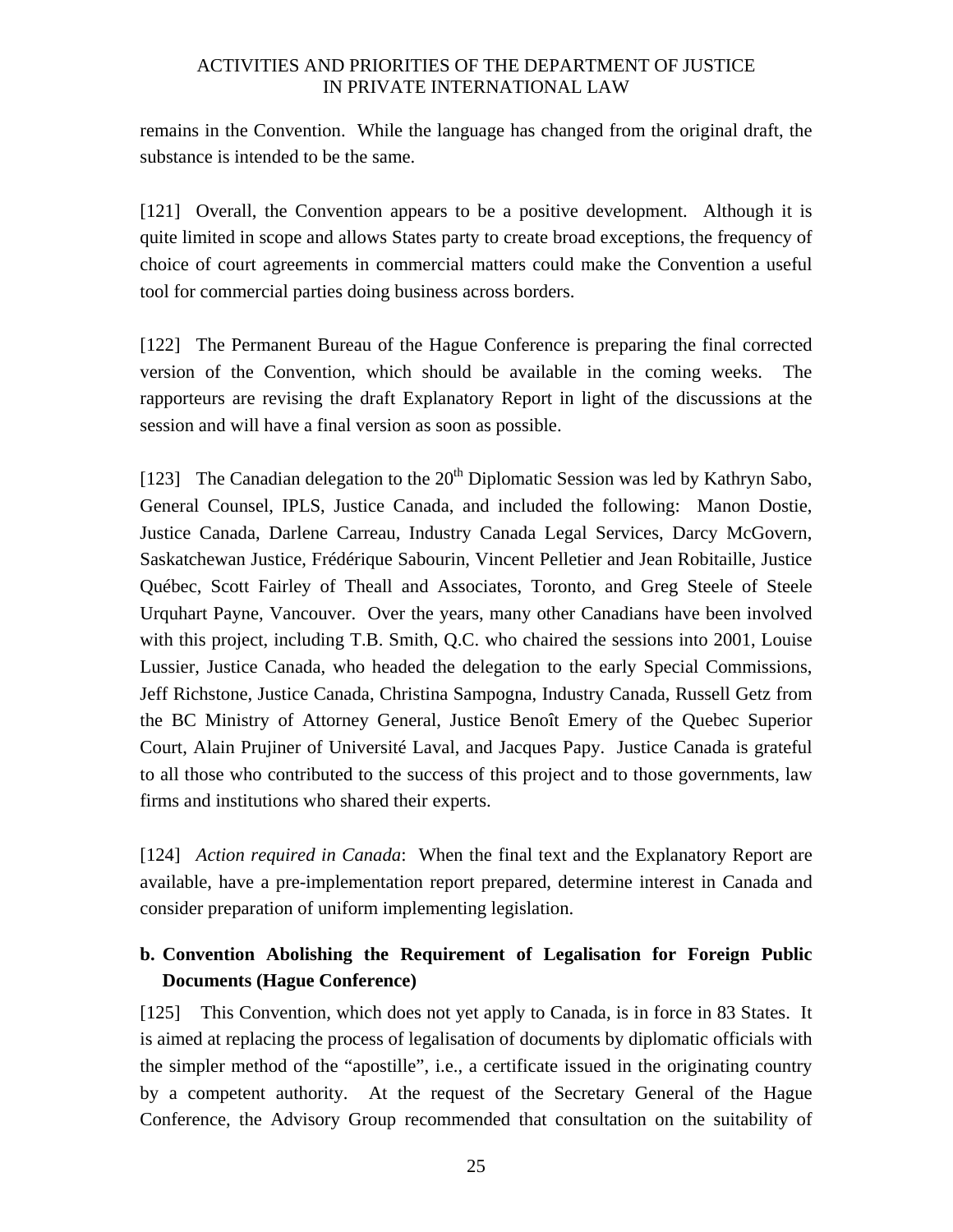remains in the Convention. While the language has changed from the original draft, the substance is intended to be the same.

[121] Overall, the Convention appears to be a positive development. Although it is quite limited in scope and allows States party to create broad exceptions, the frequency of choice of court agreements in commercial matters could make the Convention a useful tool for commercial parties doing business across borders.

[122] The Permanent Bureau of the Hague Conference is preparing the final corrected version of the Convention, which should be available in the coming weeks. The rapporteurs are revising the draft Explanatory Report in light of the discussions at the session and will have a final version as soon as possible.

[123] The Canadian delegation to the 20th Diplomatic Session was led by Kathryn Sabo, General Counsel, IPLS, Justice Canada, and included the following: Manon Dostie, Justice Canada, Darlene Carreau, Industry Canada Legal Services, Darcy McGovern, Saskatchewan Justice, Frédérique Sabourin, Vincent Pelletier and Jean Robitaille, Justice Québec, Scott Fairley of Theall and Associates, Toronto, and Greg Steele of Steele Urquhart Payne, Vancouver. Over the years, many other Canadians have been involved with this project, including T.B. Smith, Q.C. who chaired the sessions into 2001, Louise Lussier, Justice Canada, who headed the delegation to the early Special Commissions, Jeff Richstone, Justice Canada, Christina Sampogna, Industry Canada, Russell Getz from the BC Ministry of Attorney General, Justice Benoît Emery of the Quebec Superior Court, Alain Prujiner of Université Laval, and Jacques Papy. Justice Canada is grateful to all those who contributed to the success of this project and to those governments, law firms and institutions who shared their experts.

[124] *Action required in Canada*: When the final text and the Explanatory Report are available, have a pre-implementation report prepared, determine interest in Canada and consider preparation of uniform implementing legislation.

### b. Convention Abolishing the Requirement of Legalisation for Foreign Public Documents (Hague Conference)

[125] This Convention, which does not yet apply to Canada, is in force in 83 States. It is aimed at replacing the process of legalisation of documents by diplomatic officials with the simpler method of the "apostille", i.e., a certificate issued in the originating country by a competent authority. At the request of the Secretary General of the Hague Conference, the Advisory Group recommended that consultation on the suitability of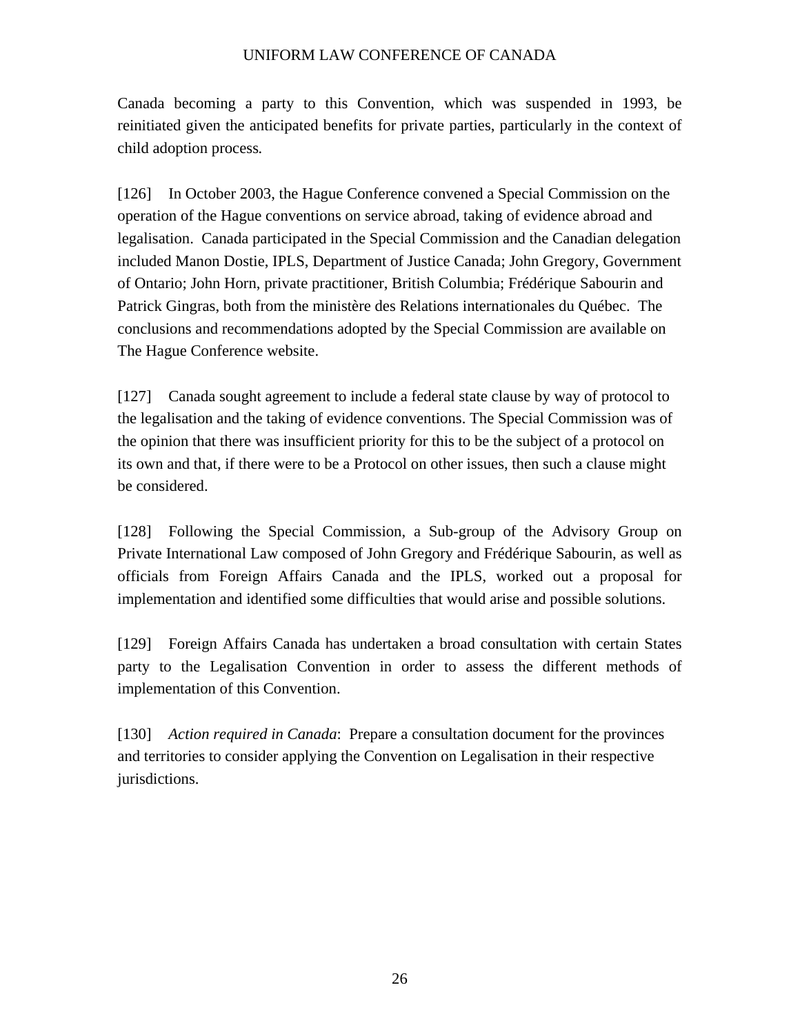Canada becoming a party to this Convention, which was suspended in 1993, be reinitiated given the anticipated benefits for private parties, particularly in the context of child adoption process.

[126] In October 2003, the Hague Conference convened a Special Commission on the operation of the Hague conventions on service abroad, taking of evidence abroad and legalisation. Canada participated in the Special Commission and the Canadian delegation included Manon Dostie, IPLS, Department of Justice Canada; John Gregory, Government of Ontario; John Horn, private practitioner, British Columbia; Frédérique Sabourin and Patrick Gingras, both from the ministère des Relations internationales du Québec. The conclusions and recommendations adopted by the Special Commission are available on The Hague Conference website.

[127] Canada sought agreement to include a federal state clause by way of protocol to the legalisation and the taking of evidence conventions. The Special Commission was of the opinion that there was insufficient priority for this to be the subject of a protocol on its own and that, if there were to be a Protocol on other issues, then such a clause might be considered.

[128] Following the Special Commission, a Sub-group of the Advisory Group on Private International Law composed of John Gregory and Frédérique Sabourin, as well as officials from Foreign Affairs Canada and the IPLS, worked out a proposal for implementation and identified some difficulties that would arise and possible solutions.

[129] Foreign Affairs Canada has undertaken a broad consultation with certain States party to the Legalisation Convention in order to assess the different methods of implementation of this Convention.

[130] *Action required in Canada*: Prepare a consultation document for the provinces and territories to consider applying the Convention on Legalisation in their respective jurisdictions.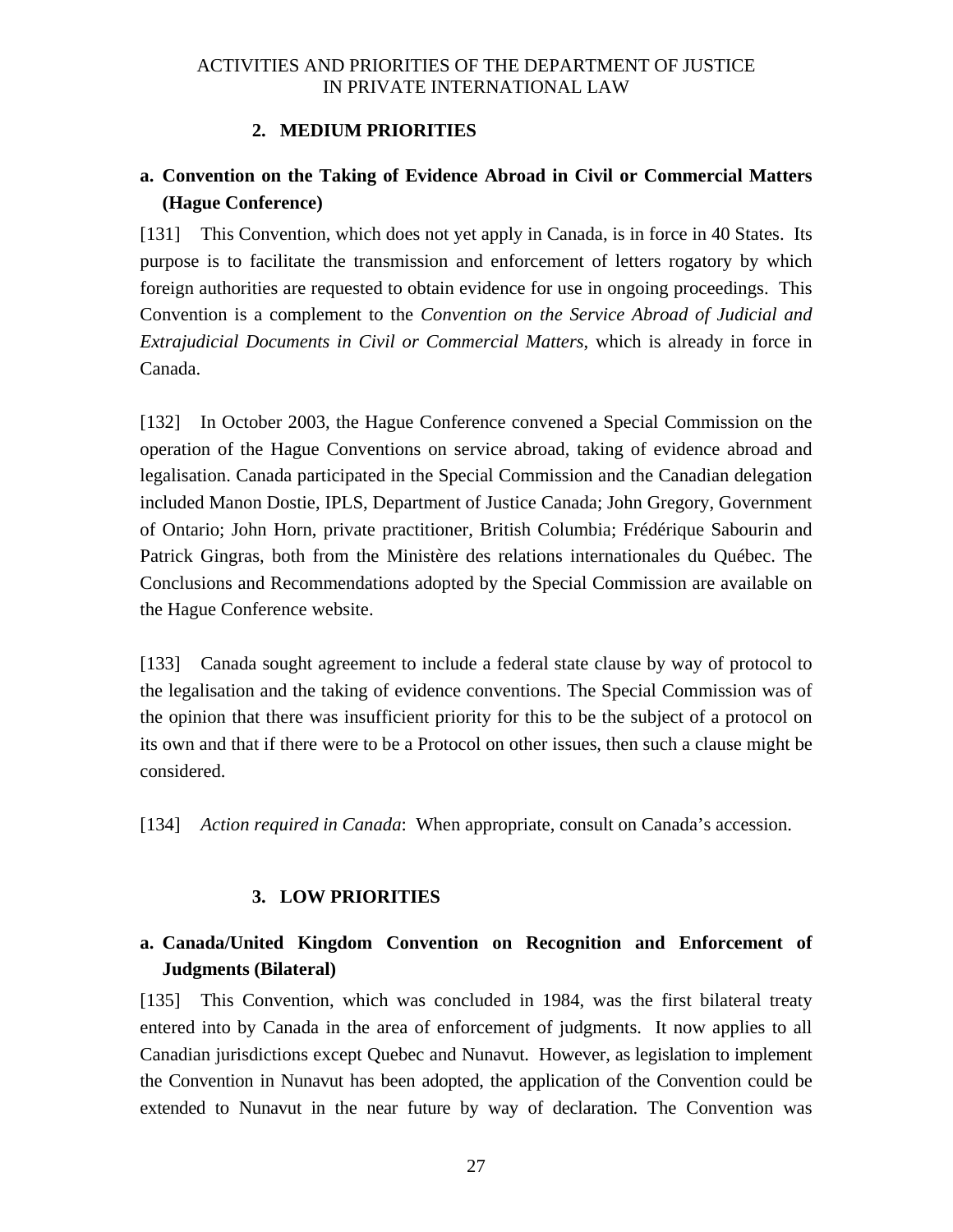### 2. MEDIUM PRIORITIES

**a. Convention on the Taking of Evidence Abroad in Civil or Commercial Matters (Hague Conference)**

[131] This Convention, which does not yet apply in Canada, is in force in 40 States. Its purpose is to facilitate the transmission and enforcement of letters rogatory by which foreign authorities are requested to obtain evidence for use in ongoing proceedings. This Convention is a complement to the *Convention on the Service Abroad of Judicial and Extrajudicial Documents in Civil or Commercial Matters*, which is already in force in Canada.

[132] In October 2003, the Hague Conference convened a Special Commission on the operation of the Hague Conventions on service abroad, taking of evidence abroad and legalisation. Canada participated in the Special Commission and the Canadian delegation included Manon Dostie, IPLS, Department of Justice Canada; John Gregory, Government of Ontario; John Horn, private practitioner, British Columbia; Frédérique Sabourin and Patrick Gingras, both from the Ministère des relations internationales du Québec. The Conclusions and Recommendations adopted by the Special Commission are available on the Hague Conference website.

[133] Canada sought agreement to include a federal state clause by way of protocol to the legalisation and the taking of evidence conventions. The Special Commission was of the opinion that there was insufficient priority for this to be the subject of a protocol on its own and that if there were to be a Protocol on other issues, then such a clause might be considered.

[134] *Action required in Canada*: When appropriate, consult on Canada's accession.

### 3. LOW PRIORITIES

**a. Canada/United Kingdom Convention on Recognition and Enforcement of Judgments (Bilateral)**

[135] This Convention, which was concluded in 1984, was the first bilateral treaty entered into by Canada in the area of enforcement of judgments. It now applies to all Canadian jurisdictions except Quebec and Nunavut. However, as legislation to implement the Convention in Nunavut has been adopted, the application of the Convention could be extended to Nunavut in the near future by way of declaration. The Convention was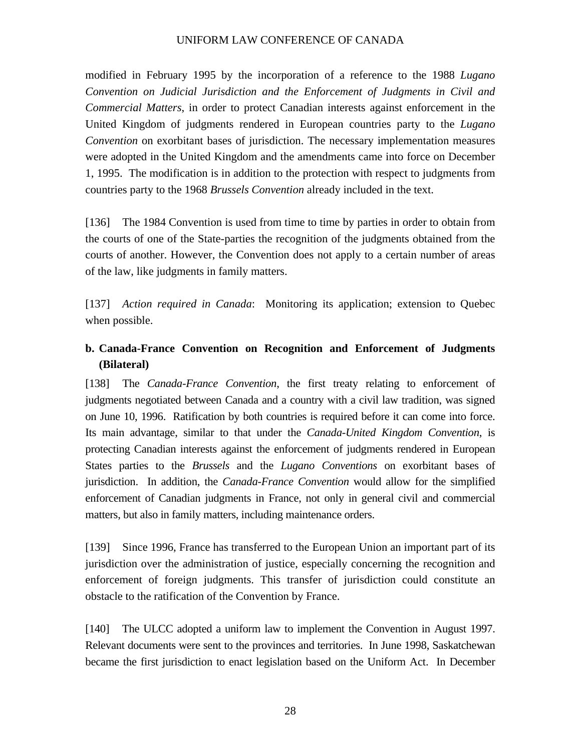modified in February 1995 by the incorporation of a reference to the 1988 *Lugano Convention on Judicial Jurisdiction and the Enforcement of Judgments in Civil and Commercial Matters*, in order to protect Canadian interests against enforcement in the United Kingdom of judgments rendered in European countries party to the *Lugano Convention* on exorbitant bases of jurisdiction. The necessary implementation measures were adopted in the United Kingdom and the amendments came into force on December 1, 1995. The modification is in addition to the protection with respect to judgments from countries party to the 1968 *Brussels Convention* already included in the text.

[136] The 1984 Convention is used from time to time by parties in order to obtain from the courts of one of the State-parties the recognition of the judgments obtained from the courts of another. However, the Convention does not apply to a certain number of areas of the law, like judgments in family matters.

[137] *Action required in Canada*: Monitoring its application; extension to Quebec when possible.

### b. Canada-France Convention on Recognition and Enforcement of Judgments (Bilateral)

[138] The *Canada-France Convention*, the first treaty relating to enforcement of judgments negotiated between Canada and a country with a civil law tradition, was signed on June 10, 1996. Ratification by both countries is required before it can come into force. Its main advantage, similar to that under the *Canada-United Kingdom Convention*, is protecting Canadian interests against the enforcement of judgments rendered in European States parties to the *Brussels* and the *Lugano Conventions* on exorbitant bases of jurisdiction. In addition, the *Canada-France Convention* would allow for the simplified enforcement of Canadian judgments in France, not only in general civil and commercial matters, but also in family matters, including maintenance orders.

[139] Since 1996, France has transferred to the European Union an important part of its jurisdiction over the administration of justice, especially concerning the recognition and enforcement of foreign judgments. This transfer of jurisdiction could constitute an obstacle to the ratification of the Convention by France.

[140] The ULCC adopted a uniform law to implement the Convention in August 1997. Relevant documents were sent to the provinces and territories. In June 1998, Saskatchewan became the first jurisdiction to enact legislation based on the Uniform Act. In December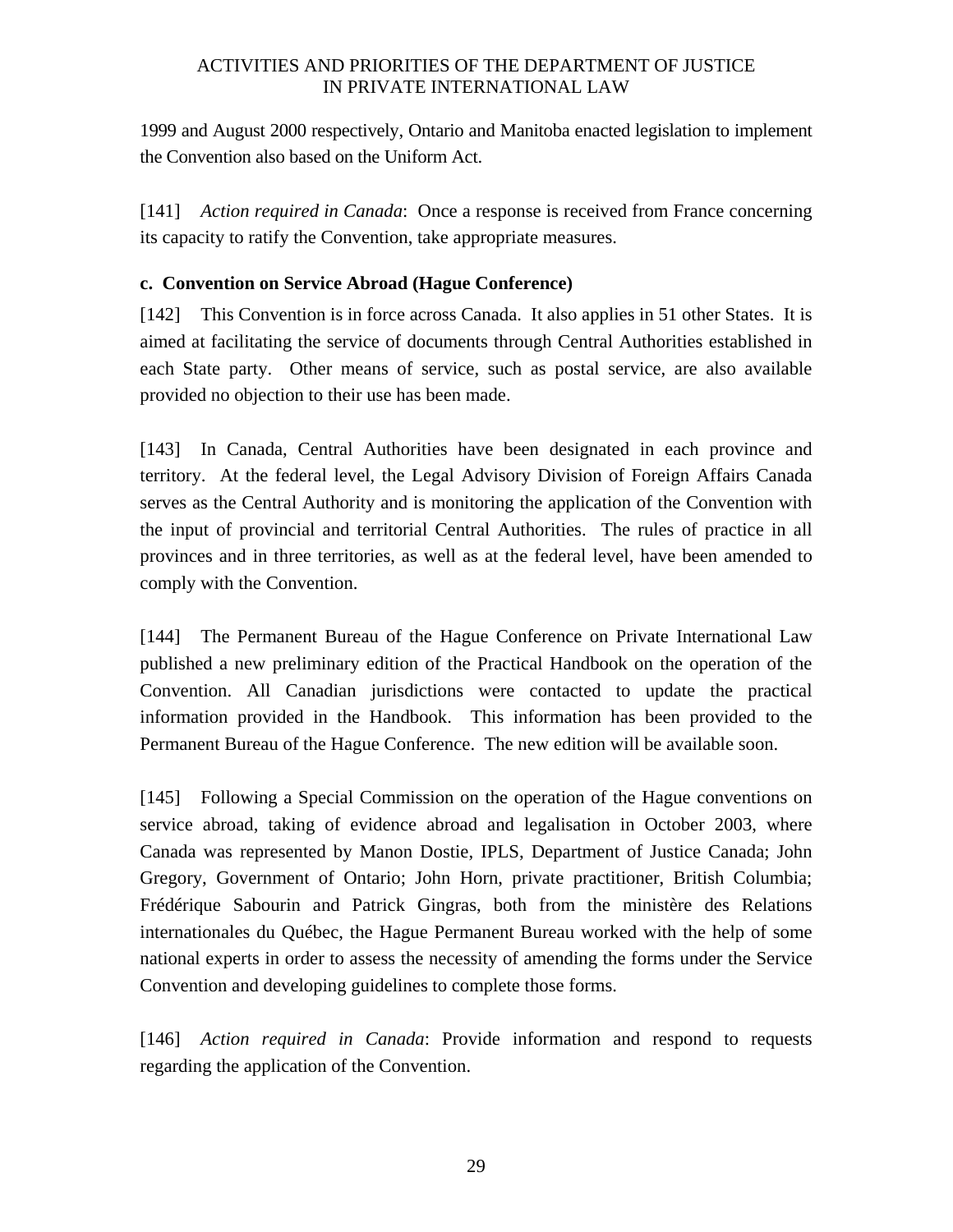1999 and August 2000 respectively, Ontario and Manitoba enacted legislation to implement the Convention also based on the Uniform Act.

[141] *Action required in Canada*: Once a response is received from France concerning its capacity to ratify the Convention, take appropriate measures.

**c. Convention on Service Abroad (Hague Conference)**

[142] This Convention is in force across Canada. It also applies in 51 other States. It is aimed at facilitating the service of documents through Central Authorities established in each State party. Other means of service, such as postal service, are also available provided no objection to their use has been made.

[143] In Canada, Central Authorities have been designated in each province and territory. At the federal level, the Legal Advisory Division of Foreign Affairs Canada serves as the Central Authority and is monitoring the application of the Convention with the input of provincial and territorial Central Authorities. The rules of practice in all provinces and in three territories, as well as at the federal level, have been amended to comply with the Convention.

[144] The Permanent Bureau of the Hague Conference on Private International Law published a new preliminary edition of the Practical Handbook on the operation of the Convention. All Canadian jurisdictions were contacted to update the practical information provided in the Handbook. This information has been provided to the Permanent Bureau of the Hague Conference. The new edition will be available soon.

[145] Following a Special Commission on the operation of the Hague conventions on service abroad, taking of evidence abroad and legalisation in October 2003, where Canada was represented by Manon Dostie, IPLS, Department of Justice Canada; John Gregory, Government of Ontario; John Horn, private practitioner, British Columbia; Frédérique Sabourin and Patrick Gingras, both from the ministère des Relations internationales du Québec, the Hague Permanent Bureau worked with the help of some national experts in order to assess the necessity of amending the forms under the Service Convention and developing guidelines to complete those forms.

[146] *Action required in Canada*: Provide information and respond to requests regarding the application of the Convention.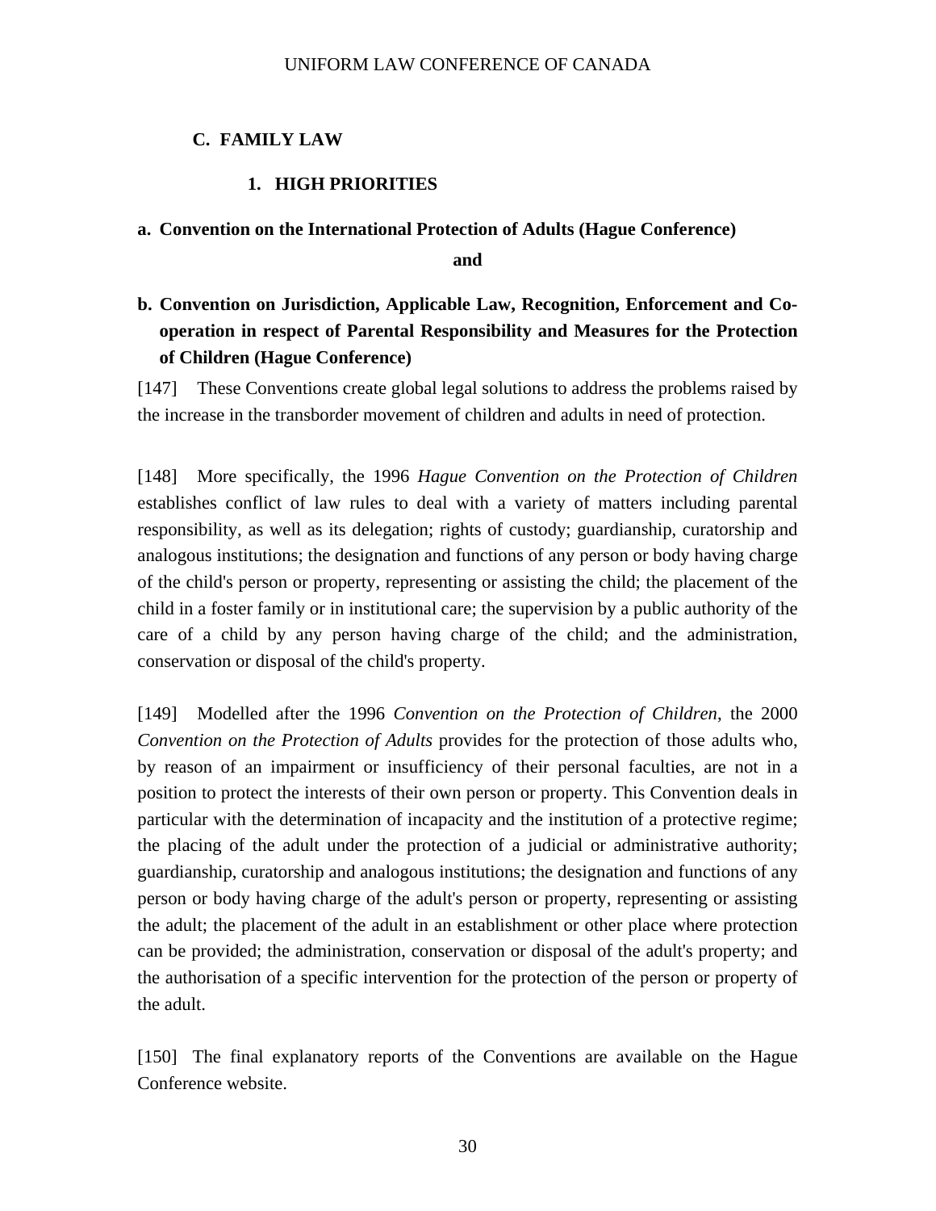## C. FAMILY LAW

### 1. HIGH PRIORITIES

#### a. Convention on the International Protection of Adults (Hague Conference)

**and**

#### b. Convention on Jurisdiction, Applicable Law, Recognition, Enforcement and Co-operation in respect of Parental Responsibility and Measures for the Protection of Children (Hague Conference)

[147] These Conventions create global legal solutions to address the problems raised by the increase in the transborder movement of children and adults in need of protection.

[148] More specifically, the 1996 *Hague Convention on the Protection of Children* establishes conflict of law rules to deal with a variety of matters including parental responsibility, as well as its delegation; rights of custody; guardianship, curatorship and analogous institutions; the designation and functions of any person or body having charge of the child's person or property, representing or assisting the child; the placement of the child in a foster family or in institutional care; the supervision by a public authority of the care of a child by any person having charge of the child; and the administration, conservation or disposal of the child's property.

[149] Modelled after the 1996 *Convention on the Protection of Children*, the 2000 *Convention on the Protection of Adults* provides for the protection of those adults who, by reason of an impairment or insufficiency of their personal faculties, are not in a position to protect the interests of their own person or property. This Convention deals in particular with the determination of incapacity and the institution of a protective regime; the placing of the adult under the protection of a judicial or administrative authority; guardianship, curatorship and analogous institutions; the designation and functions of any person or body having charge of the adult's person or property, representing or assisting the adult; the placement of the adult in an establishment or other place where protection can be provided; the administration, conservation or disposal of the adult's property; and the authorisation of a specific intervention for the protection of the person or property of the adult.

[150] The final explanatory reports of the Conventions are available on the Hague Conference website.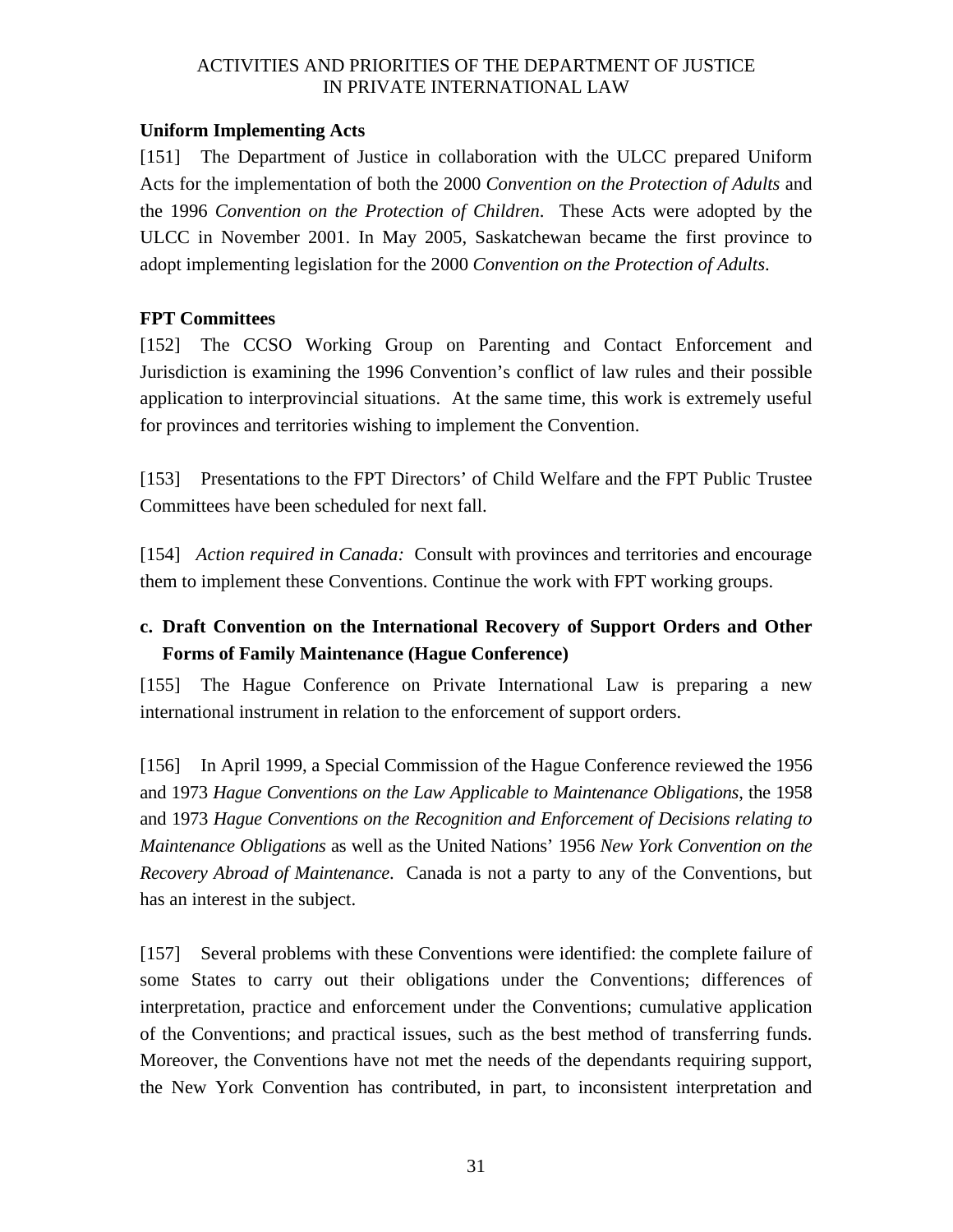ACTIVITIES AND PRIORITIES OF THE DEPARTMENT OF JUSTICE IN PRIVATE INTERNATIONAL LAW

**Uniform Implementing Acts**

[151] The Department of Justice in collaboration with the ULCC prepared Uniform Acts for the implementation of both the 2000 *Convention on the Protection of Adults* and the 1996 *Convention on the Protection of Children*. These Acts were adopted by the ULCC in November 2001. In May 2005, Saskatchewan became the first province to adopt implementing legislation for the 2000 *Convention on the Protection of Adults*.

**FPT Committees**

[152] The CCSO Working Group on Parenting and Contact Enforcement and Jurisdiction is examining the 1996 Convention's conflict of law rules and their possible application to interprovincial situations. At the same time, this work is extremely useful for provinces and territories wishing to implement the Convention.

[153] Presentations to the FPT Directors' of Child Welfare and the FPT Public Trustee Committees have been scheduled for next fall.

[154] *Action required in Canada:* Consult with provinces and territories and encourage them to implement these Conventions. Continue the work with FPT working groups.

### c. Draft Convention on the International Recovery of Support Orders and Other Forms of Family Maintenance (Hague Conference)

[155] The Hague Conference on Private International Law is preparing a new international instrument in relation to the enforcement of support orders.

[156] In April 1999, a Special Commission of the Hague Conference reviewed the 1956 and 1973 *Hague Conventions on the Law Applicable to Maintenance Obligations*, the 1958 and 1973 *Hague Conventions on the Recognition and Enforcement of Decisions relating to Maintenance Obligations* as well as the United Nations' 1956 *New York Convention on the Recovery Abroad of Maintenance*. Canada is not a party to any of the Conventions, but has an interest in the subject.

[157] Several problems with these Conventions were identified: the complete failure of some States to carry out their obligations under the Conventions; differences of interpretation, practice and enforcement under the Conventions; cumulative application of the Conventions; and practical issues, such as the best method of transferring funds. Moreover, the Conventions have not met the needs of the dependants requiring support, the New York Convention has contributed, in part, to inconsistent interpretation and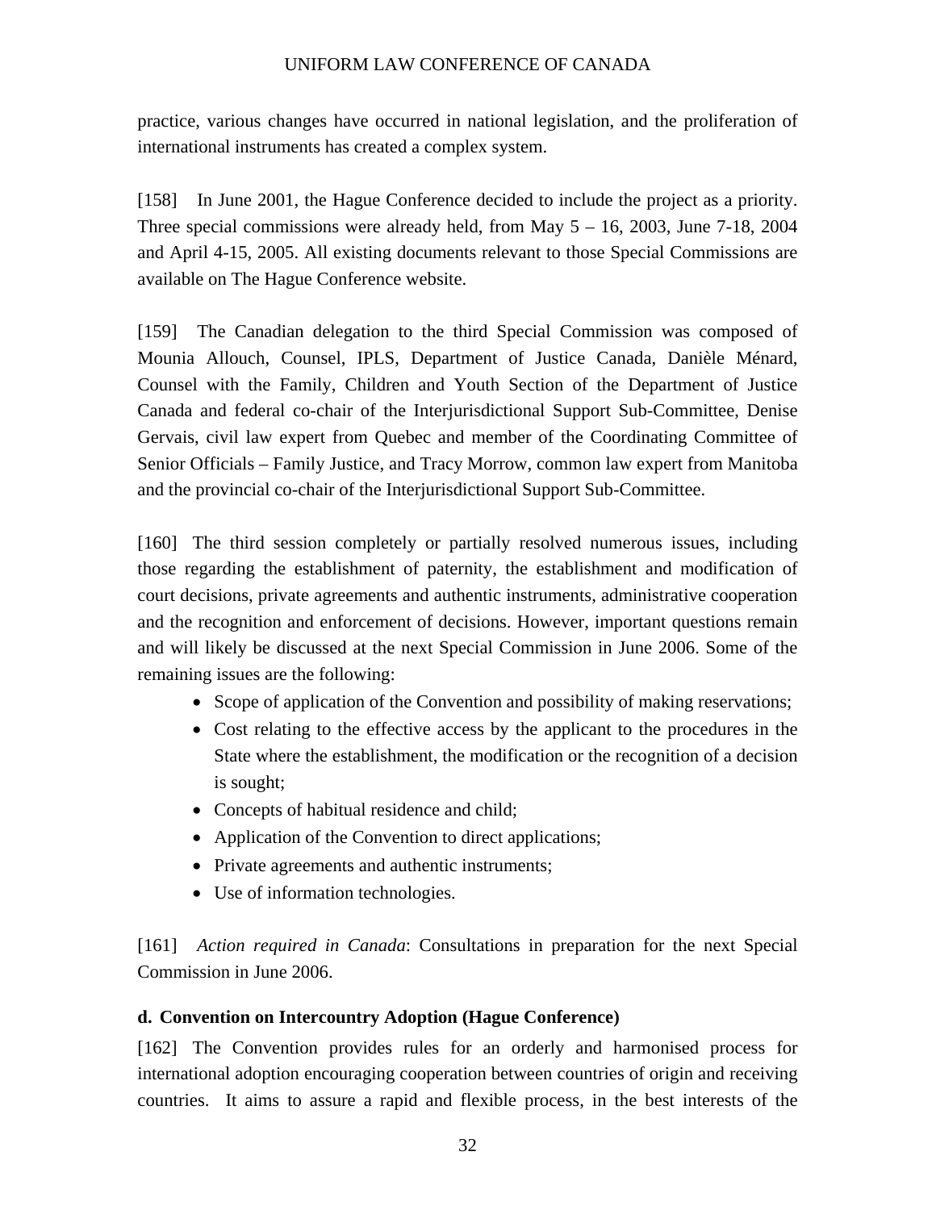practice, various changes have occurred in national legislation, and the proliferation of international instruments has created a complex system.

[158] In June 2001, the Hague Conference decided to include the project as a priority. Three special commissions were already held, from May 5 – 16, 2003, June 7-18, 2004 and April 4-15, 2005. All existing documents relevant to those Special Commissions are available on The Hague Conference website.

[159] The Canadian delegation to the third Special Commission was composed of Mounia Allouch, Counsel, IPLS, Department of Justice Canada, Danièle Ménard, Counsel with the Family, Children and Youth Section of the Department of Justice Canada and federal co-chair of the Interjurisdictional Support Sub-Committee, Denise Gervais, civil law expert from Quebec and member of the Coordinating Committee of Senior Officials – Family Justice, and Tracy Morrow, common law expert from Manitoba and the provincial co-chair of the Interjurisdictional Support Sub-Committee.

[160] The third session completely or partially resolved numerous issues, including those regarding the establishment of paternity, the establishment and modification of court decisions, private agreements and authentic instruments, administrative cooperation and the recognition and enforcement of decisions. However, important questions remain and will likely be discussed at the next Special Commission in June 2006. Some of the remaining issues are the following:

- Scope of application of the Convention and possibility of making reservations;
- Cost relating to the effective access by the applicant to the procedures in the State where the establishment, the modification or the recognition of a decision is sought;
- Concepts of habitual residence and child;
- Application of the Convention to direct applications;
- Private agreements and authentic instruments;
- Use of information technologies.

[161] *Action required in Canada*: Consultations in preparation for the next Special Commission in June 2006.

### d. Convention on Intercountry Adoption (Hague Conference)

[162] The Convention provides rules for an orderly and harmonised process for international adoption encouraging cooperation between countries of origin and receiving countries. It aims to assure a rapid and flexible process, in the best interests of the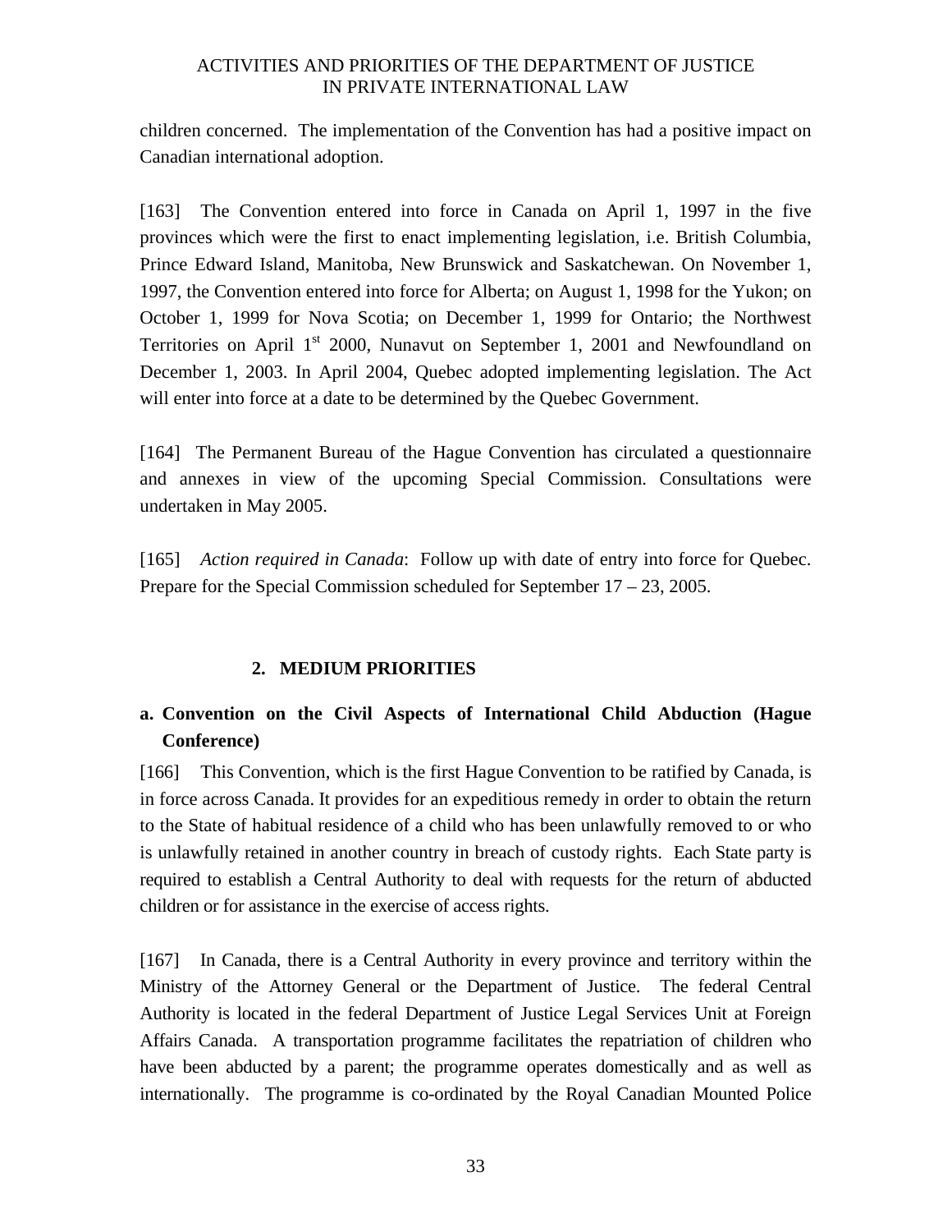children concerned. The implementation of the Convention has had a positive impact on Canadian international adoption.

[163] The Convention entered into force in Canada on April 1, 1997 in the five provinces which were the first to enact implementing legislation, i.e. British Columbia, Prince Edward Island, Manitoba, New Brunswick and Saskatchewan. On November 1, 1997, the Convention entered into force for Alberta; on August 1, 1998 for the Yukon; on October 1, 1999 for Nova Scotia; on December 1, 1999 for Ontario; the Northwest Territories on April 1st 2000, Nunavut on September 1, 2001 and Newfoundland on December 1, 2003. In April 2004, Quebec adopted implementing legislation. The Act will enter into force at a date to be determined by the Quebec Government.

[164] The Permanent Bureau of the Hague Convention has circulated a questionnaire and annexes in view of the upcoming Special Commission. Consultations were undertaken in May 2005.

[165] *Action required in Canada*: Follow up with date of entry into force for Quebec. Prepare for the Special Commission scheduled for September 17 – 23, 2005.

## 2. MEDIUM PRIORITIES

### a. Convention on the Civil Aspects of International Child Abduction (Hague Conference)

[166] This Convention, which is the first Hague Convention to be ratified by Canada, is in force across Canada. It provides for an expeditious remedy in order to obtain the return to the State of habitual residence of a child who has been unlawfully removed to or who is unlawfully retained in another country in breach of custody rights. Each State party is required to establish a Central Authority to deal with requests for the return of abducted children or for assistance in the exercise of access rights.

[167] In Canada, there is a Central Authority in every province and territory within the Ministry of the Attorney General or the Department of Justice. The federal Central Authority is located in the federal Department of Justice Legal Services Unit at Foreign Affairs Canada. A transportation programme facilitates the repatriation of children who have been abducted by a parent; the programme operates domestically and as well as internationally. The programme is co-ordinated by the Royal Canadian Mounted Police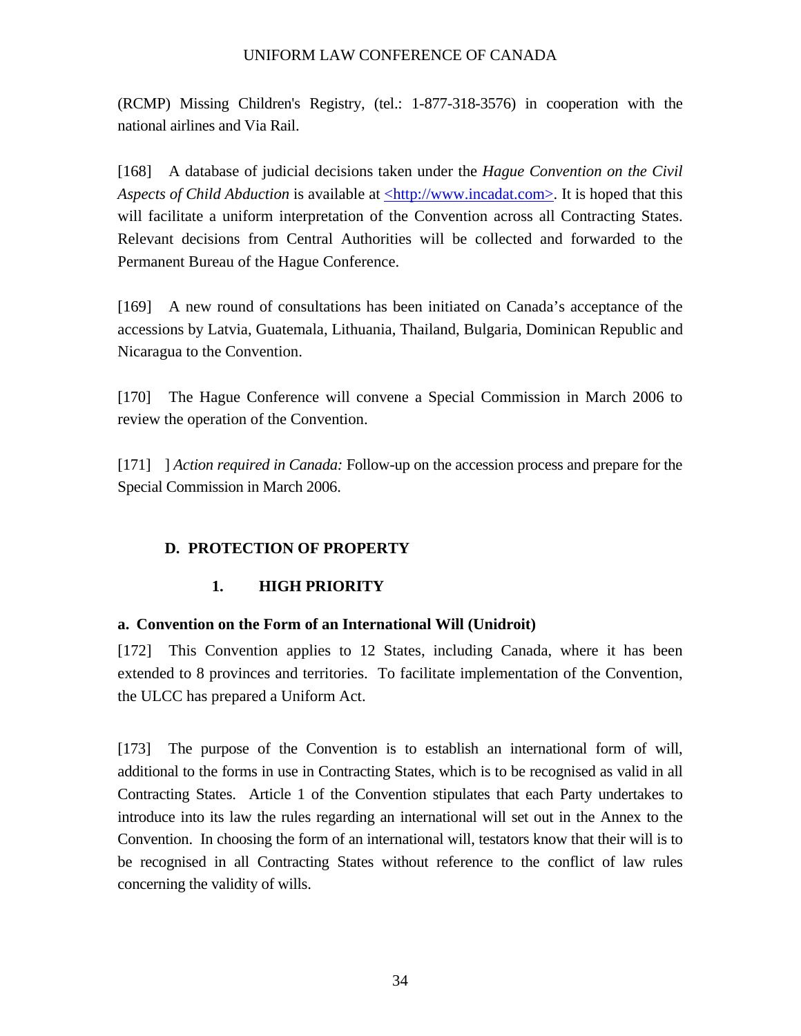(RCMP) Missing Children's Registry, (tel.: 1-877-318-3576) in cooperation with the national airlines and Via Rail.

[168] A database of judicial decisions taken under the *Hague Convention on the Civil Aspects of Child Abduction* is available at <http://www.incadat.com>. It is hoped that this will facilitate a uniform interpretation of the Convention across all Contracting States. Relevant decisions from Central Authorities will be collected and forwarded to the Permanent Bureau of the Hague Conference.

[169] A new round of consultations has been initiated on Canada's acceptance of the accessions by Latvia, Guatemala, Lithuania, Thailand, Bulgaria, Dominican Republic and Nicaragua to the Convention.

[170] The Hague Conference will convene a Special Commission in March 2006 to review the operation of the Convention.

[171] ] *Action required in Canada:* Follow-up on the accession process and prepare for the Special Commission in March 2006.

## D. PROTECTION OF PROPERTY

### 1. HIGH PRIORITY

#### a. Convention on the Form of an International Will (Unidroit)

[172] This Convention applies to 12 States, including Canada, where it has been extended to 8 provinces and territories. To facilitate implementation of the Convention, the ULCC has prepared a Uniform Act.

[173] The purpose of the Convention is to establish an international form of will, additional to the forms in use in Contracting States, which is to be recognised as valid in all Contracting States. Article 1 of the Convention stipulates that each Party undertakes to introduce into its law the rules regarding an international will set out in the Annex to the Convention. In choosing the form of an international will, testators know that their will is to be recognised in all Contracting States without reference to the conflict of law rules concerning the validity of wills.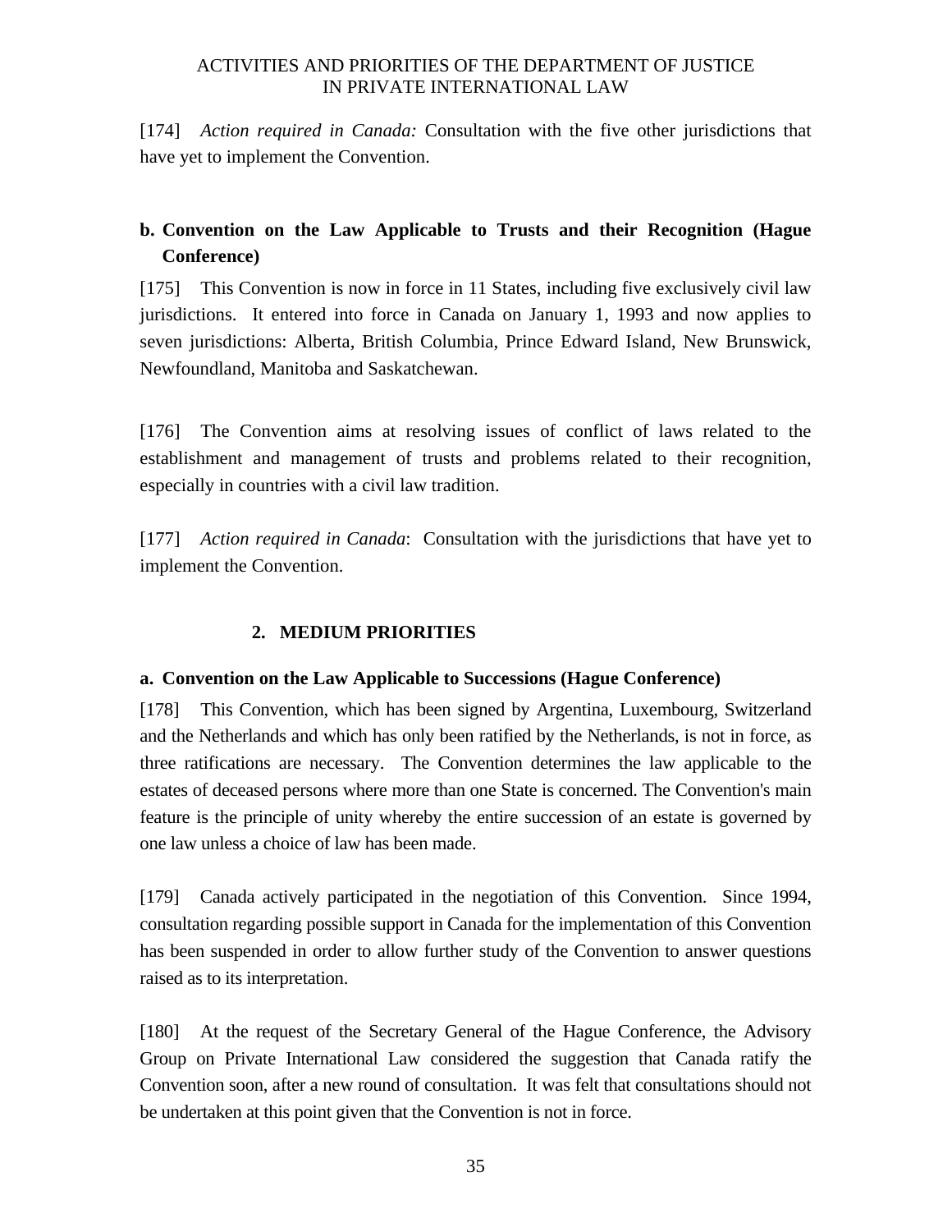[174] *Action required in Canada:* Consultation with the five other jurisdictions that have yet to implement the Convention.

### b. Convention on the Law Applicable to Trusts and their Recognition (Hague Conference)

[175] This Convention is now in force in 11 States, including five exclusively civil law jurisdictions. It entered into force in Canada on January 1, 1993 and now applies to seven jurisdictions: Alberta, British Columbia, Prince Edward Island, New Brunswick, Newfoundland, Manitoba and Saskatchewan.

[176] The Convention aims at resolving issues of conflict of laws related to the establishment and management of trusts and problems related to their recognition, especially in countries with a civil law tradition.

[177] *Action required in Canada*: Consultation with the jurisdictions that have yet to implement the Convention.

## 2. MEDIUM PRIORITIES

### a. Convention on the Law Applicable to Successions (Hague Conference)

[178] This Convention, which has been signed by Argentina, Luxembourg, Switzerland and the Netherlands and which has only been ratified by the Netherlands, is not in force, as three ratifications are necessary. The Convention determines the law applicable to the estates of deceased persons where more than one State is concerned. The Convention's main feature is the principle of unity whereby the entire succession of an estate is governed by one law unless a choice of law has been made.

[179] Canada actively participated in the negotiation of this Convention. Since 1994, consultation regarding possible support in Canada for the implementation of this Convention has been suspended in order to allow further study of the Convention to answer questions raised as to its interpretation.

[180] At the request of the Secretary General of the Hague Conference, the Advisory Group on Private International Law considered the suggestion that Canada ratify the Convention soon, after a new round of consultation. It was felt that consultations should not be undertaken at this point given that the Convention is not in force.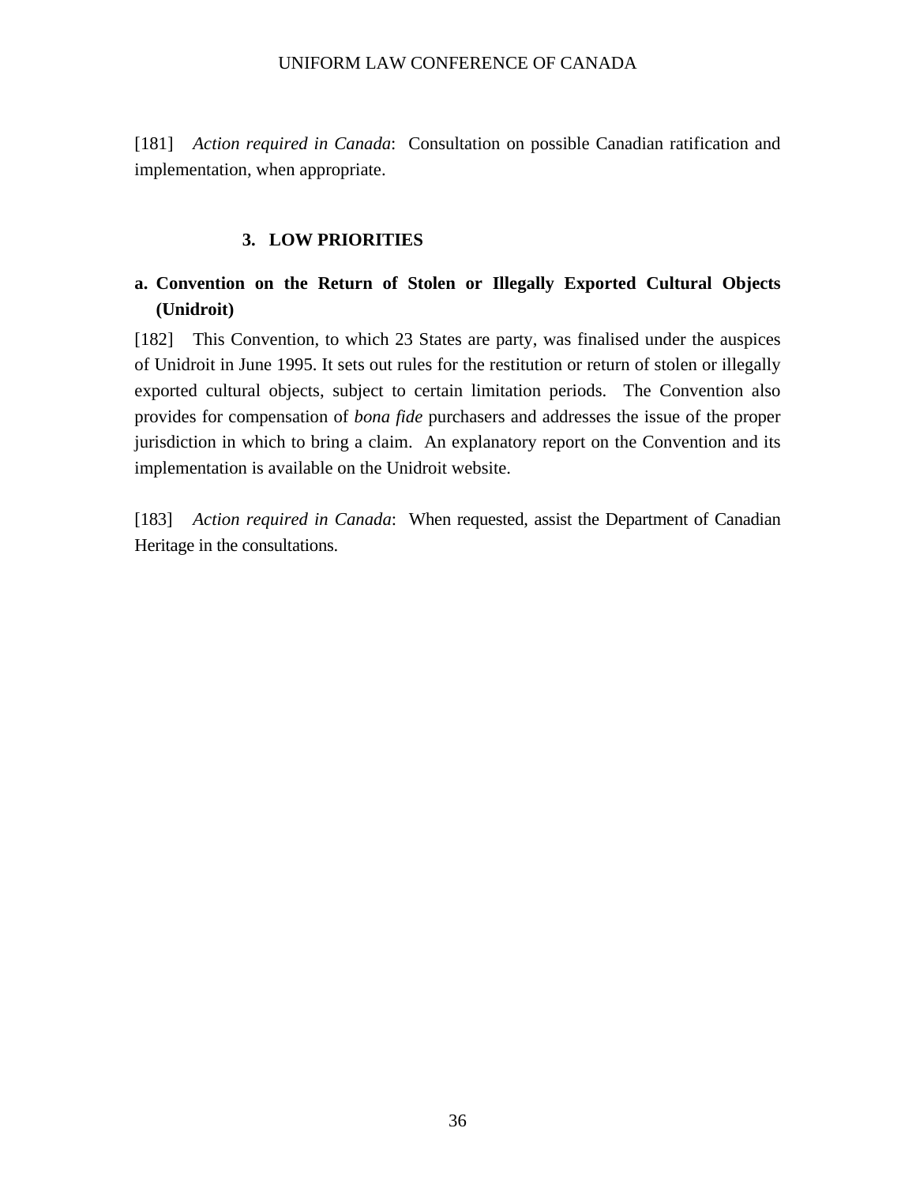[181] *Action required in Canada*: Consultation on possible Canadian ratification and implementation, when appropriate.

### 3. LOW PRIORITIES

#### a. Convention on the Return of Stolen or Illegally Exported Cultural Objects (Unidroit)

[182] This Convention, to which 23 States are party, was finalised under the auspices of Unidroit in June 1995. It sets out rules for the restitution or return of stolen or illegally exported cultural objects, subject to certain limitation periods. The Convention also provides for compensation of *bona fide* purchasers and addresses the issue of the proper jurisdiction in which to bring a claim. An explanatory report on the Convention and its implementation is available on the Unidroit website.

[183] *Action required in Canada*: When requested, assist the Department of Canadian Heritage in the consultations.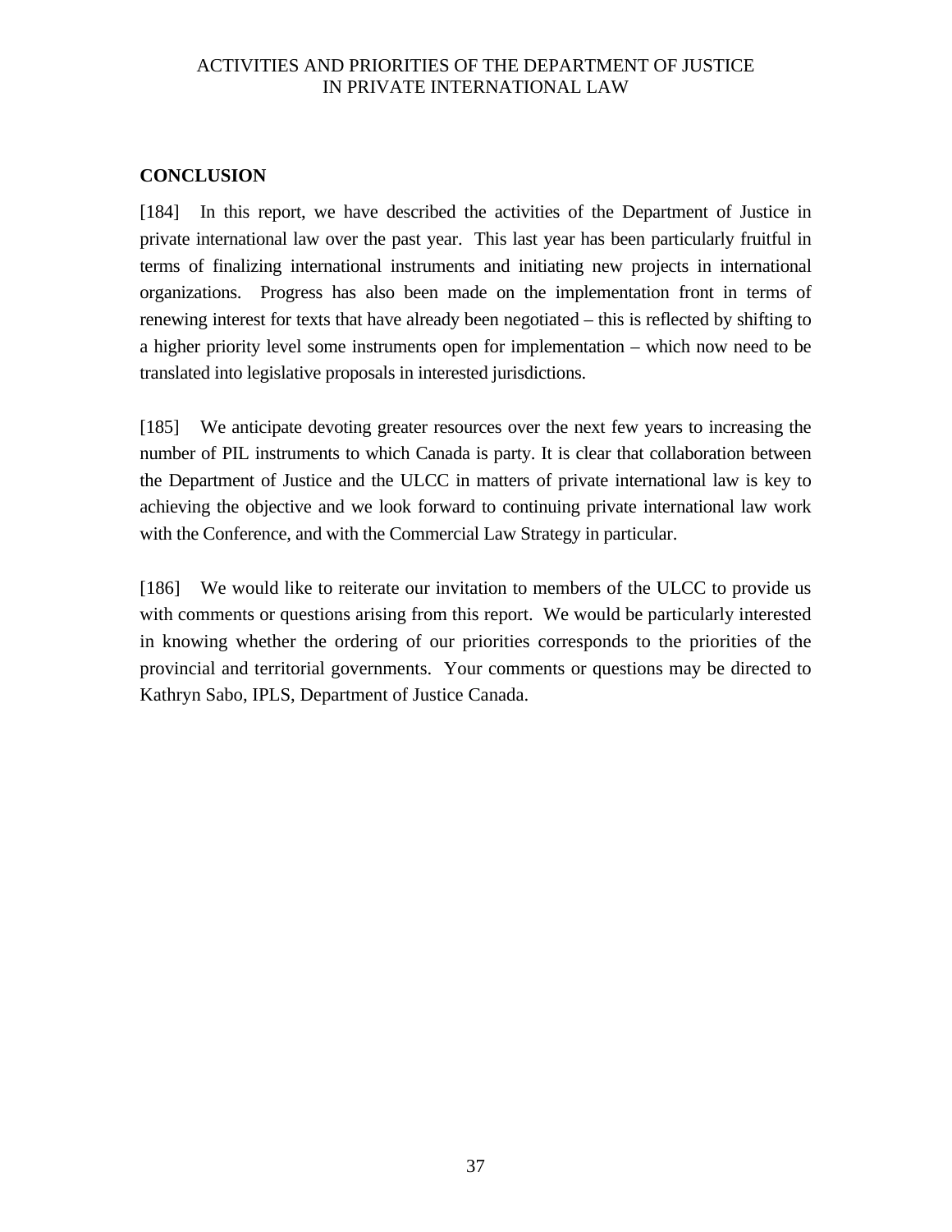## CONCLUSION

[184] In this report, we have described the activities of the Department of Justice in private international law over the past year. This last year has been particularly fruitful in terms of finalizing international instruments and initiating new projects in international organizations. Progress has also been made on the implementation front in terms of renewing interest for texts that have already been negotiated – this is reflected by shifting to a higher priority level some instruments open for implementation – which now need to be translated into legislative proposals in interested jurisdictions.

[185] We anticipate devoting greater resources over the next few years to increasing the number of PIL instruments to which Canada is party. It is clear that collaboration between the Department of Justice and the ULCC in matters of private international law is key to achieving the objective and we look forward to continuing private international law work with the Conference, and with the Commercial Law Strategy in particular.

[186] We would like to reiterate our invitation to members of the ULCC to provide us with comments or questions arising from this report. We would be particularly interested in knowing whether the ordering of our priorities corresponds to the priorities of the provincial and territorial governments. Your comments or questions may be directed to Kathryn Sabo, IPLS, Department of Justice Canada.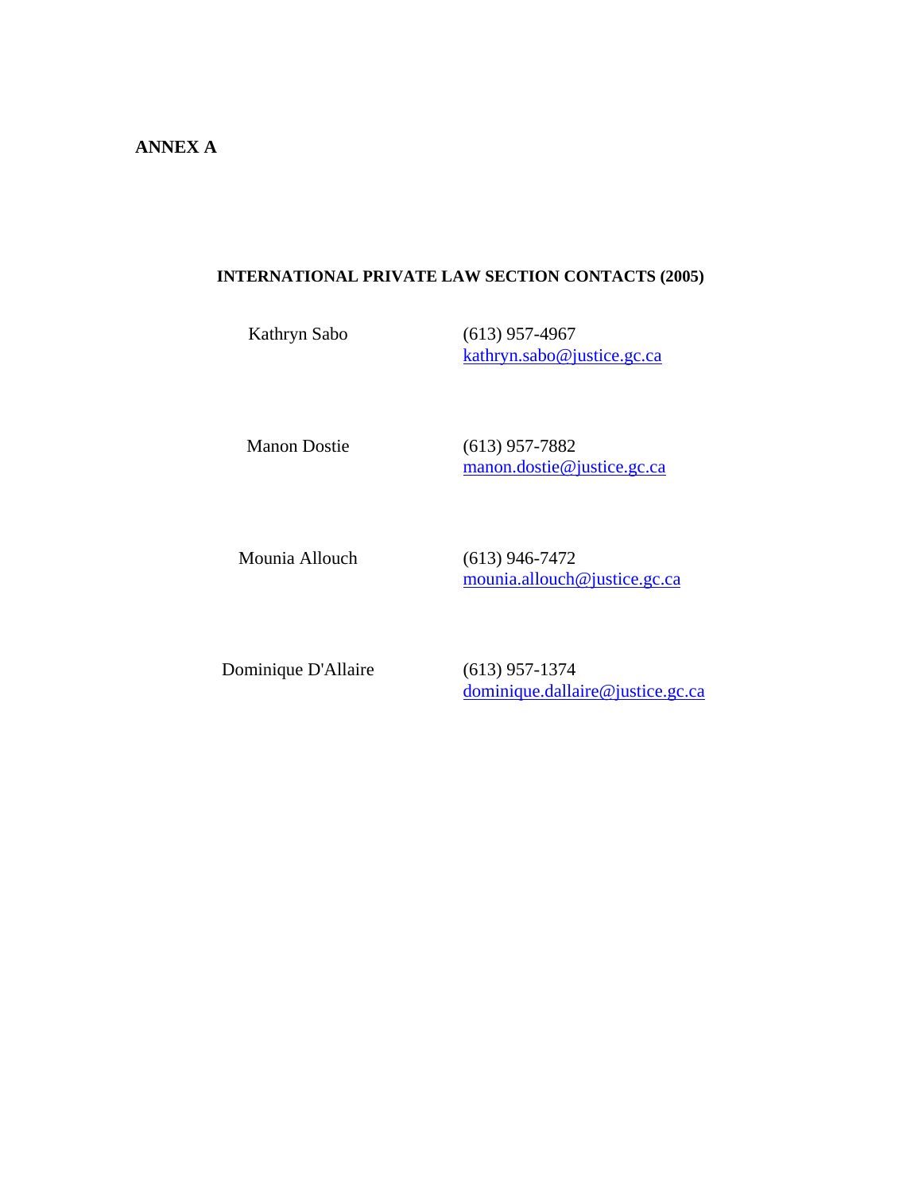**ANNEX A**

**INTERNATIONAL PRIVATE LAW SECTION CONTACTS (2005)**

| | |
|---|---|
| Kathryn Sabo | (613) 957-4967<br>kathryn.sabo@justice.gc.ca |
| Manon Dostie | (613) 957-7882<br>manon.dostie@justice.gc.ca |
| Mounia Allouch | (613) 946-7472<br>mounia.allouch@justice.gc.ca |
| Dominique D'Allaire | (613) 957-1374<br>dominique.dallaire@justice.gc.ca |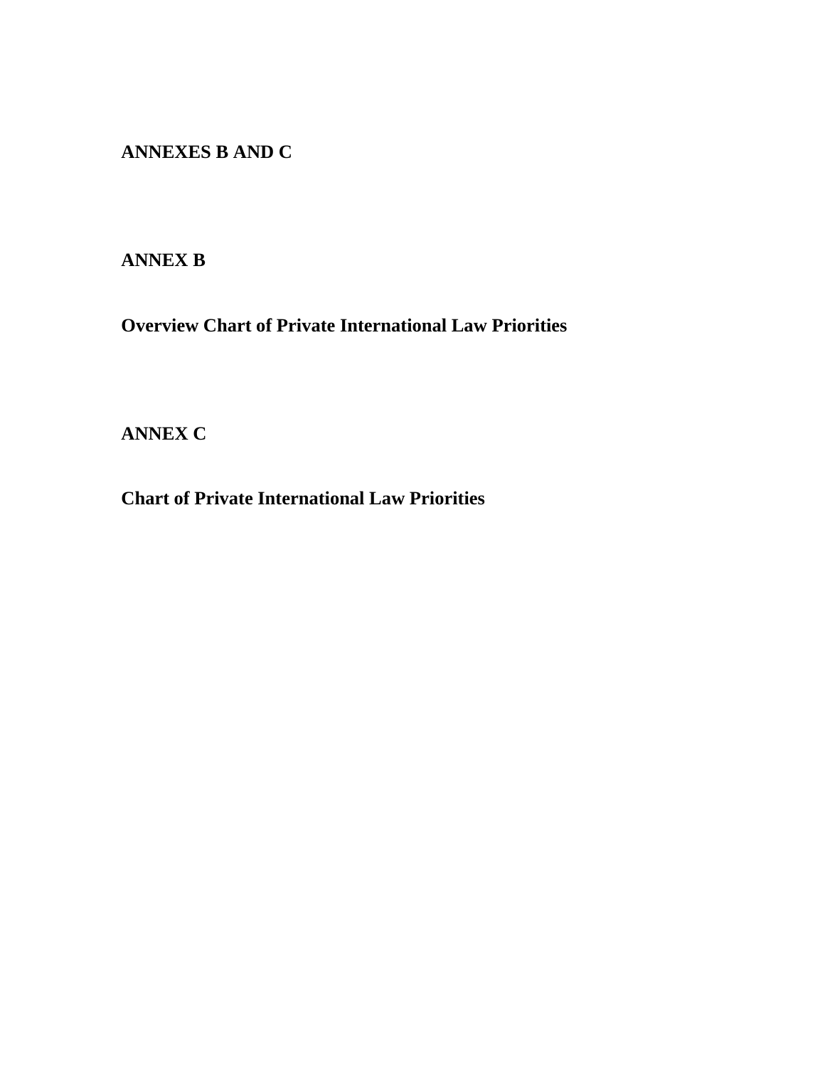# ANNEXES B AND C

## ANNEX B

## Overview Chart of Private International Law Priorities

## ANNEX C

## Chart of Private International Law Priorities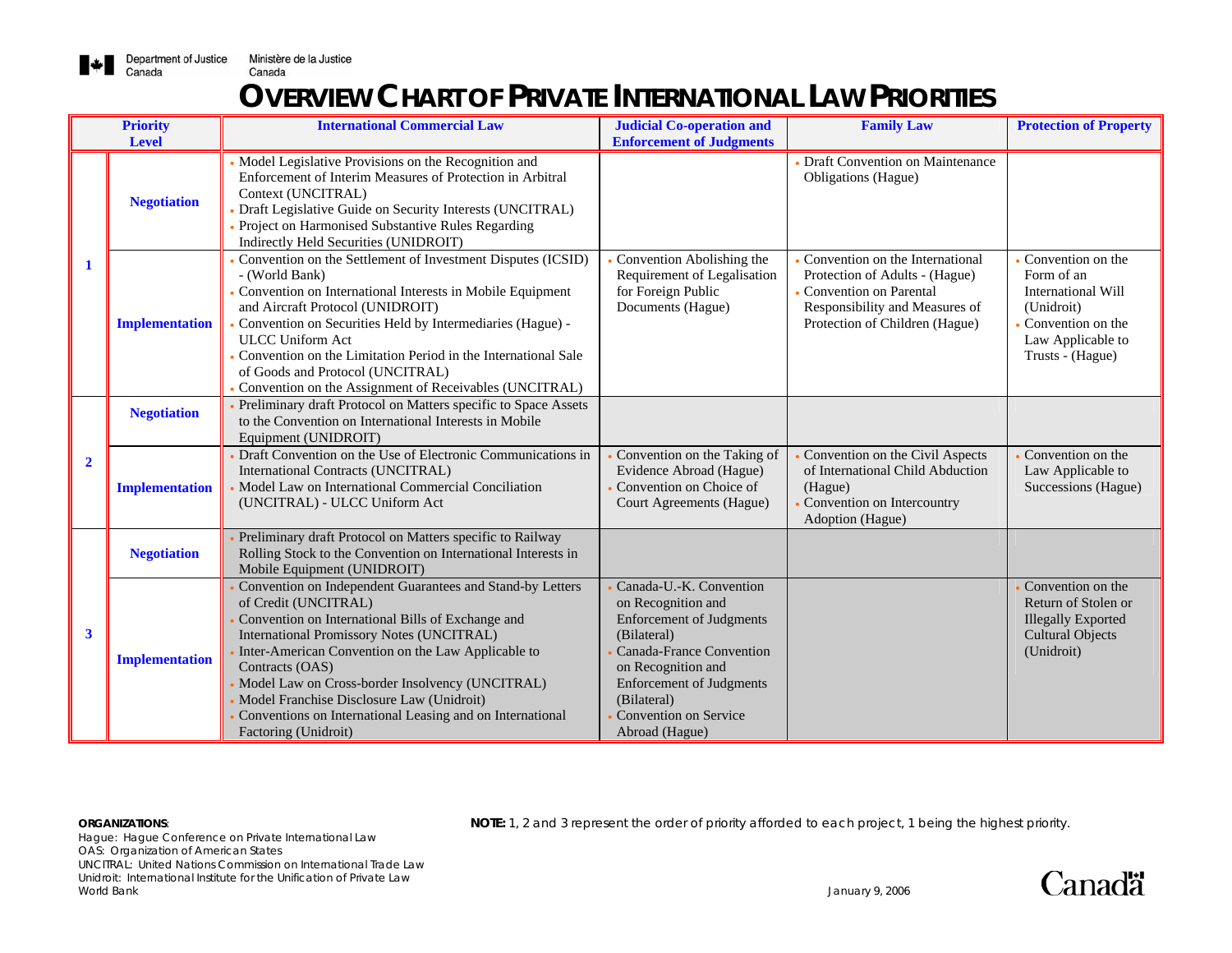Department of Justice Canada / Ministère de la Justice Canada

# OVERVIEW CHART OF PRIVATE INTERNATIONAL LAW PRIORITIES

| Priority Level | | International Commercial Law | Judicial Co-operation and Enforcement of Judgments | Family Law | Protection of Property |
|---|---|---|---|---|---|
| 1 | Negotiation | • Model Legislative Provisions on the Recognition and Enforcement of Interim Measures of Protection in Arbitral Context (UNCITRAL)<br>• Draft Legislative Guide on Security Interests (UNCITRAL)<br>• Project on Harmonised Substantive Rules Regarding Indirectly Held Securities (UNIDROIT) | | • Draft Convention on Maintenance Obligations (Hague) | |
| | Implementation | • Convention on the Settlement of Investment Disputes (ICSID) - (World Bank)<br>• Convention on International Interests in Mobile Equipment and Aircraft Protocol (UNIDROIT)<br>• Convention on Securities Held by Intermediaries (Hague) - ULCC Uniform Act<br>• Convention on the Limitation Period in the International Sale of Goods and Protocol (UNCITRAL)<br>• Convention on the Assignment of Receivables (UNCITRAL) | • Convention Abolishing the Requirement of Legalisation for Foreign Public Documents (Hague) | • Convention on the International Protection of Adults - (Hague)<br>• Convention on Parental Responsibility and Measures of Protection of Children (Hague) | • Convention on the Form of an International Will (Unidroit)<br>• Convention on the Law Applicable to Trusts - (Hague) |
| 2 | Negotiation | • Preliminary draft Protocol on Matters specific to Space Assets to the Convention on International Interests in Mobile Equipment (UNIDROIT) | | | |
| | Implementation | • Draft Convention on the Use of Electronic Communications in International Contracts (UNCITRAL)<br>• Model Law on International Commercial Conciliation (UNCITRAL) - ULCC Uniform Act | • Convention on the Taking of Evidence Abroad (Hague)<br>• Convention on Choice of Court Agreements (Hague) | • Convention on the Civil Aspects of International Child Abduction (Hague)<br>• Convention on Intercountry Adoption (Hague) | • Convention on the Law Applicable to Successions (Hague) |
| 3 | Negotiation | • Preliminary draft Protocol on Matters specific to Railway Rolling Stock to the Convention on International Interests in Mobile Equipment (UNIDROIT) | | | |
| | Implementation | • Convention on Independent Guarantees and Stand-by Letters of Credit (UNCITRAL)<br>• Convention on International Bills of Exchange and International Promissory Notes (UNCITRAL)<br>• Inter-American Convention on the Law Applicable to Contracts (OAS)<br>• Model Law on Cross-border Insolvency (UNCITRAL)<br>• Model Franchise Disclosure Law (Unidroit)<br>• Conventions on International Leasing and on International Factoring (Unidroit) | • Canada-U.-K. Convention on Recognition and Enforcement of Judgments (Bilateral)<br>• Canada-France Convention on Recognition and Enforcement of Judgments (Bilateral)<br>• Convention on Service Abroad (Hague) | | • Convention on the Return of Stolen or Illegally Exported Cultural Objects (Unidroit) |

**ORGANIZATIONS**:
Hague: Hague Conference on Private International Law
OAS: Organization of American States
UNCITRAL: United Nations Commission on International Trade Law
Unidroit: International Institute for the Unification of Private Law
World Bank

**NOTE:** 1, 2 and 3 represent the order of priority afforded to each project, 1 being the highest priority.

January 9, 2006

Canada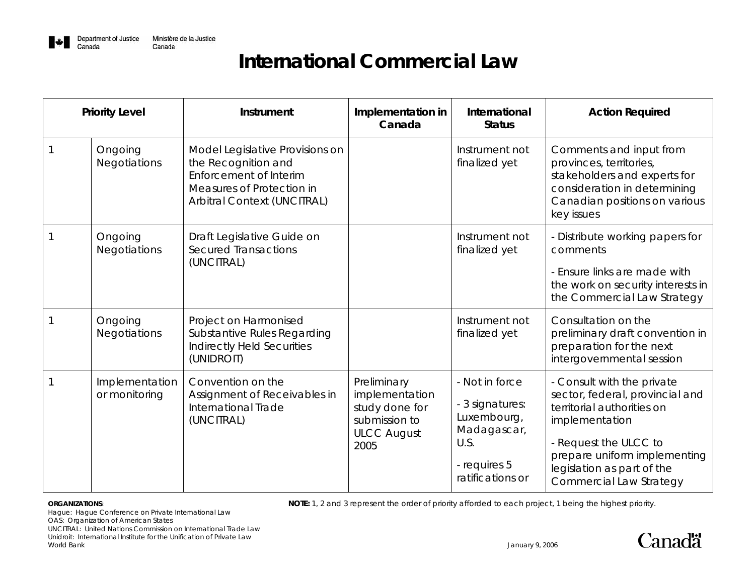# International Commercial Law

| Priority Level | | Instrument | Implementation in Canada | International Status | Action Required |
|---|---|---|---|---|---|
| 1 | Ongoing Negotiations | Model Legislative Provisions on the Recognition and Enforcement of Interim Measures of Protection in Arbitral Context (UNCITRAL) | | Instrument not finalized yet | Comments and input from provinces, territories, stakeholders and experts for consideration in determining Canadian positions on various key issues |
| 1 | Ongoing Negotiations | Draft Legislative Guide on Secured Transactions (UNCITRAL) | | Instrument not finalized yet | - Distribute working papers for comments<br>- Ensure links are made with the work on security interests in the Commercial Law Strategy |
| 1 | Ongoing Negotiations | Project on Harmonised Substantive Rules Regarding Indirectly Held Securities (UNIDROIT) | | Instrument not finalized yet | Consultation on the preliminary draft convention in preparation for the next intergovernmental session |
| 1 | Implementation or monitoring | Convention on the Assignment of Receivables in International Trade (UNCITRAL) | Preliminary implementation study done for submission to ULCC August 2005 | - Not in force<br>- 3 signatures: Luxembourg, Madagascar, U.S.<br>- requires 5 ratifications or | - Consult with the private sector, federal, provincial and territorial authorities on implementation<br>- Request the ULCC to prepare uniform implementing legislation as part of the Commercial Law Strategy |

**ORGANIZATIONS**:
Hague: Hague Conference on Private International Law
OAS: Organization of American States
UNCITRAL: United Nations Commission on International Trade Law
Unidroit: International Institute for the Unification of Private Law
World Bank

**NOTE:** 1, 2 and 3 represent the order of priority afforded to each project, 1 being the highest priority.

January 9, 2006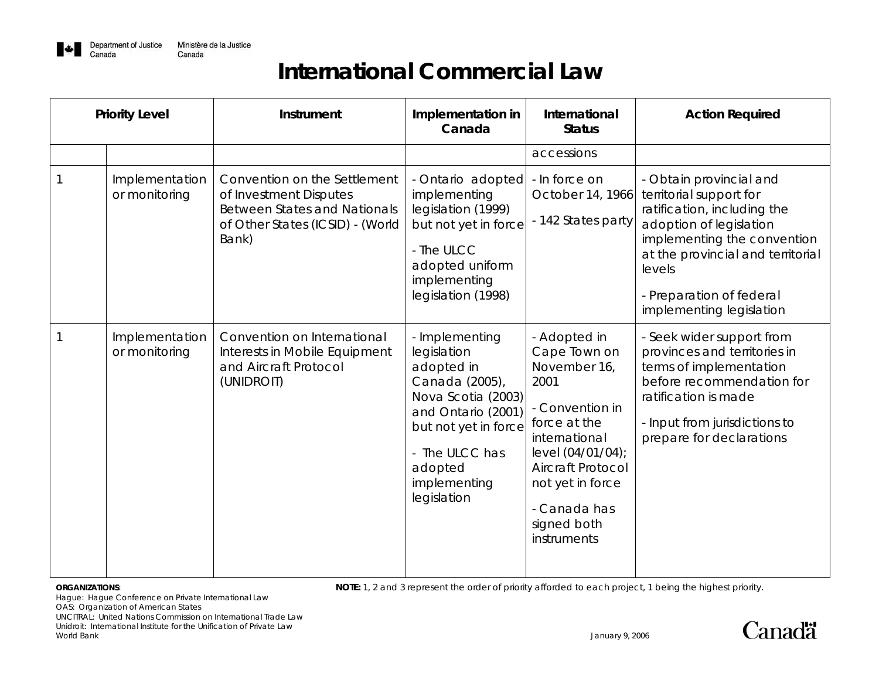# International Commercial Law

| Priority Level | | Instrument | Implementation in Canada | International Status | Action Required |
|---|---|---|---|---|---|
| | | | | accessions | |
| 1 | Implementation or monitoring | Convention on the Settlement of Investment Disputes Between States and Nationals of Other States (ICSID) - (World Bank) | - Ontario adopted implementing legislation (1999) but not yet in force<br>- The ULCC adopted uniform implementing legislation (1998) | - In force on October 14, 1966<br>- 142 States party | - Obtain provincial and territorial support for ratification, including the adoption of legislation implementing the convention at the provincial and territorial levels<br>- Preparation of federal implementing legislation |
| 1 | Implementation or monitoring | Convention on International Interests in Mobile Equipment and Aircraft Protocol (UNIDROIT) | - Implementing legislation adopted in Canada (2005), Nova Scotia (2003) and Ontario (2001) but not yet in force<br>- The ULCC has adopted implementing legislation | - Adopted in Cape Town on November 16, 2001<br>- Convention in force at the international level (04/01/04); Aircraft Protocol not yet in force<br>- Canada has signed both instruments | - Seek wider support from provinces and territories in terms of implementation before recommendation for ratification is made<br>- Input from jurisdictions to prepare for declarations |

**ORGANIZATIONS**:
Hague: Hague Conference on Private International Law
OAS: Organization of American States
UNCITRAL: United Nations Commission on International Trade Law
Unidroit: International Institute for the Unification of Private Law
World Bank

**NOTE:** 1, 2 and 3 represent the order of priority afforded to each project, 1 being the highest priority.

January 9, 2006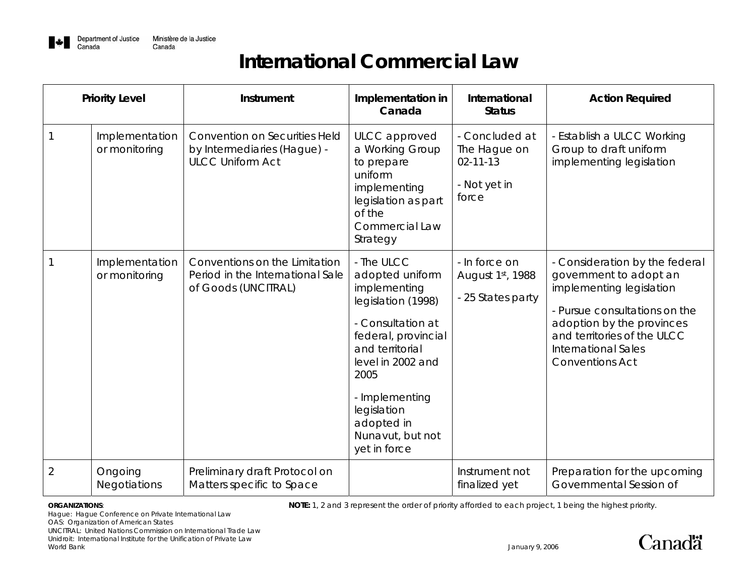# International Commercial Law

| Priority Level | | Instrument | Implementation in Canada | International Status | Action Required |
|---|---|---|---|---|---|
| 1 | Implementation or monitoring | Convention on Securities Held by Intermediaries (Hague) - ULCC Uniform Act | ULCC approved a Working Group to prepare uniform implementing legislation as part of the Commercial Law Strategy | - Concluded at The Hague on 02-11-13<br>- Not yet in force | - Establish a ULCC Working Group to draft uniform implementing legislation |
| 1 | Implementation or monitoring | Conventions on the Limitation Period in the International Sale of Goods (UNCITRAL) | - The ULCC adopted uniform implementing legislation (1998)<br>- Consultation at federal, provincial and territorial level in 2002 and 2005<br>- Implementing legislation adopted in Nunavut, but not yet in force | - In force on August 1st, 1988<br>- 25 States party | - Consideration by the federal government to adopt an implementing legislation<br>- Pursue consultations on the adoption by the provinces and territories of the ULCC International Sales Conventions Act |
| 2 | Ongoing Negotiations | Preliminary draft Protocol on Matters specific to Space | | Instrument not finalized yet | Preparation for the upcoming Governmental Session of |

**ORGANIZATIONS**:
Hague: Hague Conference on Private International Law
OAS: Organization of American States
UNCITRAL: United Nations Commission on International Trade Law
Unidroit: International Institute for the Unification of Private Law
World Bank

**NOTE:** 1, 2 and 3 represent the order of priority afforded to each project, 1 being the highest priority.

January 9, 2006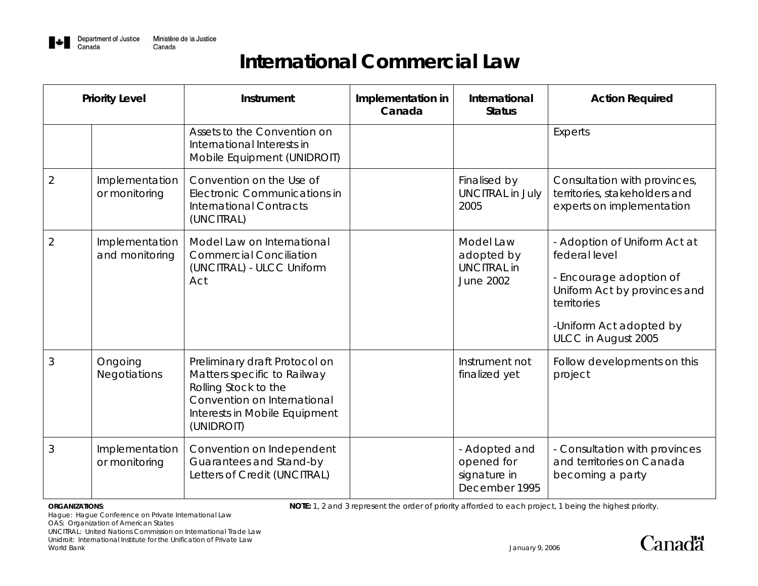# International Commercial Law

| Priority Level | | Instrument | Implementation in Canada | International Status | Action Required |
|---|---|---|---|---|---|
| | | Assets to the Convention on International Interests in Mobile Equipment (UNIDROIT) | | | Experts |
| 2 | Implementation or monitoring | Convention on the Use of Electronic Communications in International Contracts (UNCITRAL) | | Finalised by UNCITRAL in July 2005 | Consultation with provinces, territories, stakeholders and experts on implementation |
| 2 | Implementation and monitoring | Model Law on International Commercial Conciliation (UNCITRAL) - ULCC Uniform Act | | Model Law adopted by UNCITRAL in June 2002 | - Adoption of Uniform Act at federal level<br>- Encourage adoption of Uniform Act by provinces and territories<br>-Uniform Act adopted by ULCC in August 2005 |
| 3 | Ongoing Negotiations | Preliminary draft Protocol on Matters specific to Railway Rolling Stock to the Convention on International Interests in Mobile Equipment (UNIDROIT) | | Instrument not finalized yet | Follow developments on this project |
| 3 | Implementation or monitoring | Convention on Independent Guarantees and Stand-by Letters of Credit (UNCITRAL) | | - Adopted and opened for signature in December 1995 | - Consultation with provinces and territories on Canada becoming a party |

**ORGANIZATIONS**:
Hague: Hague Conference on Private International Law
OAS: Organization of American States
UNCITRAL: United Nations Commission on International Trade Law
Unidroit: International Institute for the Unification of Private Law
World Bank

**NOTE:** 1, 2 and 3 represent the order of priority afforded to each project, 1 being the highest priority.

January 9, 2006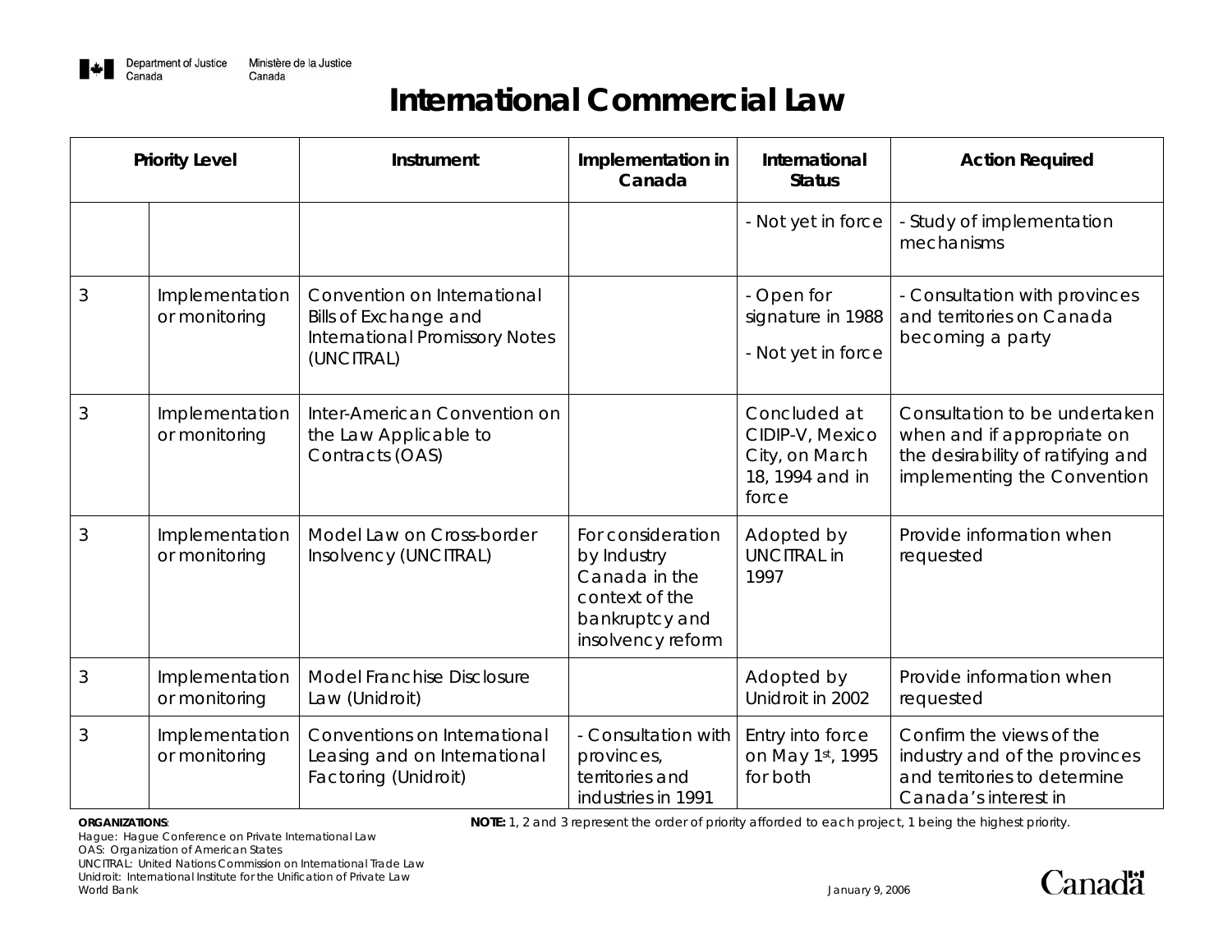# International Commercial Law

| Priority Level | | Instrument | Implementation in Canada | International Status | Action Required |
|---|---|---|---|---|---|
| | | | | - Not yet in force | - Study of implementation mechanisms |
| 3 | Implementation or monitoring | Convention on International Bills of Exchange and International Promissory Notes (UNCITRAL) | | - Open for signature in 1988<br>- Not yet in force | - Consultation with provinces and territories on Canada becoming a party |
| 3 | Implementation or monitoring | Inter-American Convention on the Law Applicable to Contracts (OAS) | | Concluded at CIDIP-V, Mexico City, on March 18, 1994 and in force | Consultation to be undertaken when and if appropriate on the desirability of ratifying and implementing the Convention |
| 3 | Implementation or monitoring | Model Law on Cross-border Insolvency (UNCITRAL) | For consideration by Industry Canada in the context of the bankruptcy and insolvency reform | Adopted by UNCITRAL in 1997 | Provide information when requested |
| 3 | Implementation or monitoring | Model Franchise Disclosure Law (Unidroit) | | Adopted by Unidroit in 2002 | Provide information when requested |
| 3 | Implementation or monitoring | Conventions on International Leasing and on International Factoring (Unidroit) | - Consultation with provinces, territories and industries in 1991 | Entry into force on May 1st, 1995 for both | Confirm the views of the industry and of the provinces and territories to determine Canada's interest in |

**ORGANIZATIONS**:
Hague: Hague Conference on Private International Law
OAS: Organization of American States
UNCITRAL: United Nations Commission on International Trade Law
Unidroit: International Institute for the Unification of Private Law
World Bank

**NOTE:** 1, 2 and 3 represent the order of priority afforded to each project, 1 being the highest priority.

January 9, 2006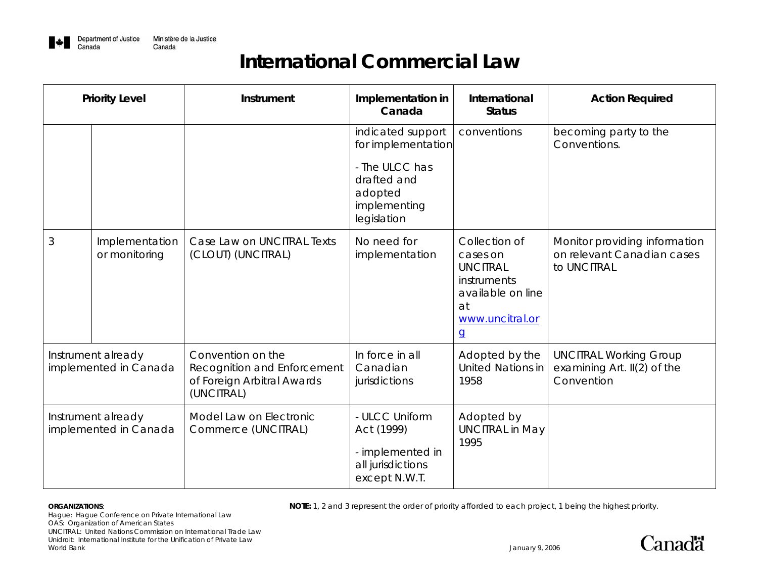# International Commercial Law

| Priority Level | | Instrument | Implementation in Canada | International Status | Action Required |
|---|---|---|---|---|---|
| | | | indicated support for implementation<br>- The ULCC has drafted and adopted implementing legislation | conventions | becoming party to the Conventions. |
| 3 | Implementation or monitoring | Case Law on UNCITRAL Texts (CLOUT) (UNCITRAL) | No need for implementation | Collection of cases on UNCITRAL instruments available on line at www.uncitral.org | Monitor providing information on relevant Canadian cases to UNCITRAL |
| Instrument already implemented in Canada | | Convention on the Recognition and Enforcement of Foreign Arbitral Awards (UNCITRAL) | In force in all Canadian jurisdictions | Adopted by the United Nations in 1958 | UNCITRAL Working Group examining Art. II(2) of the Convention |
| Instrument already implemented in Canada | | Model Law on Electronic Commerce (UNCITRAL) | - ULCC Uniform Act (1999)<br>- implemented in all jurisdictions except N.W.T. | Adopted by UNCITRAL in May 1995 | |

**ORGANIZATIONS**:
Hague: Hague Conference on Private International Law
OAS: Organization of American States
UNCITRAL: United Nations Commission on International Trade Law
Unidroit: International Institute for the Unification of Private Law
World Bank

**NOTE:** 1, 2 and 3 represent the order of priority afforded to each project, 1 being the highest priority.

January 9, 2006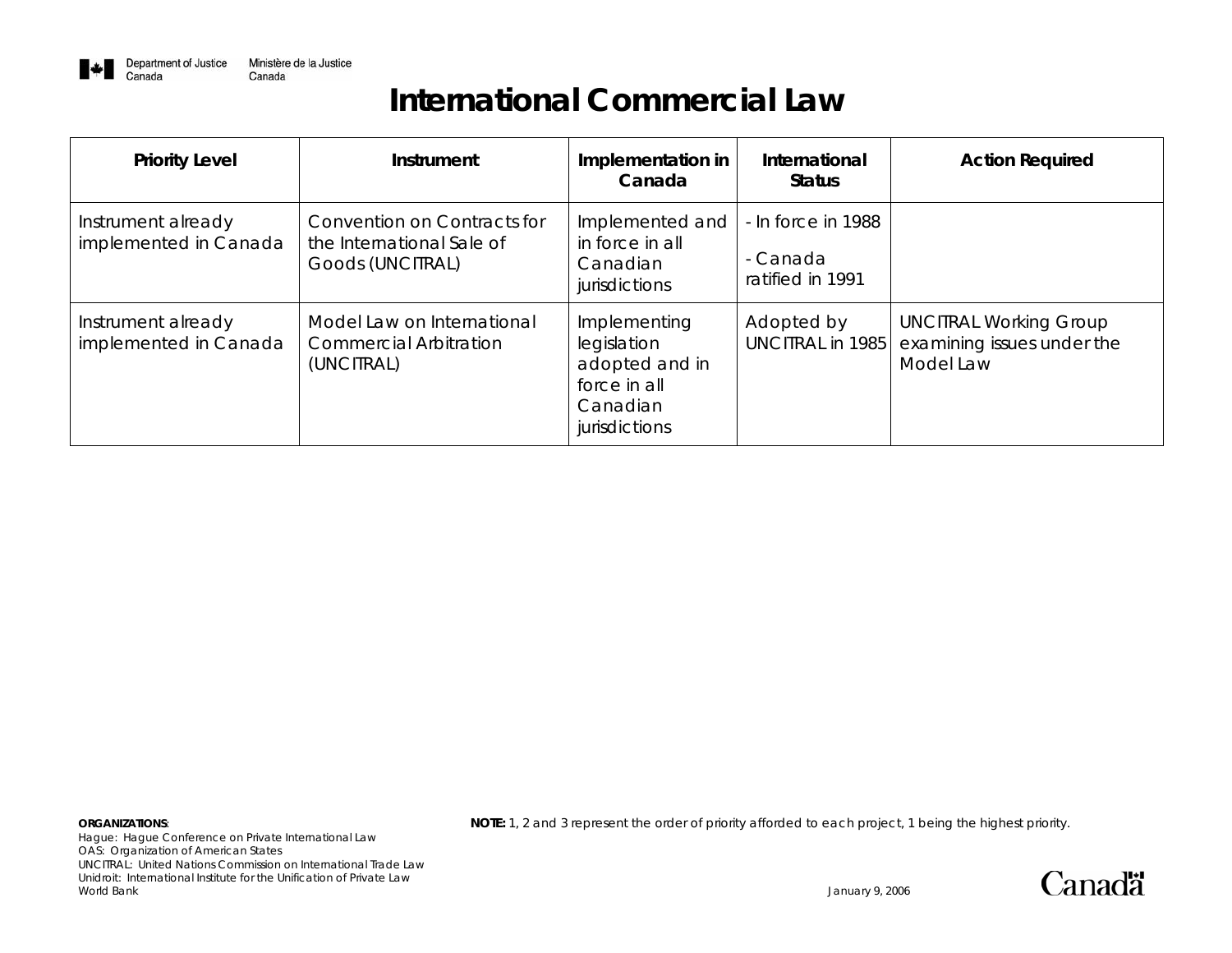# International Commercial Law

| Priority Level | Instrument | Implementation in Canada | International Status | Action Required |
|---|---|---|---|---|
| Instrument already implemented in Canada | Convention on Contracts for the International Sale of Goods (UNCITRAL) | Implemented and in force in all Canadian jurisdictions | - In force in 1988<br>- Canada ratified in 1991 | |
| Instrument already implemented in Canada | Model Law on International Commercial Arbitration (UNCITRAL) | Implementing legislation adopted and in force in all Canadian jurisdictions | Adopted by UNCITRAL in 1985 | UNCITRAL Working Group examining issues under the Model Law |

**ORGANIZATIONS**:
*Hague: Hague Conference on Private International Law*
*OAS: Organization of American States*
*UNCITRAL: United Nations Commission on International Trade Law*
*Unidroit: International Institute for the Unification of Private Law*
*World Bank*

***NOTE:*** *1, 2 and 3 represent the order of priority afforded to each project, 1 being the highest priority.*

*January 9, 2006*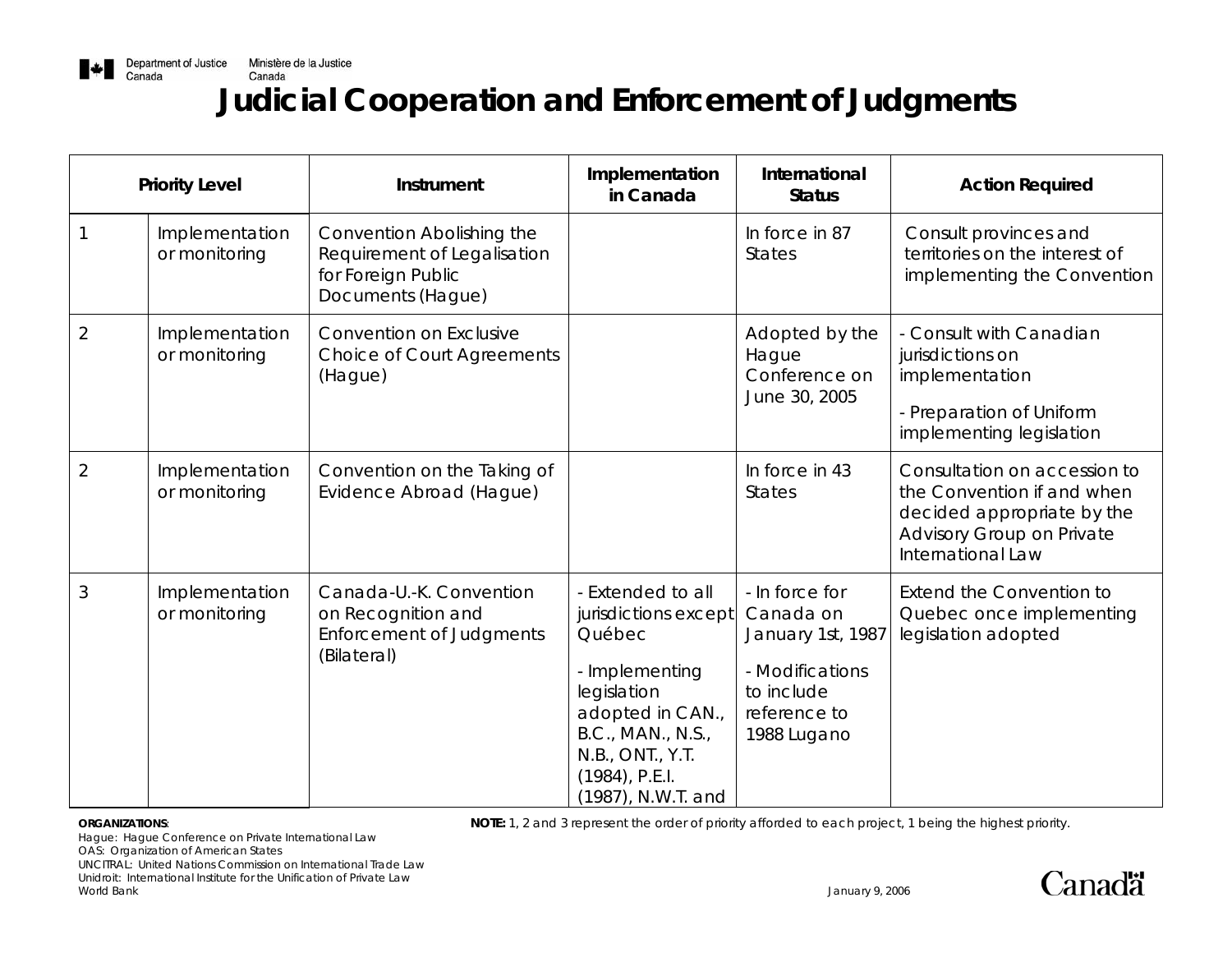# Judicial Cooperation and Enforcement of Judgments

| Priority Level | | Instrument | Implementation in Canada | International Status | Action Required |
|---|---|---|---|---|---|
| 1 | Implementation or monitoring | Convention Abolishing the Requirement of Legalisation for Foreign Public Documents (Hague) | | In force in 87 States | Consult provinces and territories on the interest of implementing the Convention |
| 2 | Implementation or monitoring | Convention on Exclusive Choice of Court Agreements (Hague) | | Adopted by the Hague Conference on June 30, 2005 | - Consult with Canadian jurisdictions on implementation<br>- Preparation of Uniform implementing legislation |
| 2 | Implementation or monitoring | Convention on the Taking of Evidence Abroad (Hague) | | In force in 43 States | Consultation on accession to the Convention if and when decided appropriate by the Advisory Group on Private International Law |
| 3 | Implementation or monitoring | Canada-U.-K. Convention on Recognition and Enforcement of Judgments (Bilateral) | - Extended to all jurisdictions except Québec<br>- Implementing legislation adopted in CAN., B.C., MAN., N.S., N.B., ONT., Y.T. (1984), P.E.I. (1987), N.W.T. and | - In force for Canada on January 1st, 1987<br>- Modifications to include reference to 1988 Lugano | Extend the Convention to Quebec once implementing legislation adopted |

**ORGANIZATIONS**:
Hague: Hague Conference on Private International Law
OAS: Organization of American States
UNCITRAL: United Nations Commission on International Trade Law
Unidroit: International Institute for the Unification of Private Law
World Bank

**NOTE:** 1, 2 and 3 represent the order of priority afforded to each project, 1 being the highest priority.

January 9, 2006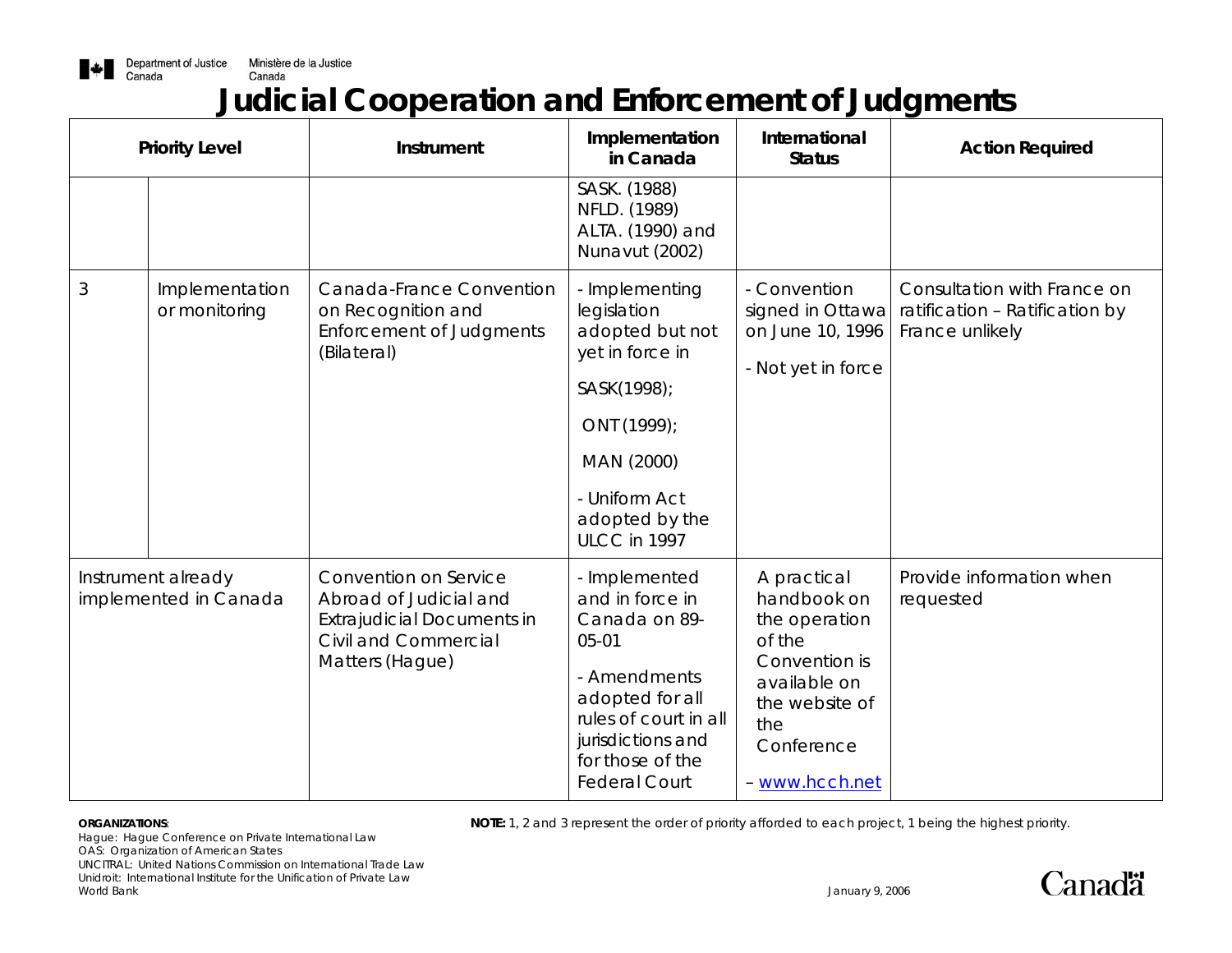# Judicial Cooperation and Enforcement of Judgments

| Priority Level | | Instrument | Implementation in Canada | International Status | Action Required |
|---|---|---|---|---|---|
| | | | SASK. (1988) NFLD. (1989) ALTA. (1990) and Nunavut (2002) | | |
| 3 | Implementation or monitoring | Canada-France Convention on Recognition and Enforcement of Judgments (Bilateral) | - Implementing legislation adopted but not yet in force in SASK(1998); ONT (1999); MAN (2000) - Uniform Act adopted by the ULCC in 1997 | - Convention signed in Ottawa on June 10, 1996 - Not yet in force | Consultation with France on ratification – Ratification by France unlikely |
| Instrument already implemented in Canada | | Convention on Service Abroad of Judicial and Extrajudicial Documents in Civil and Commercial Matters (Hague) | - Implemented and in force in Canada on 89-05-01 - Amendments adopted for all rules of court in all jurisdictions and for those of the Federal Court | A practical handbook on the operation of the Convention is available on the website of the Conference – www.hcch.net | Provide information when requested |

**ORGANIZATIONS**:
Hague: Hague Conference on Private International Law
OAS: Organization of American States
UNCITRAL: United Nations Commission on International Trade Law
Unidroit: International Institute for the Unification of Private Law
World Bank

**NOTE:** 1, 2 and 3 represent the order of priority afforded to each project, 1 being the highest priority.

January 9, 2006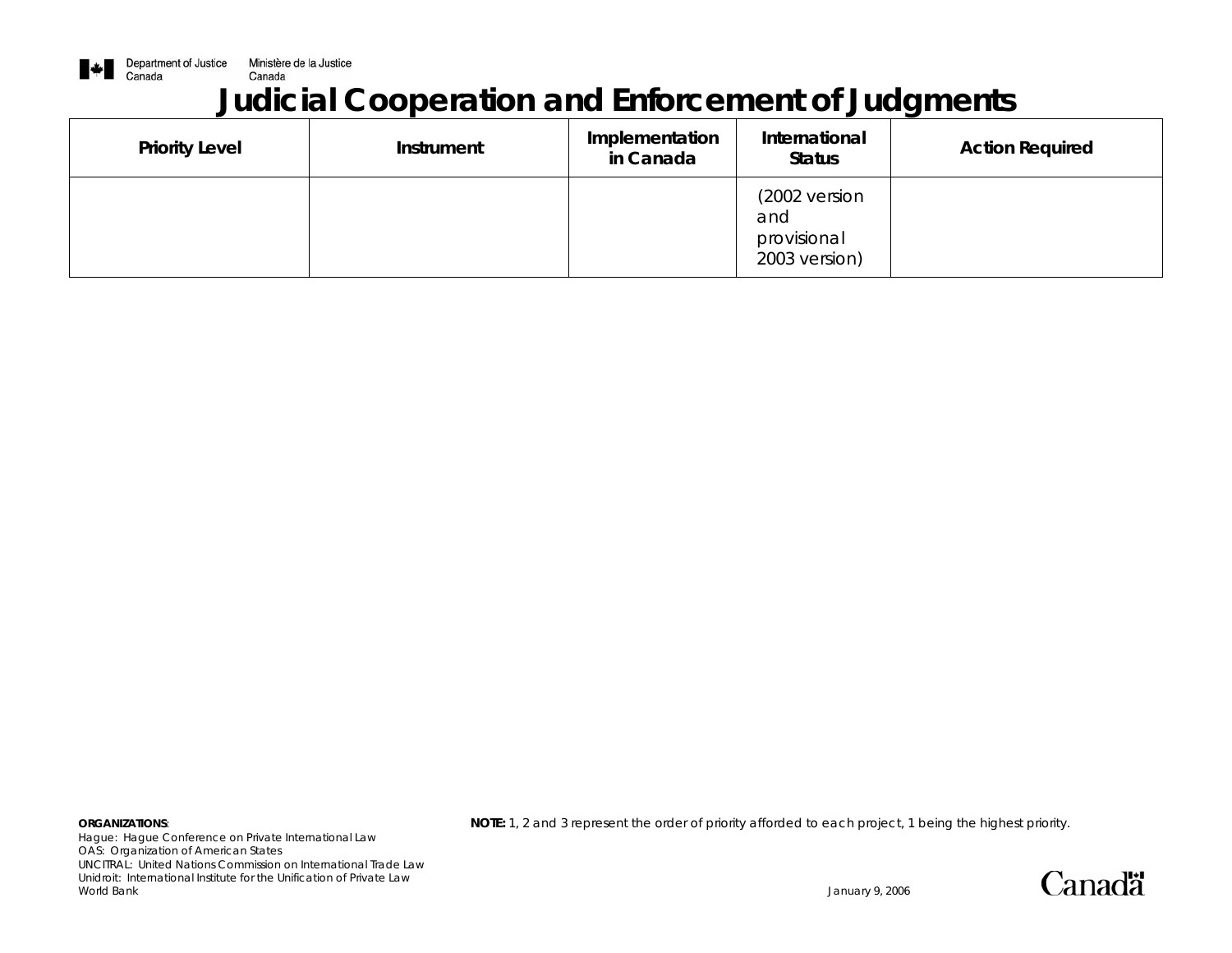# Judicial Cooperation and Enforcement of Judgments

| Priority Level | Instrument | Implementation in Canada | International Status | Action Required |
|---|---|---|---|---|
| | | | (2002 version and provisional 2003 version) | |

**ORGANIZATIONS**:
Hague: Hague Conference on Private International Law
OAS: Organization of American States
UNCITRAL: United Nations Commission on International Trade Law
Unidroit: International Institute for the Unification of Private Law
World Bank

**NOTE:** 1, 2 and 3 represent the order of priority afforded to each project, 1 being the highest priority.

January 9, 2006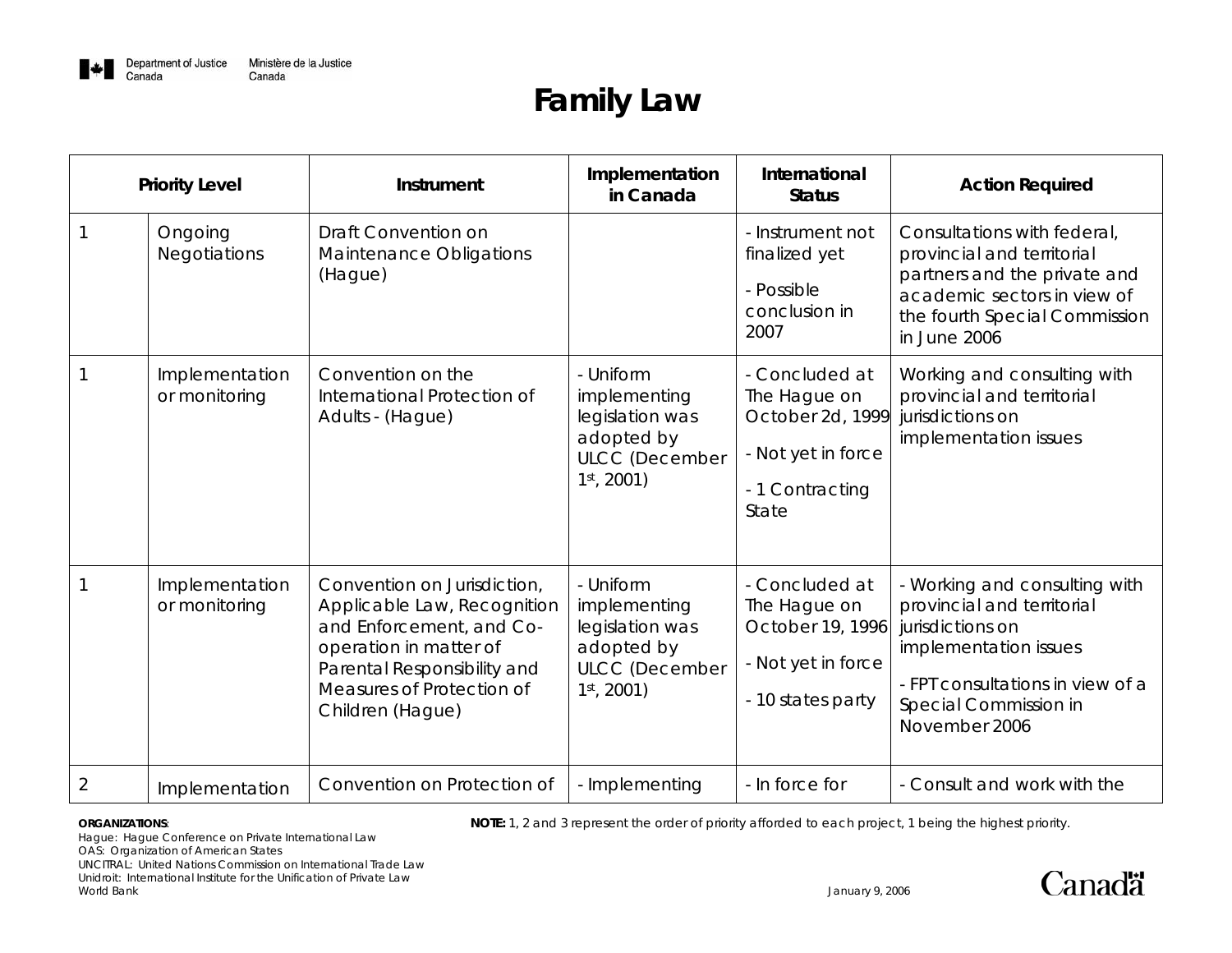# Family Law

| Priority Level | | Instrument | Implementation in Canada | International Status | Action Required |
|---|---|---|---|---|---|
| 1 | Ongoing Negotiations | Draft Convention on Maintenance Obligations (Hague) | | - Instrument not finalized yet<br>- Possible conclusion in 2007 | Consultations with federal, provincial and territorial partners and the private and academic sectors in view of the fourth Special Commission in June 2006 |
| 1 | Implementation or monitoring | Convention on the International Protection of Adults - (Hague) | - Uniform implementing legislation was adopted by ULCC (December 1st, 2001) | - Concluded at The Hague on October 2d, 1999<br>- Not yet in force<br>- 1 Contracting State | Working and consulting with provincial and territorial jurisdictions on implementation issues |
| 1 | Implementation or monitoring | Convention on Jurisdiction, Applicable Law, Recognition and Enforcement, and Co-operation in matter of Parental Responsibility and Measures of Protection of Children (Hague) | - Uniform implementing legislation was adopted by ULCC (December 1st, 2001) | - Concluded at The Hague on October 19, 1996<br>- Not yet in force<br>- 10 states party | - Working and consulting with provincial and territorial jurisdictions on implementation issues<br>- FPT consultations in view of a Special Commission in November 2006 |
| 2 | Implementation | Convention on Protection of | - Implementing | - In force for | - Consult and work with the |

**ORGANIZATIONS**:
Hague: Hague Conference on Private International Law
OAS: Organization of American States
UNCITRAL: United Nations Commission on International Trade Law
Unidroit: International Institute for the Unification of Private Law
World Bank

**NOTE:** 1, 2 and 3 represent the order of priority afforded to each project, 1 being the highest priority.

January 9, 2006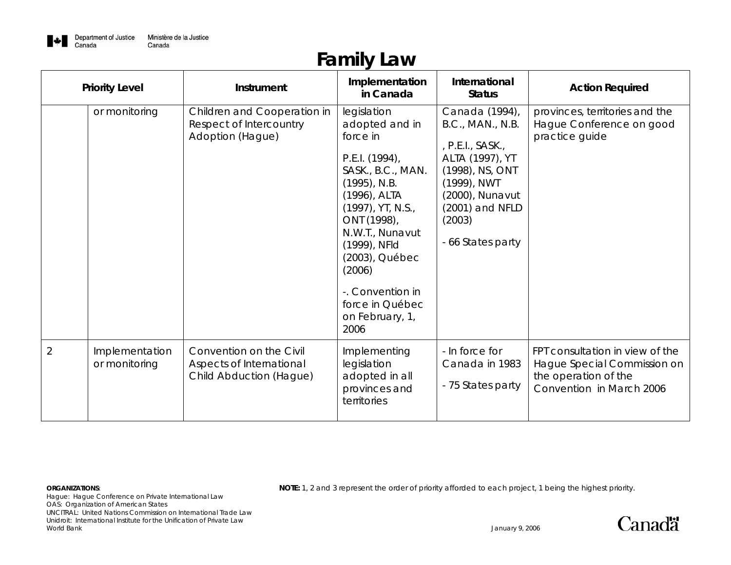# Family Law

| Priority Level | | Instrument | Implementation in Canada | International Status | Action Required |
|---|---|---|---|---|---|
| | or monitoring | Children and Cooperation in Respect of Intercountry Adoption (Hague) | legislation adopted and in force in<br><br>P.E.I. (1994), SASK., B.C., MAN. (1995), N.B. (1996), ALTA (1997), YT, N.S., ONT (1998), N.W.T., Nunavut (1999), NFld (2003), Québec (2006)<br><br>-. Convention in force in Québec on February, 1, 2006 | Canada (1994), B.C., MAN., N.B.<br><br>, P.E.I., SASK., ALTA (1997), YT (1998), NS, ONT (1999), NWT (2000), Nunavut (2001) and NFLD (2003)<br><br>- 66 States party | provinces, territories and the Hague Conference on good practice guide |
| 2 | Implementation or monitoring | Convention on the Civil Aspects of International Child Abduction (Hague) | Implementing legislation adopted in all provinces and territories | - In force for Canada in 1983<br><br>- 75 States party | FPT consultation in view of the Hague Special Commission on the operation of the Convention in March 2006 |

**ORGANIZATIONS**:
Hague: Hague Conference on Private International Law
OAS: Organization of American States
UNCITRAL: United Nations Commission on International Trade Law
Unidroit: International Institute for the Unification of Private Law
World Bank

**NOTE:** *1, 2 and 3 represent the order of priority afforded to each project, 1 being the highest priority.*

January 9, 2006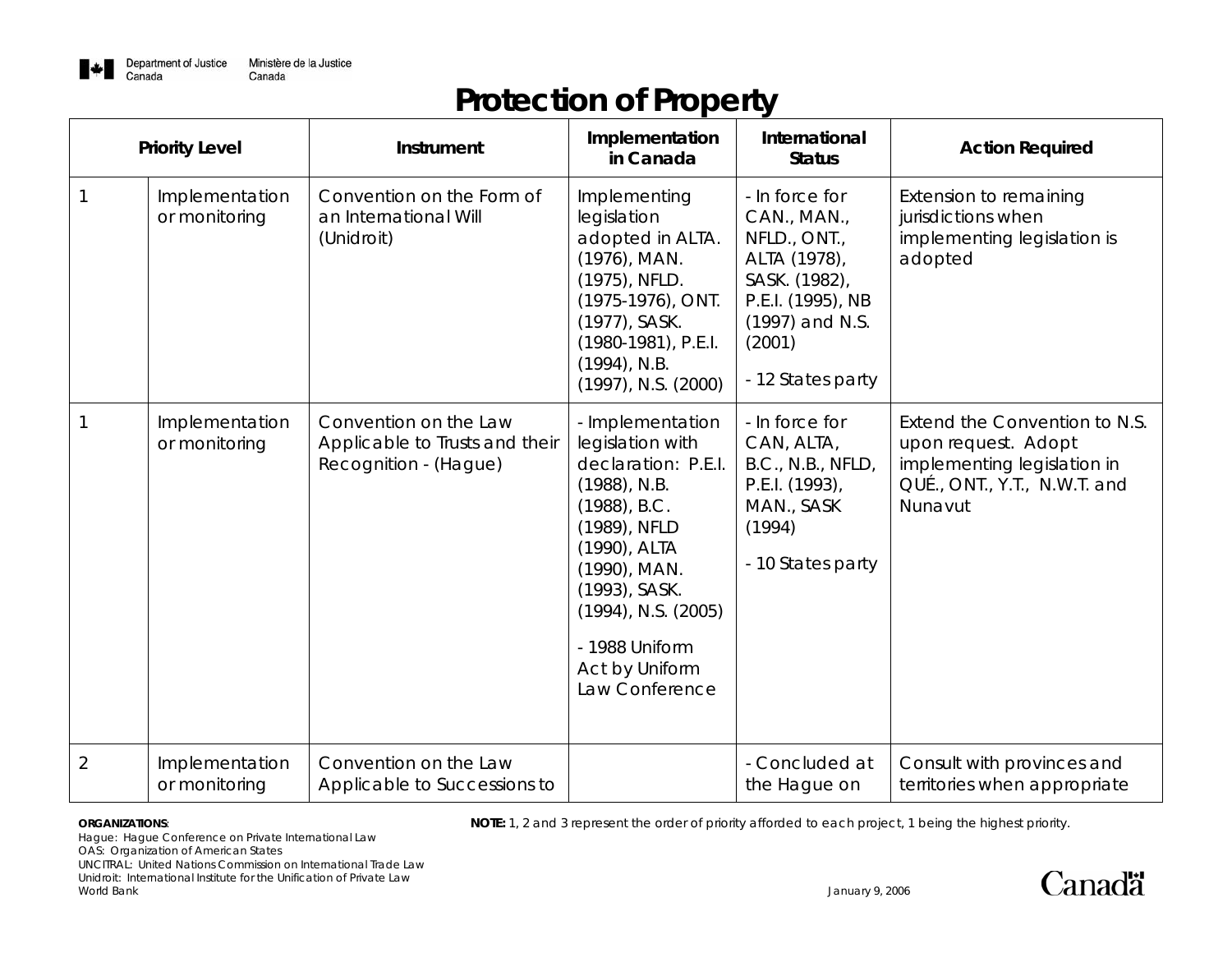# Protection of Property

| Priority Level | | Instrument | Implementation in Canada | International Status | Action Required |
|---|---|---|---|---|---|
| 1 | Implementation or monitoring | Convention on the Form of an International Will (Unidroit) | Implementing legislation adopted in ALTA. (1976), MAN. (1975), NFLD. (1975-1976), ONT. (1977), SASK. (1980-1981), P.E.I. (1994), N.B. (1997), N.S. (2000) | - In force for CAN., MAN., NFLD., ONT., ALTA (1978), SASK. (1982), P.E.I. (1995), NB (1997) and N.S. (2001)<br><br>- 12 States party | Extension to remaining jurisdictions when implementing legislation is adopted |
| 1 | Implementation or monitoring | Convention on the Law Applicable to Trusts and their Recognition - (Hague) | - Implementation legislation with declaration: P.E.I. (1988), N.B. (1988), B.C. (1989), NFLD (1990), ALTA (1990), MAN. (1993), SASK. (1994), N.S. (2005)<br><br>- 1988 Uniform Act by Uniform Law Conference | - In force for CAN, ALTA, B.C., N.B., NFLD, P.E.I. (1993), MAN., SASK (1994)<br><br>- 10 States party | Extend the Convention to N.S. upon request. Adopt implementing legislation in QUÉ., ONT., Y.T., N.W.T. and Nunavut |
| 2 | Implementation or monitoring | Convention on the Law Applicable to Successions to | | - Concluded at the Hague on | Consult with provinces and territories when appropriate |

**ORGANIZATIONS**:
Hague: Hague Conference on Private International Law
OAS: Organization of American States
UNCITRAL: United Nations Commission on International Trade Law
Unidroit: International Institute for the Unification of Private Law
World Bank

**NOTE:** 1, 2 and 3 represent the order of priority afforded to each project, 1 being the highest priority.

January 9, 2006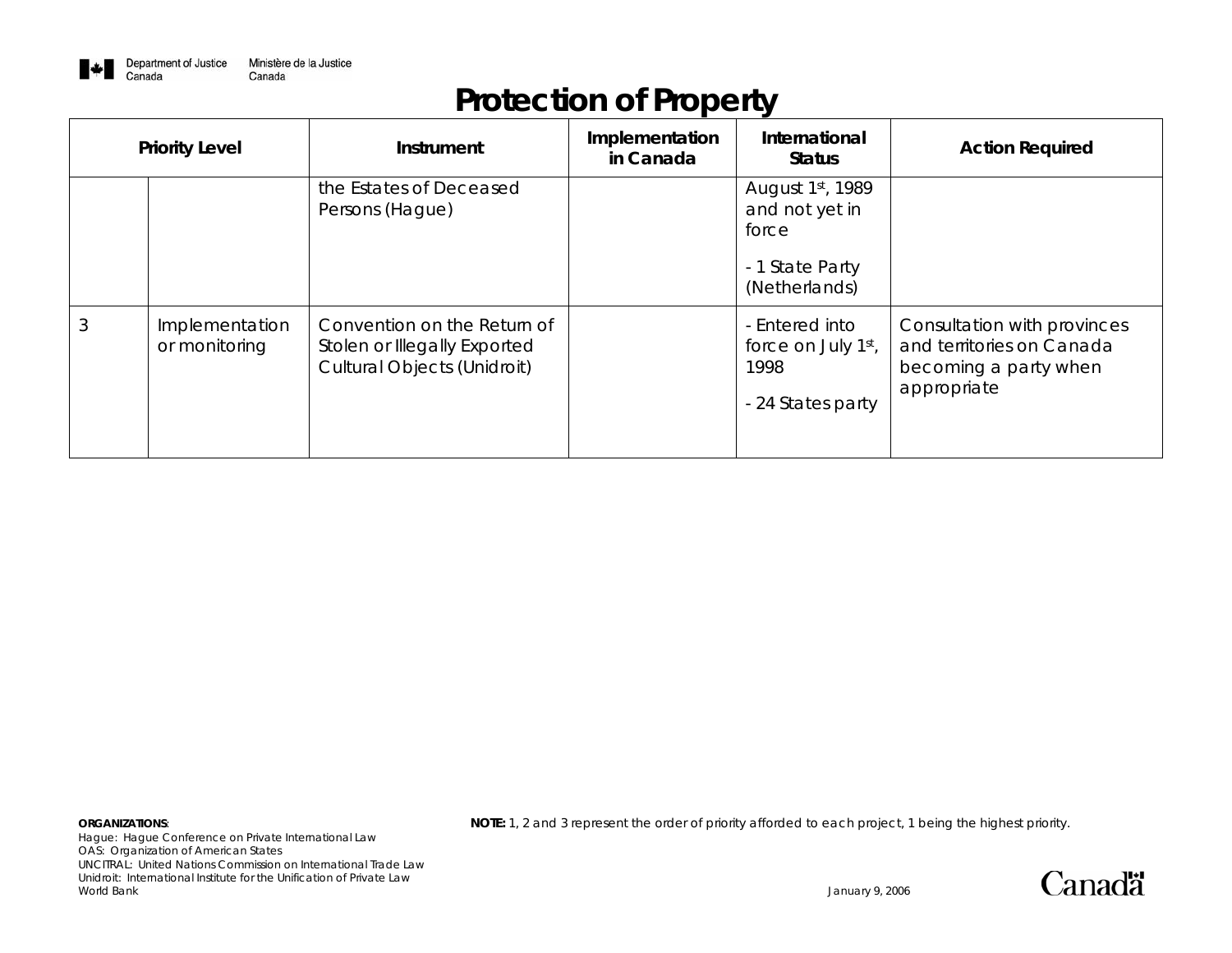# Protection of Property

| Priority Level | | Instrument | Implementation in Canada | International Status | Action Required |
|---|---|---|---|---|---|
| | | the Estates of Deceased Persons (Hague) | | August 1st, 1989 and not yet in force<br><br>- 1 State Party (Netherlands) | |
| 3 | Implementation or monitoring | Convention on the Return of Stolen or Illegally Exported Cultural Objects (Unidroit) | | - Entered into force on July 1st, 1998<br><br>- 24 States party | Consultation with provinces and territories on Canada becoming a party when appropriate |

**ORGANIZATIONS**:
*Hague: Hague Conference on Private International Law*
*OAS: Organization of American States*
*UNCITRAL: United Nations Commission on International Trade Law*
*Unidroit: International Institute for the Unification of Private Law*
*World Bank*

***NOTE:*** *1, 2 and 3 represent the order of priority afforded to each project, 1 being the highest priority.*

*January 9, 2006*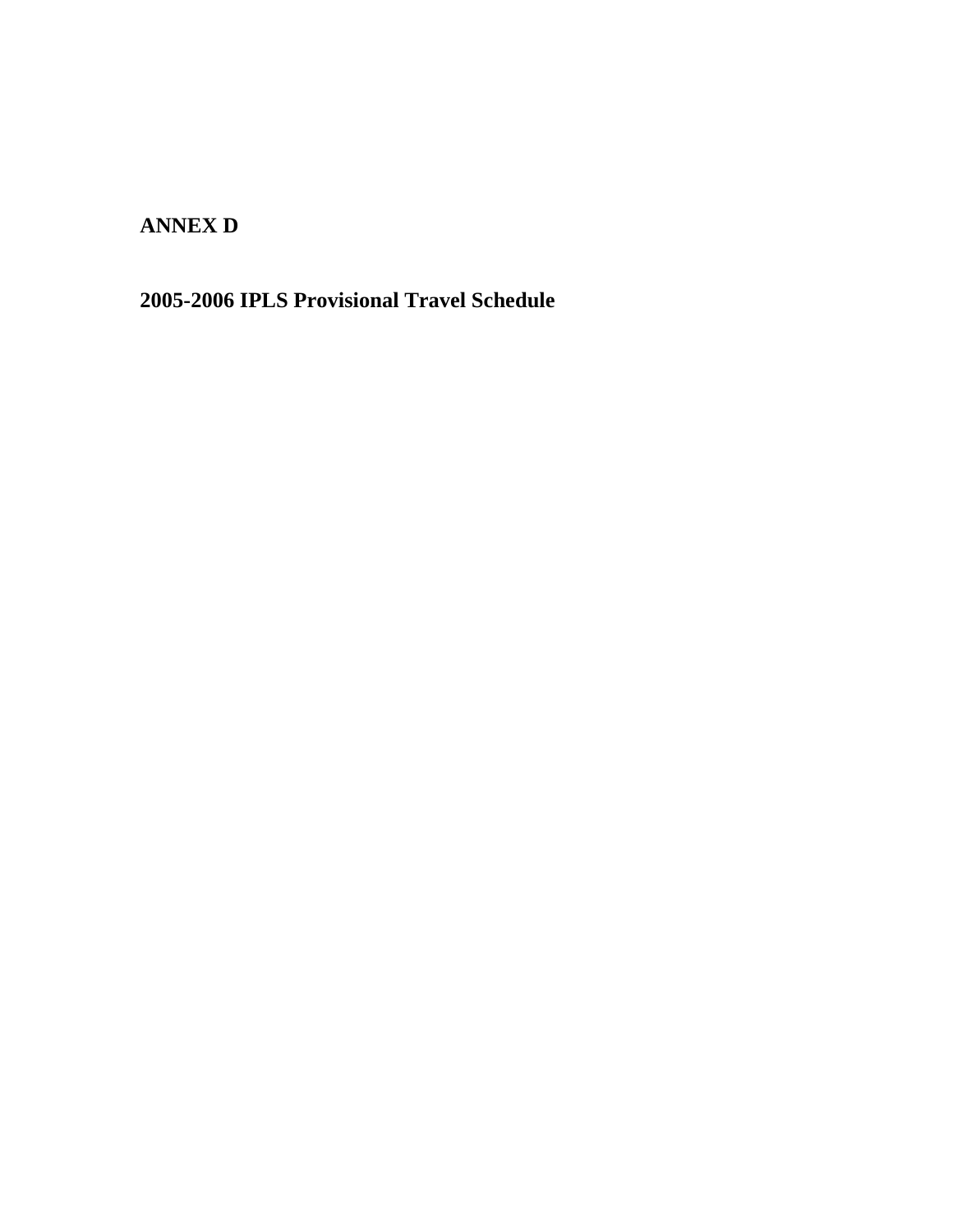# ANNEX D

## 2005-2006 IPLS Provisional Travel Schedule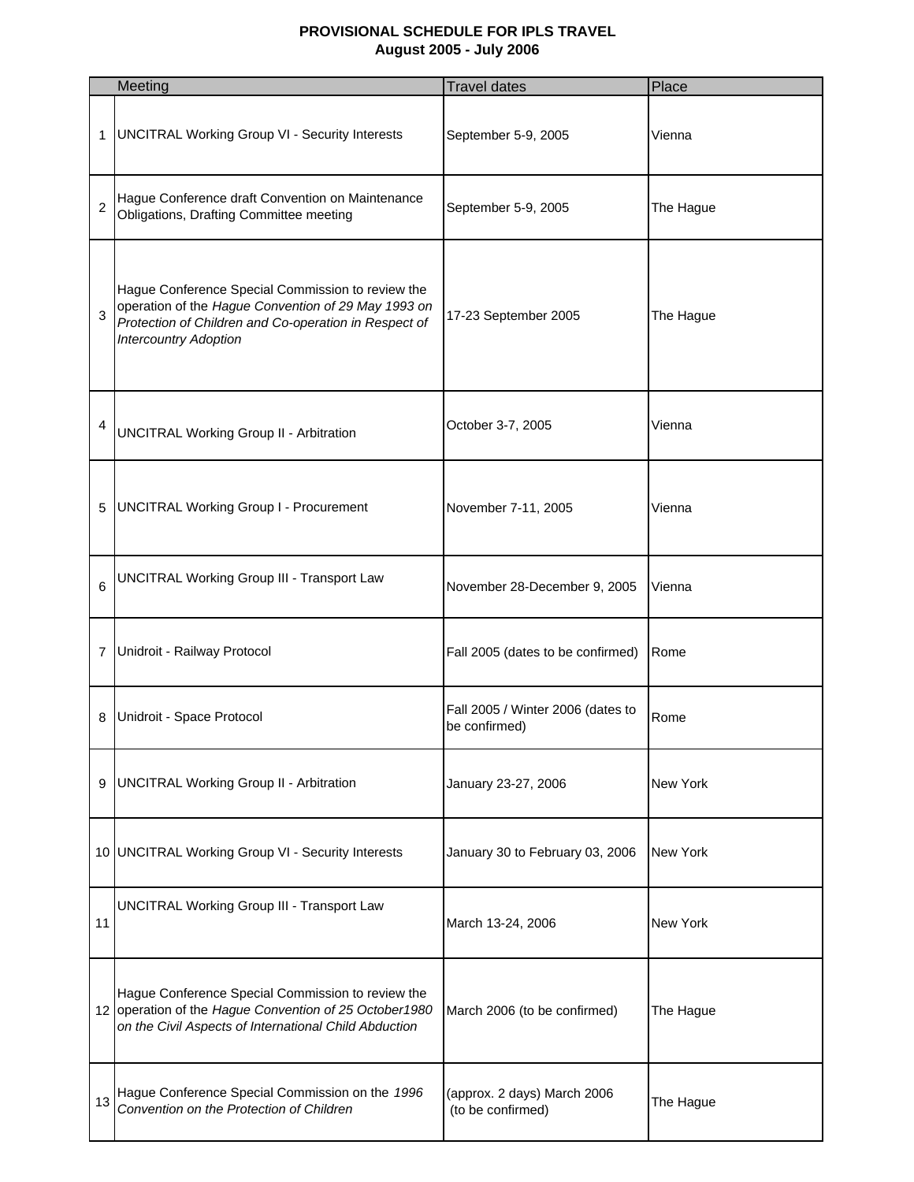**PROVISIONAL SCHEDULE FOR IPLS TRAVEL**
**August 2005 - July 2006**

| | Meeting | Travel dates | Place |
|---|---|---|---|
| 1 | UNCITRAL Working Group VI - Security Interests | September 5-9, 2005 | Vienna |
| 2 | Hague Conference draft Convention on Maintenance Obligations, Drafting Committee meeting | September 5-9, 2005 | The Hague |
| 3 | Hague Conference Special Commission to review the operation of the *Hague Convention of 29 May 1993 on Protection of Children and Co-operation in Respect of Intercountry Adoption* | 17-23 September 2005 | The Hague |
| 4 | UNCITRAL Working Group II - Arbitration | October 3-7, 2005 | Vienna |
| 5 | UNCITRAL Working Group I - Procurement | November 7-11, 2005 | Vienna |
| 6 | UNCITRAL Working Group III - Transport Law | November 28-December 9, 2005 | Vienna |
| 7 | Unidroit - Railway Protocol | Fall 2005 (dates to be confirmed) | Rome |
| 8 | Unidroit - Space Protocol | Fall 2005 / Winter 2006 (dates to be confirmed) | Rome |
| 9 | UNCITRAL Working Group II - Arbitration | January 23-27, 2006 | New York |
| 10 | UNCITRAL Working Group VI - Security Interests | January 30 to February 03, 2006 | New York |
| 11 | UNCITRAL Working Group III - Transport Law | March 13-24, 2006 | New York |
| 12 | Hague Conference Special Commission to review the operation of the *Hague Convention of 25 October1980 on the Civil Aspects of International Child Abduction* | March 2006 (to be confirmed) | The Hague |
| 13 | Hague Conference Special Commission on the *1996 Convention on the Protection of Children* | (approx. 2 days) March 2006 (to be confirmed) | The Hague |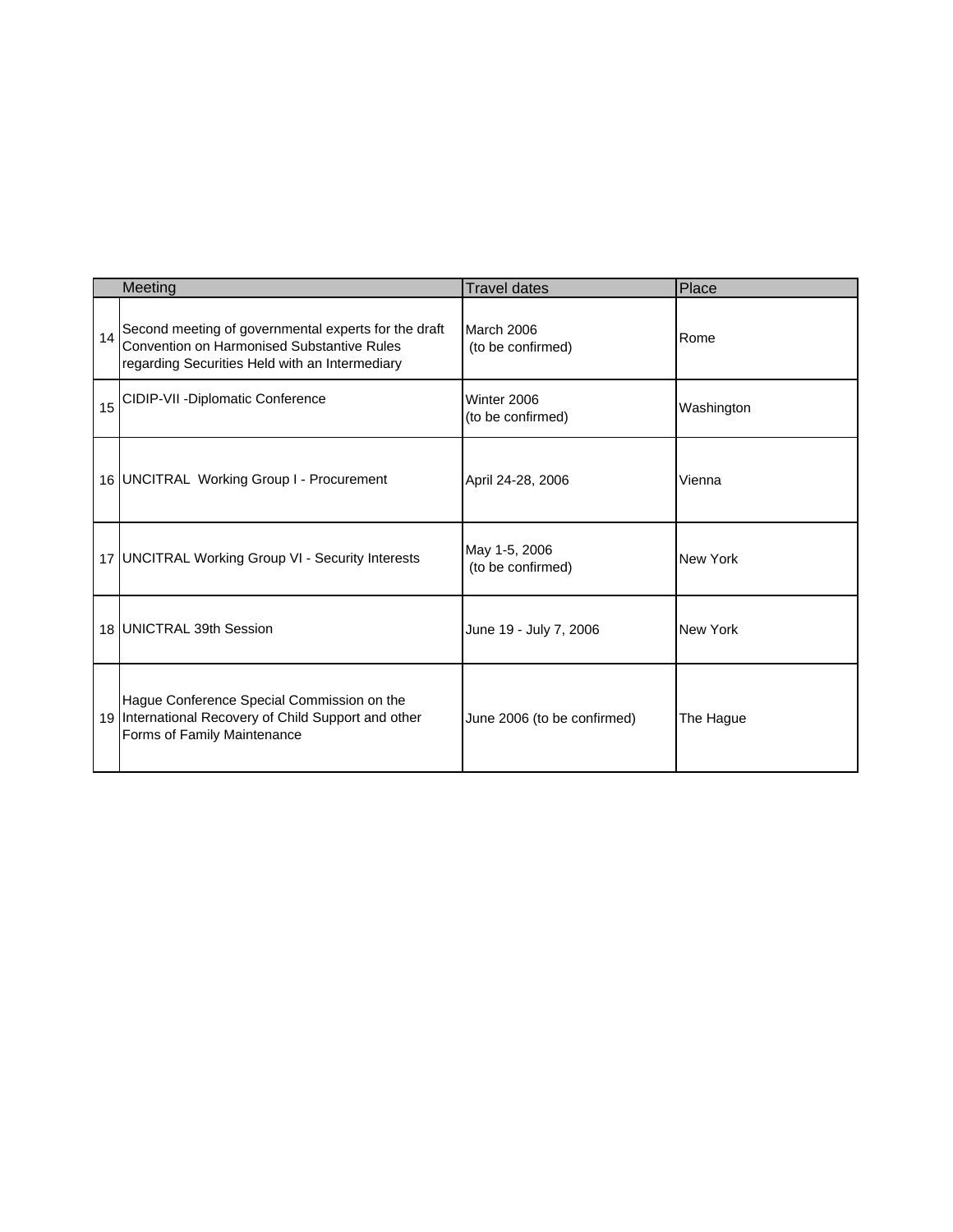| | Meeting | Travel dates | Place |
|---|---|---|---|
| 14 | Second meeting of governmental experts for the draft Convention on Harmonised Substantive Rules regarding Securities Held with an Intermediary | March 2006 (to be confirmed) | Rome |
| 15 | CIDIP-VII -Diplomatic Conference | Winter 2006 (to be confirmed) | Washington |
| 16 | UNCITRAL Working Group I - Procurement | April 24-28, 2006 | Vienna |
| 17 | UNCITRAL Working Group VI - Security Interests | May 1-5, 2006 (to be confirmed) | New York |
| 18 | UNICTRAL 39th Session | June 19 - July 7, 2006 | New York |
| 19 | Hague Conference Special Commission on the International Recovery of Child Support and other Forms of Family Maintenance | June 2006 (to be confirmed) | The Hague |